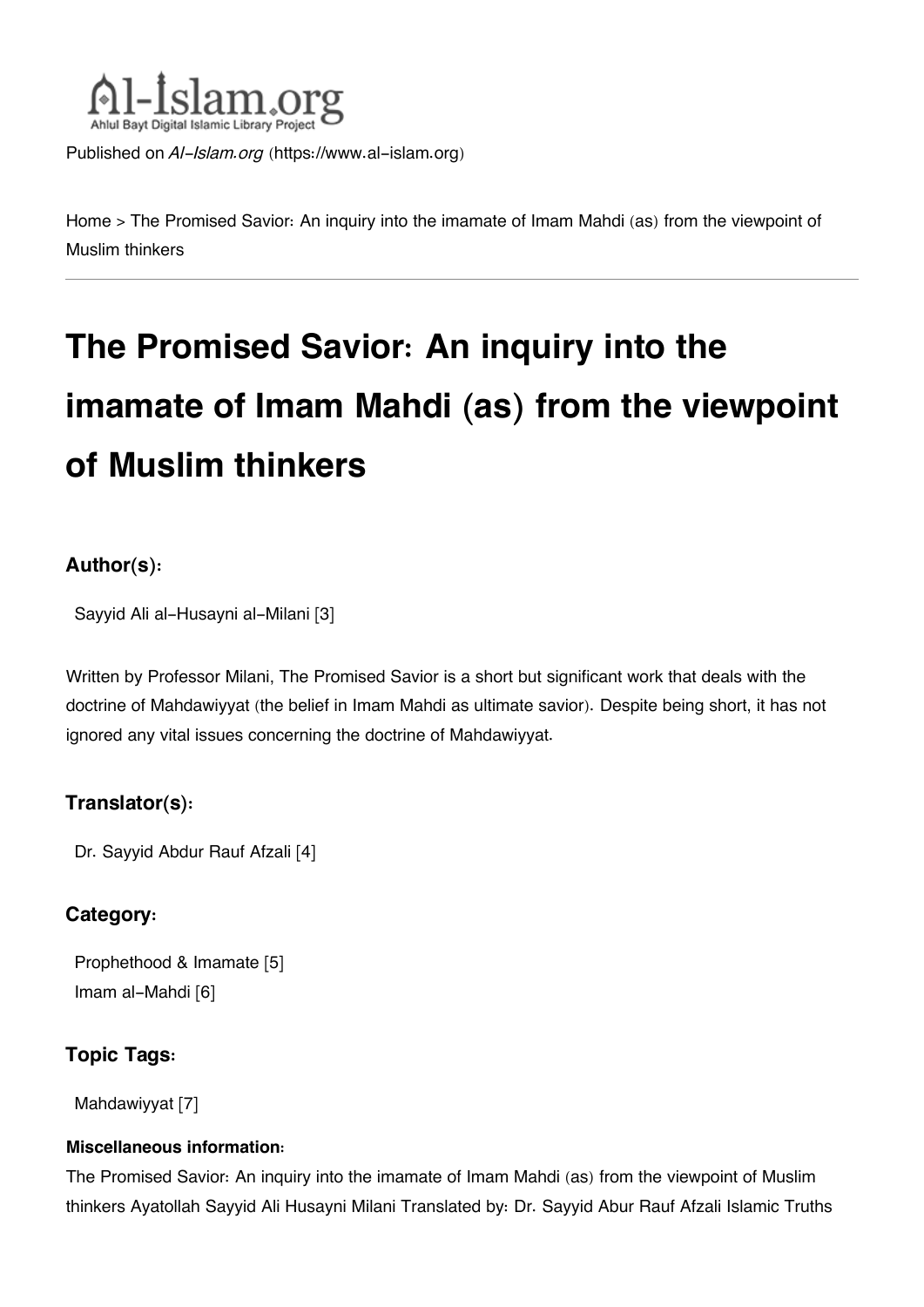Al-Islam.org
Ahlul Bayt Digital Islamic Library Project

Published on *Al-Islam.org* (https://www.al-islam.org)

Home > The Promised Savior: An inquiry into the imamate of Imam Mahdi (as) from the viewpoint of Muslim thinkers

# The Promised Savior: An inquiry into the imamate of Imam Mahdi (as) from the viewpoint of Muslim thinkers

### Author(s):

Sayyid Ali al-Husayni al-Milani [3]

Written by Professor Milani, The Promised Savior is a short but significant work that deals with the doctrine of Mahdawiyyat (the belief in Imam Mahdi as ultimate savior). Despite being short, it has not ignored any vital issues concerning the doctrine of Mahdawiyyat.

### Translator(s):

Dr. Sayyid Abdur Rauf Afzali [4]

### Category:

Prophethood & Imamate [5]
Imam al-Mahdi [6]

### Topic Tags:

Mahdawiyyat [7]

#### Miscellaneous information:

The Promised Savior: An inquiry into the imamate of Imam Mahdi (as) from the viewpoint of Muslim thinkers Ayatollah Sayyid Ali Husayni Milani Translated by: Dr. Sayyid Abur Rauf Afzali Islamic Truths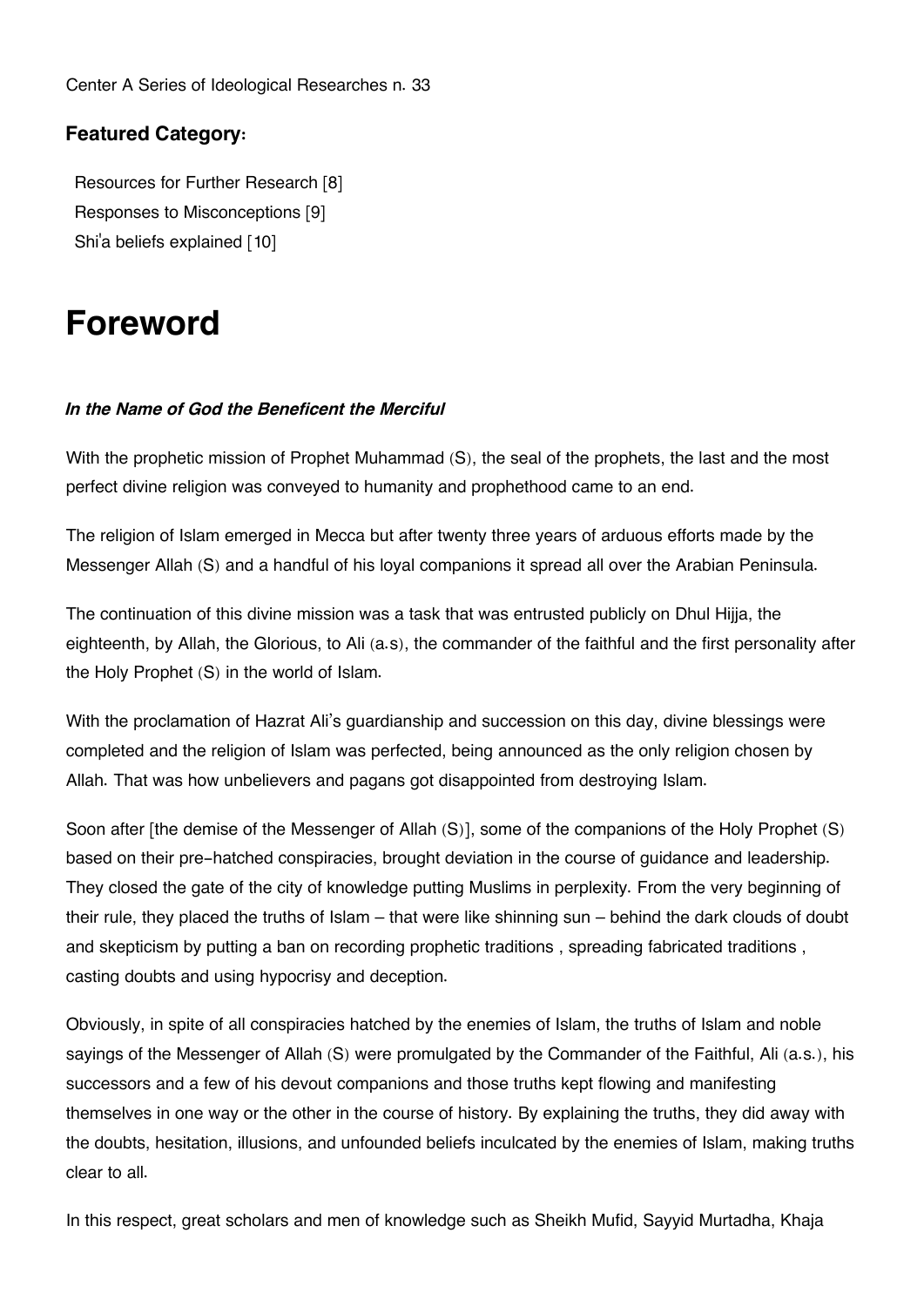Center A Series of Ideological Researches n. 33

### Featured Category:

Resources for Further Research [8]
Responses to Misconceptions [9]
Shi'a beliefs explained [10]

# Foreword

***In the Name of God the Beneficent the Merciful***

With the prophetic mission of Prophet Muhammad (S), the seal of the prophets, the last and the most perfect divine religion was conveyed to humanity and prophethood came to an end.

The religion of Islam emerged in Mecca but after twenty three years of arduous efforts made by the Messenger Allah (S) and a handful of his loyal companions it spread all over the Arabian Peninsula.

The continuation of this divine mission was a task that was entrusted publicly on Dhul Hijja, the eighteenth, by Allah, the Glorious, to Ali (a.s), the commander of the faithful and the first personality after the Holy Prophet (S) in the world of Islam.

With the proclamation of Hazrat Ali's guardianship and succession on this day, divine blessings were completed and the religion of Islam was perfected, being announced as the only religion chosen by Allah. That was how unbelievers and pagans got disappointed from destroying Islam.

Soon after [the demise of the Messenger of Allah (S)], some of the companions of the Holy Prophet (S) based on their pre-hatched conspiracies, brought deviation in the course of guidance and leadership. They closed the gate of the city of knowledge putting Muslims in perplexity. From the very beginning of their rule, they placed the truths of Islam – that were like shinning sun – behind the dark clouds of doubt and skepticism by putting a ban on recording prophetic traditions , spreading fabricated traditions , casting doubts and using hypocrisy and deception.

Obviously, in spite of all conspiracies hatched by the enemies of Islam, the truths of Islam and noble sayings of the Messenger of Allah (S) were promulgated by the Commander of the Faithful, Ali (a.s.), his successors and a few of his devout companions and those truths kept flowing and manifesting themselves in one way or the other in the course of history. By explaining the truths, they did away with the doubts, hesitation, illusions, and unfounded beliefs inculcated by the enemies of Islam, making truths clear to all.

In this respect, great scholars and men of knowledge such as Sheikh Mufid, Sayyid Murtadha, Khaja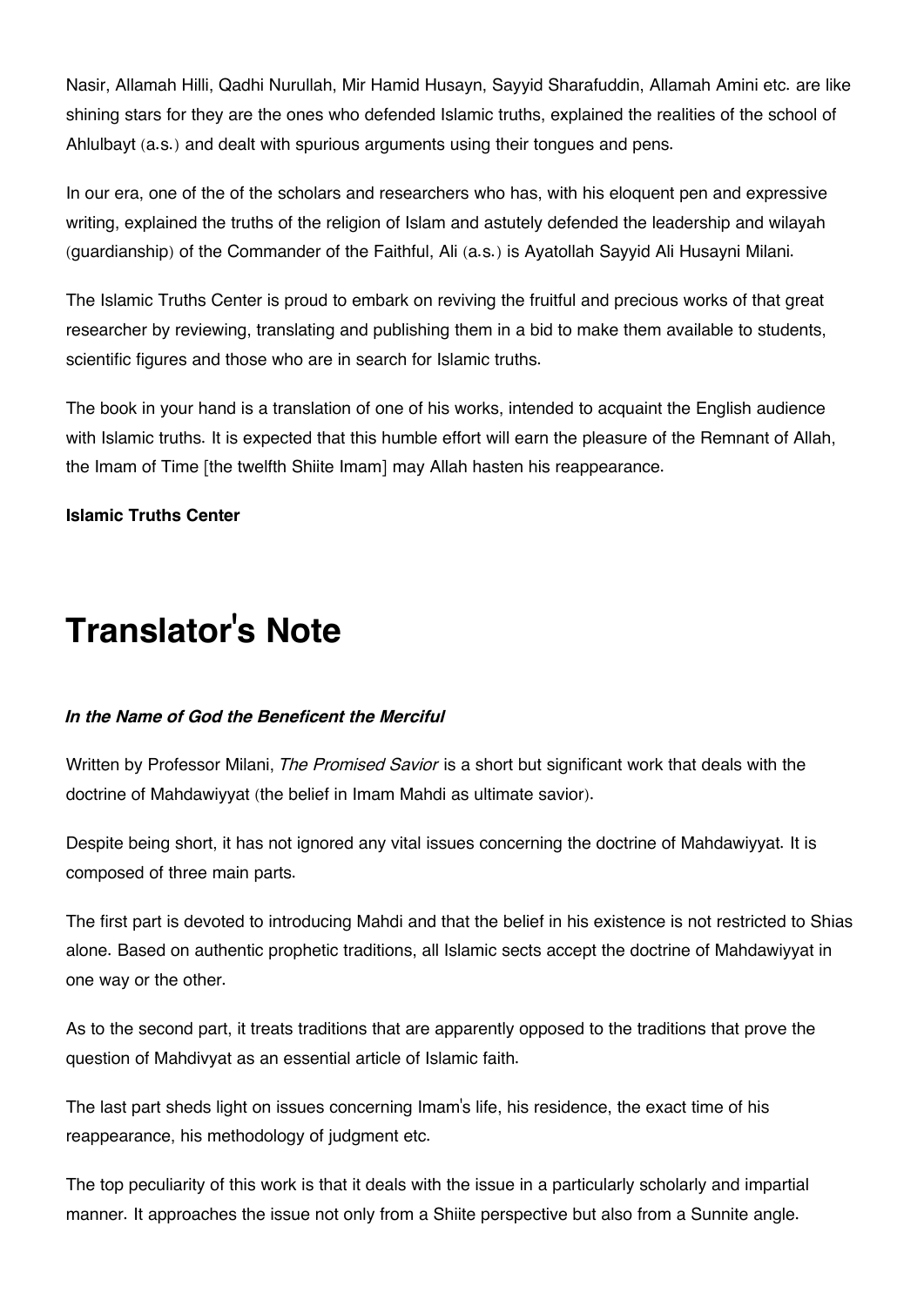Nasir, Allamah Hilli, Qadhi Nurullah, Mir Hamid Husayn, Sayyid Sharafuddin, Allamah Amini etc. are like shining stars for they are the ones who defended Islamic truths, explained the realities of the school of Ahlulbayt (a.s.) and dealt with spurious arguments using their tongues and pens.

In our era, one of the of the scholars and researchers who has, with his eloquent pen and expressive writing, explained the truths of the religion of Islam and astutely defended the leadership and wilayah (guardianship) of the Commander of the Faithful, Ali (a.s.) is Ayatollah Sayyid Ali Husayni Milani.

The Islamic Truths Center is proud to embark on reviving the fruitful and precious works of that great researcher by reviewing, translating and publishing them in a bid to make them available to students, scientific figures and those who are in search for Islamic truths.

The book in your hand is a translation of one of his works, intended to acquaint the English audience with Islamic truths. It is expected that this humble effort will earn the pleasure of the Remnant of Allah, the Imam of Time [the twelfth Shiite Imam] may Allah hasten his reappearance.

**Islamic Truths Center**

# Translator's Note

***In the Name of God the Beneficent the Merciful***

Written by Professor Milani, *The Promised Savior* is a short but significant work that deals with the doctrine of Mahdawiyyat (the belief in Imam Mahdi as ultimate savior).

Despite being short, it has not ignored any vital issues concerning the doctrine of Mahdawiyyat. It is composed of three main parts.

The first part is devoted to introducing Mahdi and that the belief in his existence is not restricted to Shias alone. Based on authentic prophetic traditions, all Islamic sects accept the doctrine of Mahdawiyyat in one way or the other.

As to the second part, it treats traditions that are apparently opposed to the traditions that prove the question of Mahdivyat as an essential article of Islamic faith.

The last part sheds light on issues concerning Imam's life, his residence, the exact time of his reappearance, his methodology of judgment etc.

The top peculiarity of this work is that it deals with the issue in a particularly scholarly and impartial manner. It approaches the issue not only from a Shiite perspective but also from a Sunnite angle.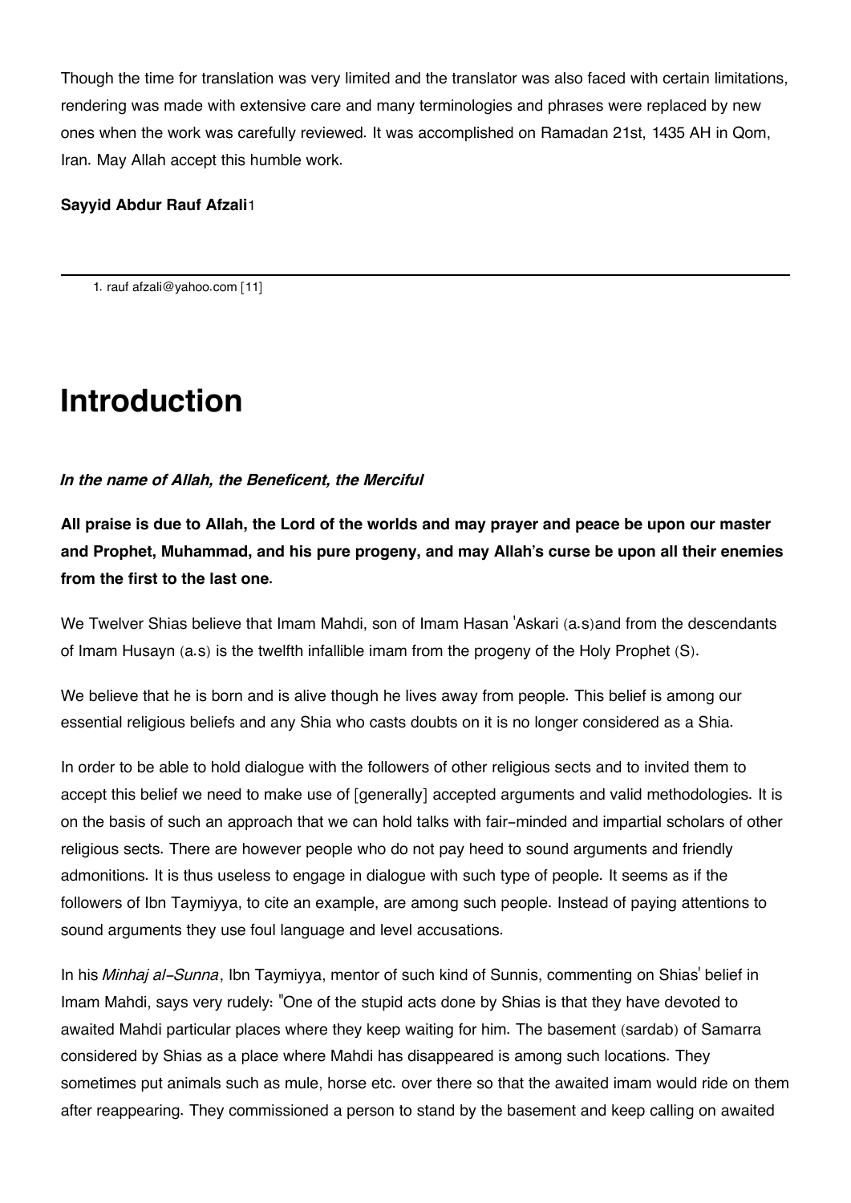Though the time for translation was very limited and the translator was also faced with certain limitations, rendering was made with extensive care and many terminologies and phrases were replaced by new ones when the work was carefully reviewed. It was accomplished on Ramadan 21st, 1435 AH in Qom, Iran. May Allah accept this humble work.

**Sayyid Abdur Rauf Afzali**[1]

---

1. rauf afzali@yahoo.com [11]

# Introduction

***In the name of Allah, the Beneficent, the Merciful***

**All praise is due to Allah, the Lord of the worlds and may prayer and peace be upon our master and Prophet, Muhammad, and his pure progeny, and may Allah's curse be upon all their enemies from the first to the last one.**

We Twelver Shias believe that Imam Mahdi, son of Imam Hasan 'Askari (a.s)and from the descendants of Imam Husayn (a.s) is the twelfth infallible imam from the progeny of the Holy Prophet (S).

We believe that he is born and is alive though he lives away from people. This belief is among our essential religious beliefs and any Shia who casts doubts on it is no longer considered as a Shia.

In order to be able to hold dialogue with the followers of other religious sects and to invited them to accept this belief we need to make use of [generally] accepted arguments and valid methodologies. It is on the basis of such an approach that we can hold talks with fair-minded and impartial scholars of other religious sects. There are however people who do not pay heed to sound arguments and friendly admonitions. It is thus useless to engage in dialogue with such type of people. It seems as if the followers of Ibn Taymiyya, to cite an example, are among such people. Instead of paying attentions to sound arguments they use foul language and level accusations.

In his *Minhaj al-Sunna*, Ibn Taymiyya, mentor of such kind of Sunnis, commenting on Shias' belief in Imam Mahdi, says very rudely: "One of the stupid acts done by Shias is that they have devoted to awaited Mahdi particular places where they keep waiting for him. The basement (sardab) of Samarra considered by Shias as a place where Mahdi has disappeared is among such locations. They sometimes put animals such as mule, horse etc. over there so that the awaited imam would ride on them after reappearing. They commissioned a person to stand by the basement and keep calling on awaited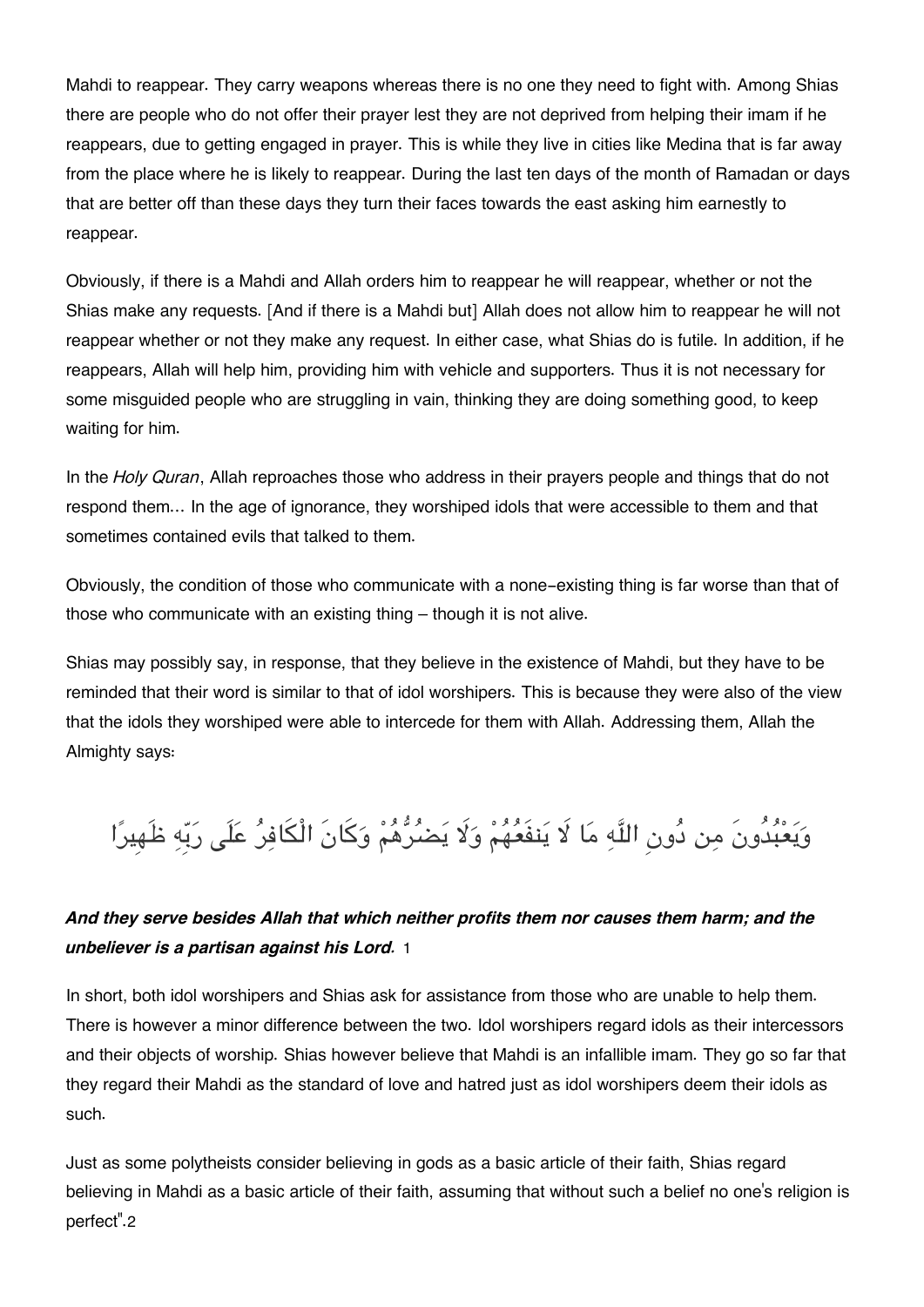Mahdi to reappear. They carry weapons whereas there is no one they need to fight with. Among Shias there are people who do not offer their prayer lest they are not deprived from helping their imam if he reappears, due to getting engaged in prayer. This is while they live in cities like Medina that is far away from the place where he is likely to reappear. During the last ten days of the month of Ramadan or days that are better off than these days they turn their faces towards the east asking him earnestly to reappear.

Obviously, if there is a Mahdi and Allah orders him to reappear he will reappear, whether or not the Shias make any requests. [And if there is a Mahdi but] Allah does not allow him to reappear he will not reappear whether or not they make any request. In either case, what Shias do is futile. In addition, if he reappears, Allah will help him, providing him with vehicle and supporters. Thus it is not necessary for some misguided people who are struggling in vain, thinking they are doing something good, to keep waiting for him.

In the *Holy Quran*, Allah reproaches those who address in their prayers people and things that do not respond them… In the age of ignorance, they worshiped idols that were accessible to them and that sometimes contained evils that talked to them.

Obviously, the condition of those who communicate with a none-existing thing is far worse than that of those who communicate with an existing thing – though it is not alive.

Shias may possibly say, in response, that they believe in the existence of Mahdi, but they have to be reminded that their word is similar to that of idol worshipers. This is because they were also of the view that the idols they worshiped were able to intercede for them with Allah. Addressing them, Allah the Almighty says:

وَيَعْبُدُونَ مِن دُونِ اللَّهِ مَا لَا يَنفَعُهُمْ وَلَا يَضُرُّهُمْ وَكَانَ الْكَافِرُ عَلَى رَبِّهِ ظَهِيرًا

***And they serve besides Allah that which neither profits them nor causes them harm; and the unbeliever is a partisan against his Lord.*** [1]

In short, both idol worshipers and Shias ask for assistance from those who are unable to help them. There is however a minor difference between the two. Idol worshipers regard idols as their intercessors and their objects of worship. Shias however believe that Mahdi is an infallible imam. They go so far that they regard their Mahdi as the standard of love and hatred just as idol worshipers deem their idols as such.

Just as some polytheists consider believing in gods as a basic article of their faith, Shias regard believing in Mahdi as a basic article of their faith, assuming that without such a belief no one's religion is perfect".[2]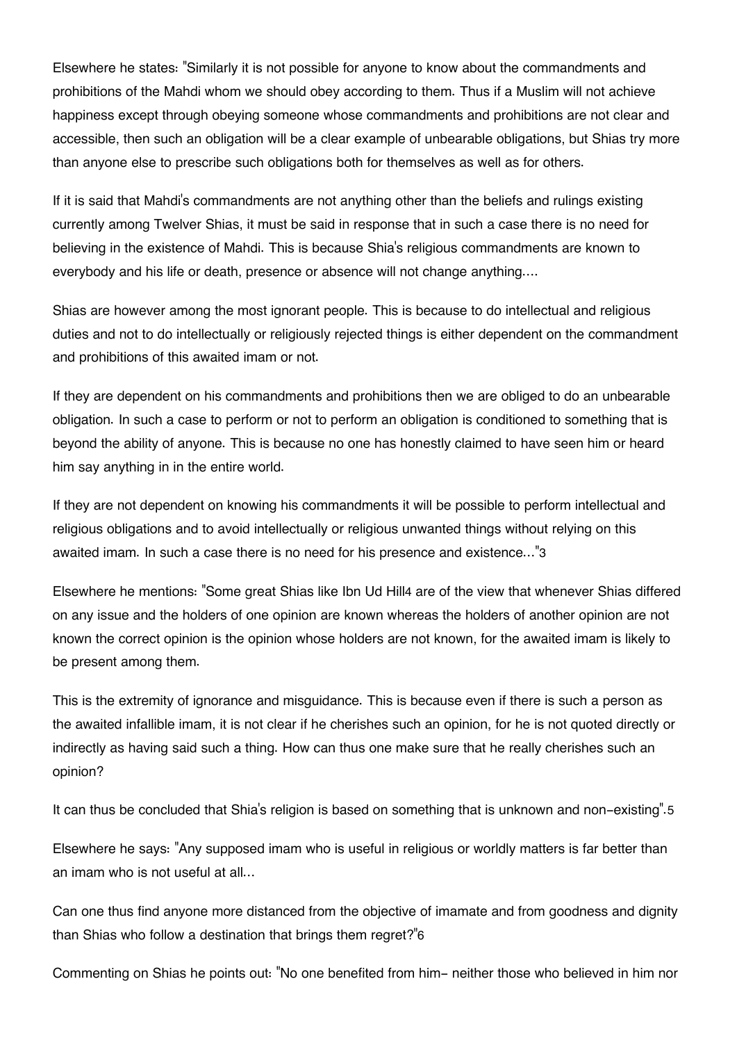Elsewhere he states: "Similarly it is not possible for anyone to know about the commandments and prohibitions of the Mahdi whom we should obey according to them. Thus if a Muslim will not achieve happiness except through obeying someone whose commandments and prohibitions are not clear and accessible, then such an obligation will be a clear example of unbearable obligations, but Shias try more than anyone else to prescribe such obligations both for themselves as well as for others.

If it is said that Mahdi's commandments are not anything other than the beliefs and rulings existing currently among Twelver Shias, it must be said in response that in such a case there is no need for believing in the existence of Mahdi. This is because Shia's religious commandments are known to everybody and his life or death, presence or absence will not change anything....

Shias are however among the most ignorant people. This is because to do intellectual and religious duties and not to do intellectually or religiously rejected things is either dependent on the commandment and prohibitions of this awaited imam or not.

If they are dependent on his commandments and prohibitions then we are obliged to do an unbearable obligation. In such a case to perform or not to perform an obligation is conditioned to something that is beyond the ability of anyone. This is because no one has honestly claimed to have seen him or heard him say anything in in the entire world.

If they are not dependent on knowing his commandments it will be possible to perform intellectual and religious obligations and to avoid intellectually or religious unwanted things without relying on this awaited imam. In such a case there is no need for his presence and existence..."[3]

Elsewhere he mentions: "Some great Shias like Ibn Ud Hill[4] are of the view that whenever Shias differed on any issue and the holders of one opinion are known whereas the holders of another opinion are not known the correct opinion is the opinion whose holders are not known, for the awaited imam is likely to be present among them.

This is the extremity of ignorance and misguidance. This is because even if there is such a person as the awaited infallible imam, it is not clear if he cherishes such an opinion, for he is not quoted directly or indirectly as having said such a thing. How can thus one make sure that he really cherishes such an opinion?

It can thus be concluded that Shia's religion is based on something that is unknown and non-existing".[5]

Elsewhere he says: "Any supposed imam who is useful in religious or worldly matters is far better than an imam who is not useful at all...

Can one thus find anyone more distanced from the objective of imamate and from goodness and dignity than Shias who follow a destination that brings them regret?"[6]

Commenting on Shias he points out: "No one benefited from him- neither those who believed in him nor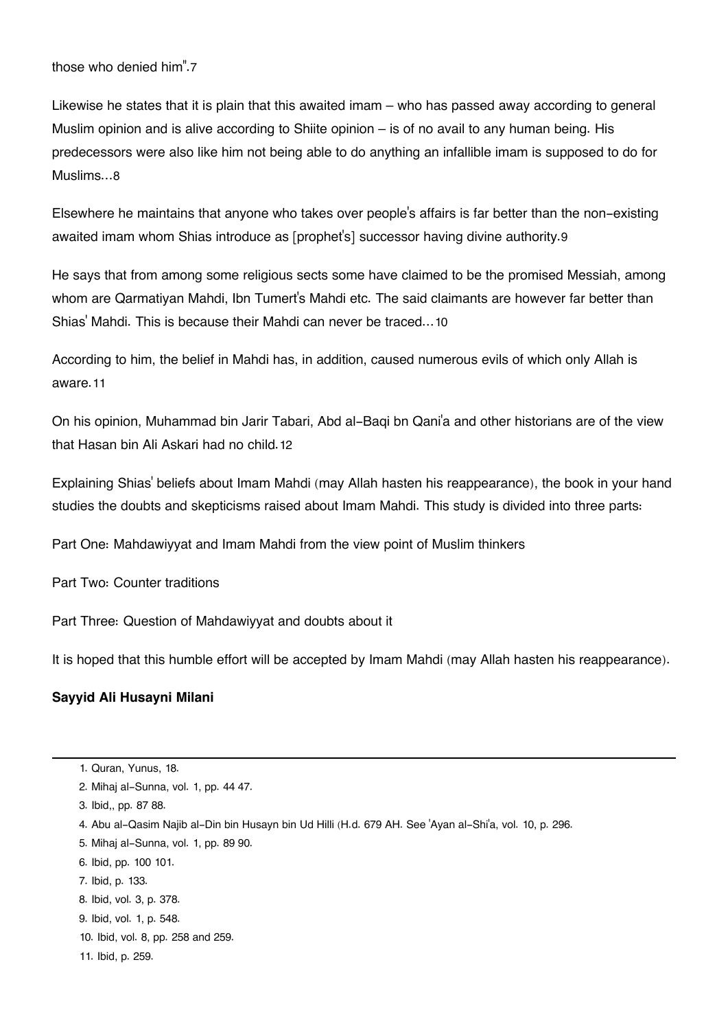those who denied him".[7]

Likewise he states that it is plain that this awaited imam – who has passed away according to general Muslim opinion and is alive according to Shiite opinion – is of no avail to any human being. His predecessors were also like him not being able to do anything an infallible imam is supposed to do for Muslims...[8]

Elsewhere he maintains that anyone who takes over people's affairs is far better than the non-existing awaited imam whom Shias introduce as [prophet's] successor having divine authority.[9]

He says that from among some religious sects some have claimed to be the promised Messiah, among whom are Qarmatiyan Mahdi, Ibn Tumert's Mahdi etc. The said claimants are however far better than Shias' Mahdi. This is because their Mahdi can never be traced...[10]

According to him, the belief in Mahdi has, in addition, caused numerous evils of which only Allah is aware.[11]

On his opinion, Muhammad bin Jarir Tabari, Abd al-Baqi bn Qani'a and other historians are of the view that Hasan bin Ali Askari had no child.[12]

Explaining Shias' beliefs about Imam Mahdi (may Allah hasten his reappearance), the book in your hand studies the doubts and skepticisms raised about Imam Mahdi. This study is divided into three parts:

Part One: Mahdawiyyat and Imam Mahdi from the view point of Muslim thinkers

Part Two: Counter traditions

Part Three: Question of Mahdawiyyat and doubts about it

It is hoped that this humble effort will be accepted by Imam Mahdi (may Allah hasten his reappearance).

**Sayyid Ali Husayni Milani**

---

1. Quran, Yunus, 18.
2. Mihaj al-Sunna, vol. 1, pp. 44 47.
3. Ibid,, pp. 87 88.
4. Abu al-Qasim Najib al-Din bin Husayn bin Ud Hilli (H.d. 679 AH. See 'Ayan al-Shi'a, vol. 10, p. 296.
5. Mihaj al-Sunna, vol. 1, pp. 89 90.
6. Ibid, pp. 100 101.
7. Ibid, p. 133.
8. Ibid, vol. 3, p. 378.
9. Ibid, vol. 1, p. 548.
10. Ibid, vol. 8, pp. 258 and 259.
11. Ibid, p. 259.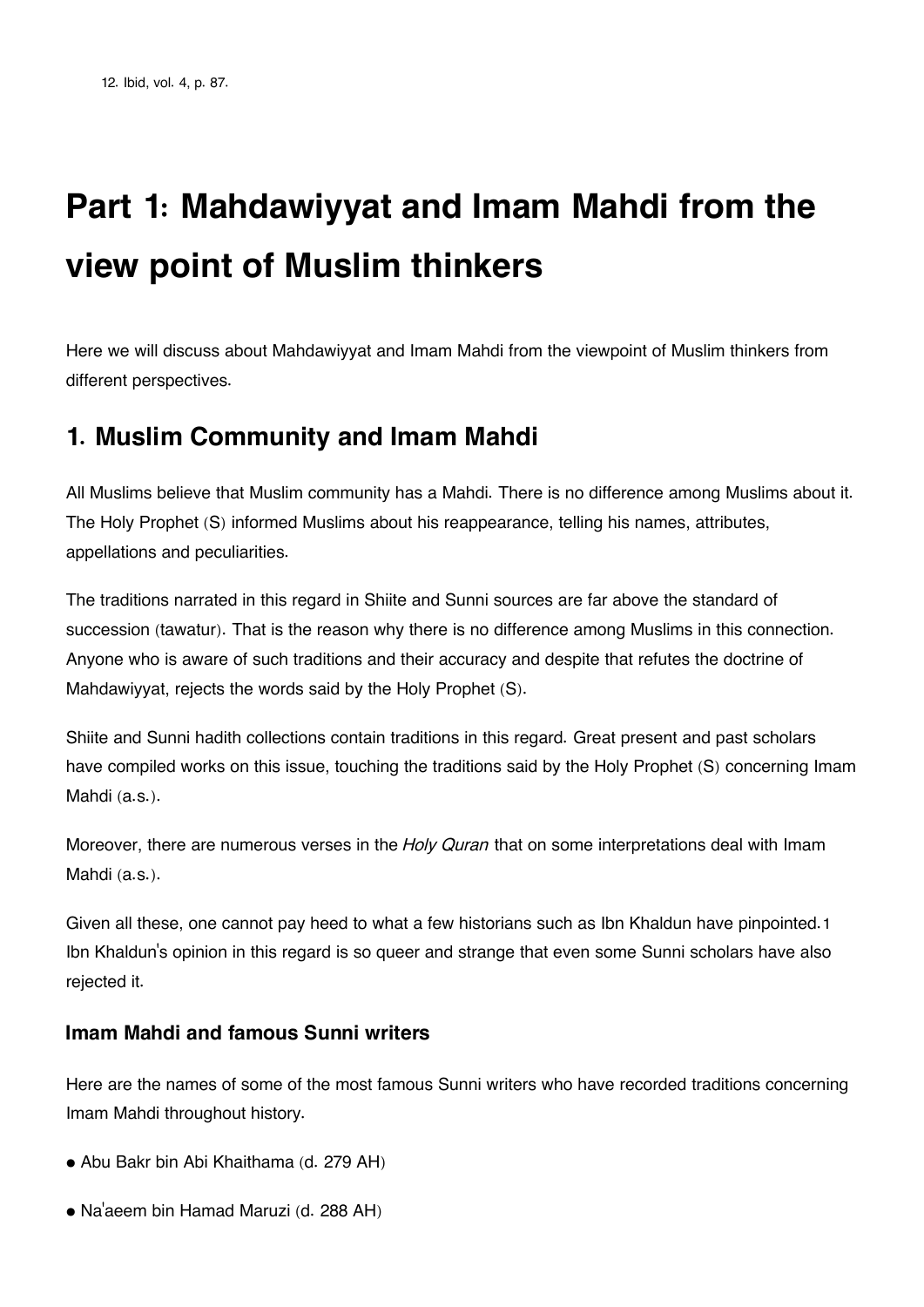12. Ibid, vol. 4, p. 87.

# Part 1: Mahdawiyyat and Imam Mahdi from the view point of Muslim thinkers

Here we will discuss about Mahdawiyyat and Imam Mahdi from the viewpoint of Muslim thinkers from different perspectives.

## 1. Muslim Community and Imam Mahdi

All Muslims believe that Muslim community has a Mahdi. There is no difference among Muslims about it. The Holy Prophet (S) informed Muslims about his reappearance, telling his names, attributes, appellations and peculiarities.

The traditions narrated in this regard in Shiite and Sunni sources are far above the standard of succession (tawatur). That is the reason why there is no difference among Muslims in this connection. Anyone who is aware of such traditions and their accuracy and despite that refutes the doctrine of Mahdawiyyat, rejects the words said by the Holy Prophet (S).

Shiite and Sunni hadith collections contain traditions in this regard. Great present and past scholars have compiled works on this issue, touching the traditions said by the Holy Prophet (S) concerning Imam Mahdi (a.s.).

Moreover, there are numerous verses in the *Holy Quran* that on some interpretations deal with Imam Mahdi (a.s.).

Given all these, one cannot pay heed to what a few historians such as Ibn Khaldun have pinpointed.[1] Ibn Khaldun's opinion in this regard is so queer and strange that even some Sunni scholars have also rejected it.

### Imam Mahdi and famous Sunni writers

Here are the names of some of the most famous Sunni writers who have recorded traditions concerning Imam Mahdi throughout history.

- Abu Bakr bin Abi Khaithama (d. 279 AH)
- Na'aeem bin Hamad Maruzi (d. 288 AH)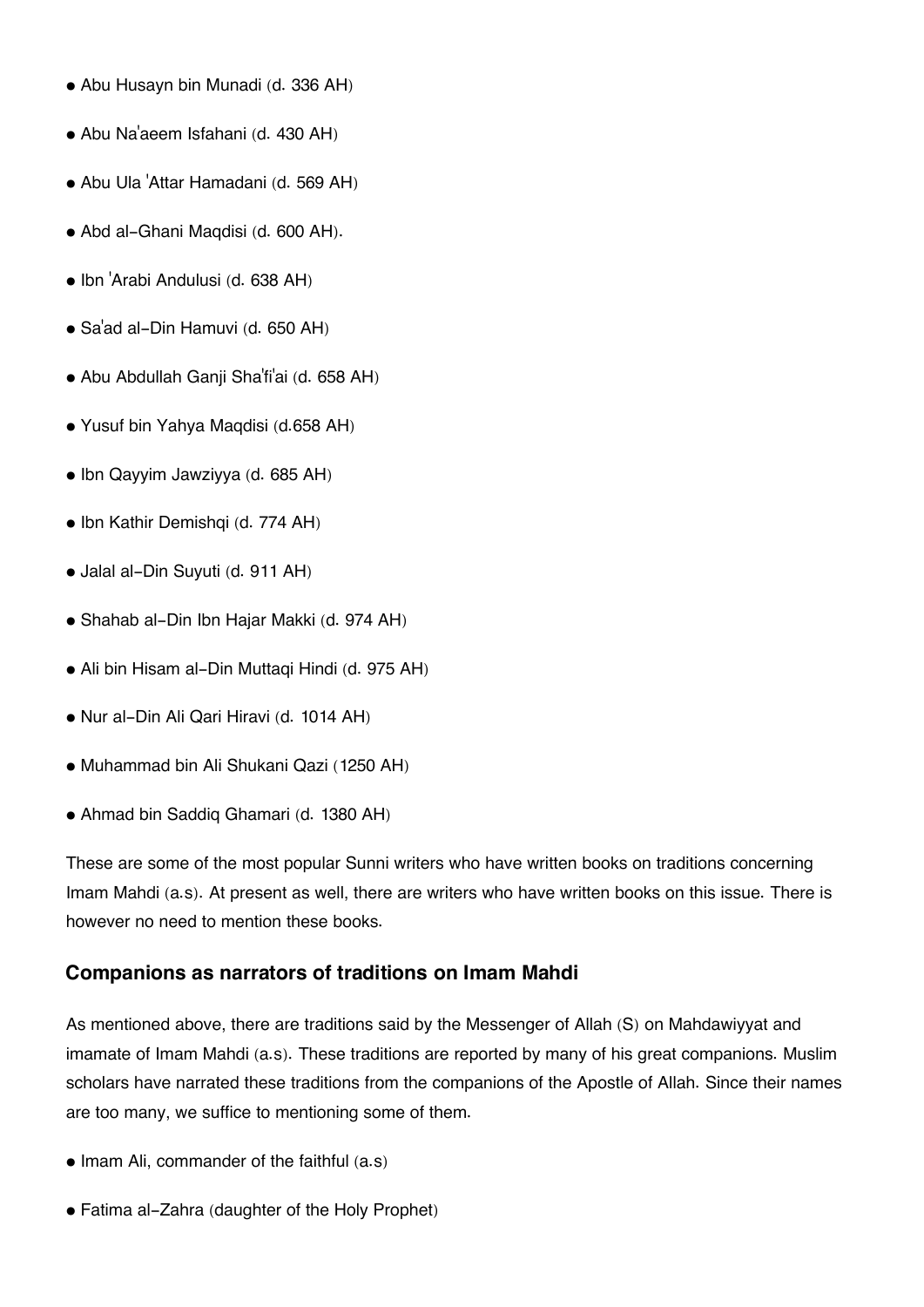- Abu Husayn bin Munadi (d. 336 AH)
- Abu Na'aeem Isfahani (d. 430 AH)
- Abu Ula 'Attar Hamadani (d. 569 AH)
- Abd al-Ghani Maqdisi (d. 600 AH).
- Ibn 'Arabi Andulusi (d. 638 AH)
- Sa'ad al-Din Hamuvi (d. 650 AH)
- Abu Abdullah Ganji Sha'fi'ai (d. 658 AH)
- Yusuf bin Yahya Maqdisi (d.658 AH)
- Ibn Qayyim Jawziyya (d. 685 AH)
- Ibn Kathir Demishqi (d. 774 AH)
- Jalal al-Din Suyuti (d. 911 AH)
- Shahab al-Din Ibn Hajar Makki (d. 974 AH)
- Ali bin Hisam al-Din Muttaqi Hindi (d. 975 AH)
- Nur al-Din Ali Qari Hiravi (d. 1014 AH)
- Muhammad bin Ali Shukani Qazi (1250 AH)
- Ahmad bin Saddiq Ghamari (d. 1380 AH)

These are some of the most popular Sunni writers who have written books on traditions concerning Imam Mahdi (a.s). At present as well, there are writers who have written books on this issue. There is however no need to mention these books.

### Companions as narrators of traditions on Imam Mahdi

As mentioned above, there are traditions said by the Messenger of Allah (S) on Mahdawiyyat and imamate of Imam Mahdi (a.s). These traditions are reported by many of his great companions. Muslim scholars have narrated these traditions from the companions of the Apostle of Allah. Since their names are too many, we suffice to mentioning some of them.

- Imam Ali, commander of the faithful (a.s)
- Fatima al-Zahra (daughter of the Holy Prophet)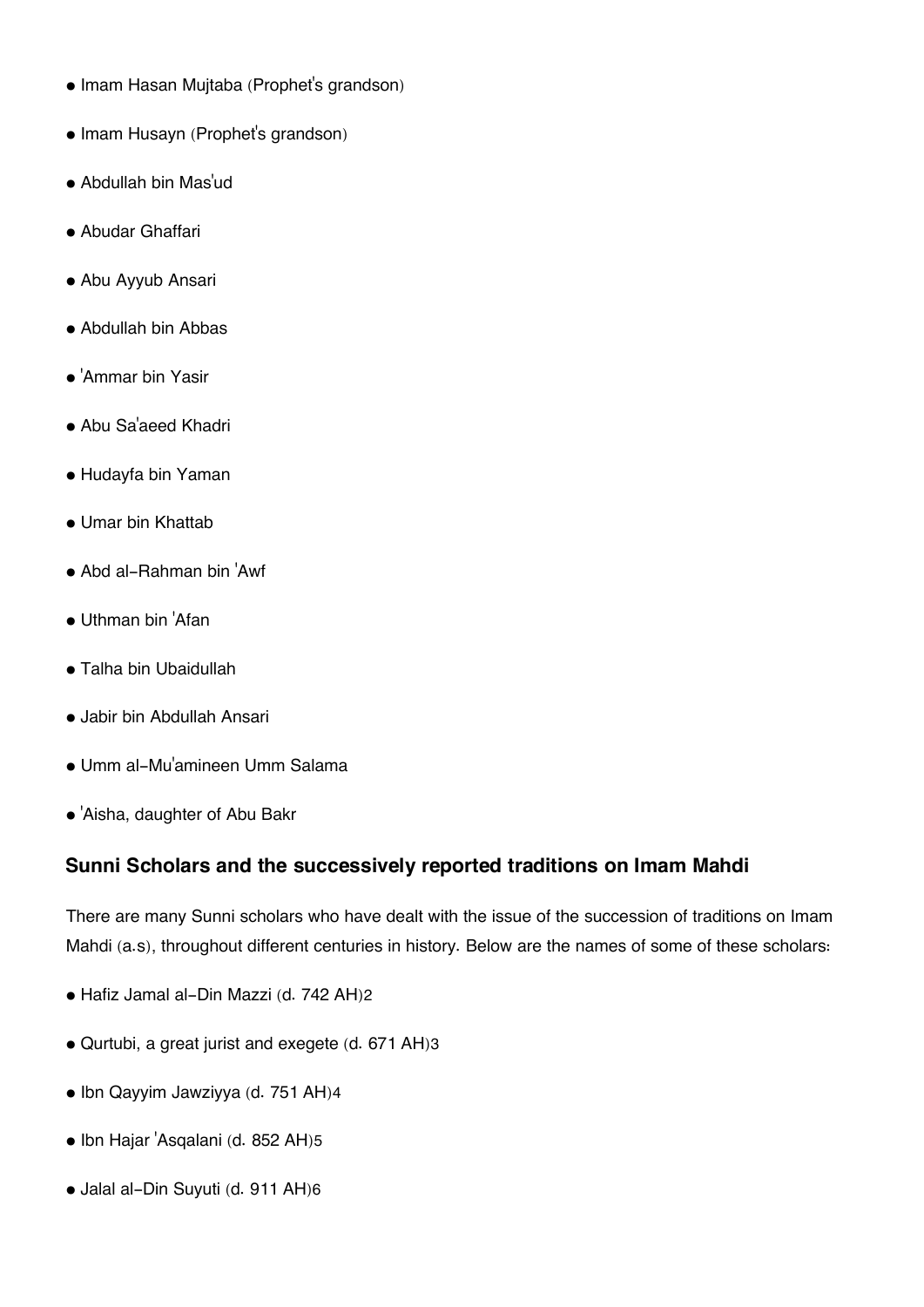- Imam Hasan Mujtaba (Prophet's grandson)
- Imam Husayn (Prophet's grandson)
- Abdullah bin Mas'ud
- Abudar Ghaffari
- Abu Ayyub Ansari
- Abdullah bin Abbas
- 'Ammar bin Yasir
- Abu Sa'aeed Khadri
- Hudayfa bin Yaman
- Umar bin Khattab
- Abd al-Rahman bin 'Awf
- Uthman bin 'Afan
- Talha bin Ubaidullah
- Jabir bin Abdullah Ansari
- Umm al-Mu'amineen Umm Salama
- 'Aisha, daughter of Abu Bakr

### Sunni Scholars and the successively reported traditions on Imam Mahdi

There are many Sunni scholars who have dealt with the issue of the succession of traditions on Imam Mahdi (a.s), throughout different centuries in history. Below are the names of some of these scholars:

- Hafiz Jamal al-Din Mazzi (d. 742 AH)[2]
- Qurtubi, a great jurist and exegete (d. 671 AH)[3]
- Ibn Qayyim Jawziyya (d. 751 AH)[4]
- Ibn Hajar 'Asqalani (d. 852 AH)[5]
- Jalal al-Din Suyuti (d. 911 AH)[6]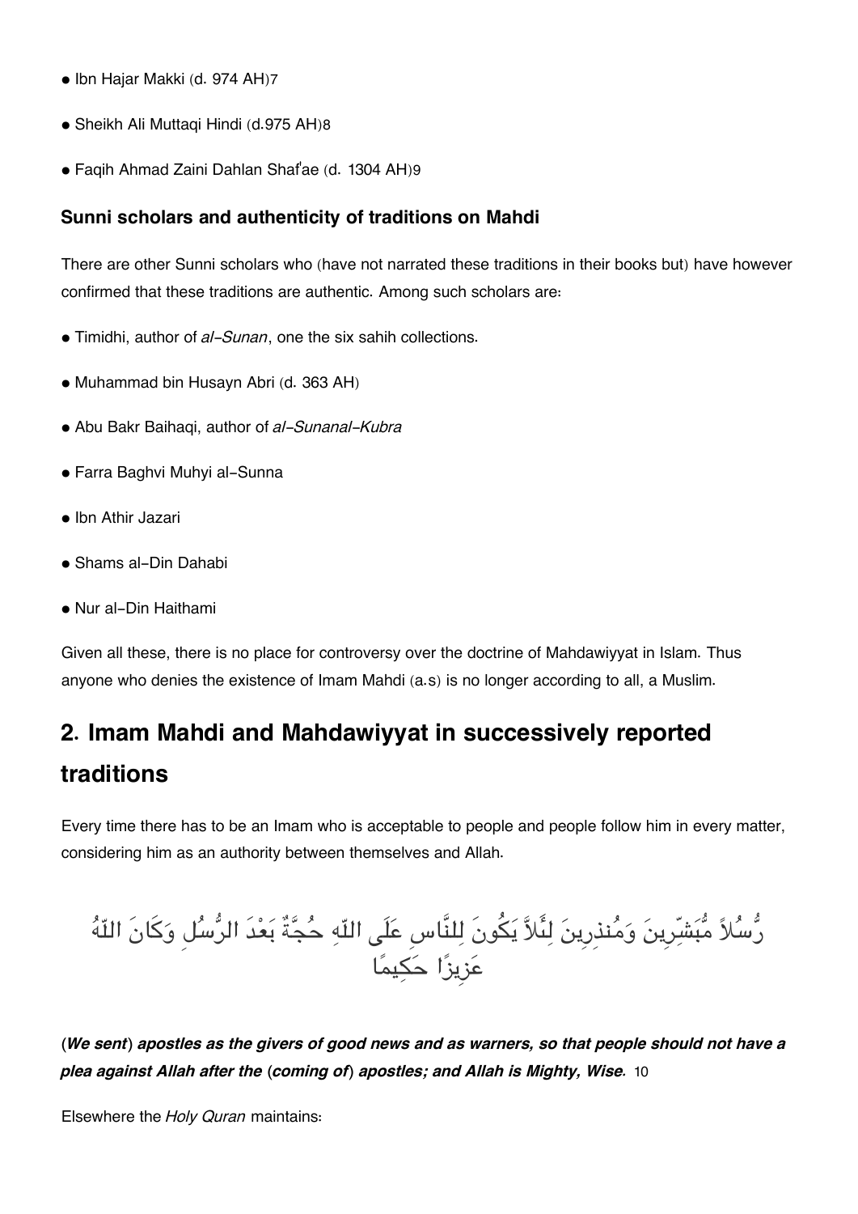- Ibn Hajar Makki (d. 974 AH)[7]
- Sheikh Ali Muttaqi Hindi (d.975 AH)[8]
- Faqih Ahmad Zaini Dahlan Shaf'ae (d. 1304 AH)[9]

### Sunni scholars and authenticity of traditions on Mahdi

There are other Sunni scholars who (have not narrated these traditions in their books but) have however confirmed that these traditions are authentic. Among such scholars are:

- Timidhi, author of *al-Sunan*, one the six sahih collections.
- Muhammad bin Husayn Abri (d. 363 AH)
- Abu Bakr Baihaqi, author of *al-Sunanal-Kubra*
- Farra Baghvi Muhyi al-Sunna
- Ibn Athir Jazari
- Shams al-Din Dahabi
- Nur al-Din Haithami

Given all these, there is no place for controversy over the doctrine of Mahdawiyyat in Islam. Thus anyone who denies the existence of Imam Mahdi (a.s) is no longer according to all, a Muslim.

## 2. Imam Mahdi and Mahdawiyyat in successively reported traditions

Every time there has to be an Imam who is acceptable to people and people follow him in every matter, considering him as an authority between themselves and Allah.

رُّسُلاً مُّبَشِّرِينَ وَمُنذِرِينَ لِئَلاَّ يَكُونَ لِلنَّاسِ عَلَى اللّهِ حُجَّةٌ بَعْدَ الرُّسُلِ وَكَانَ اللّهُ عَزِيزًا حَكِيمًا

***(We sent) apostles as the givers of good news and as warners, so that people should not have a plea against Allah after the (coming of) apostles; and Allah is Mighty, Wise.*** [10]

Elsewhere the *Holy Quran* maintains: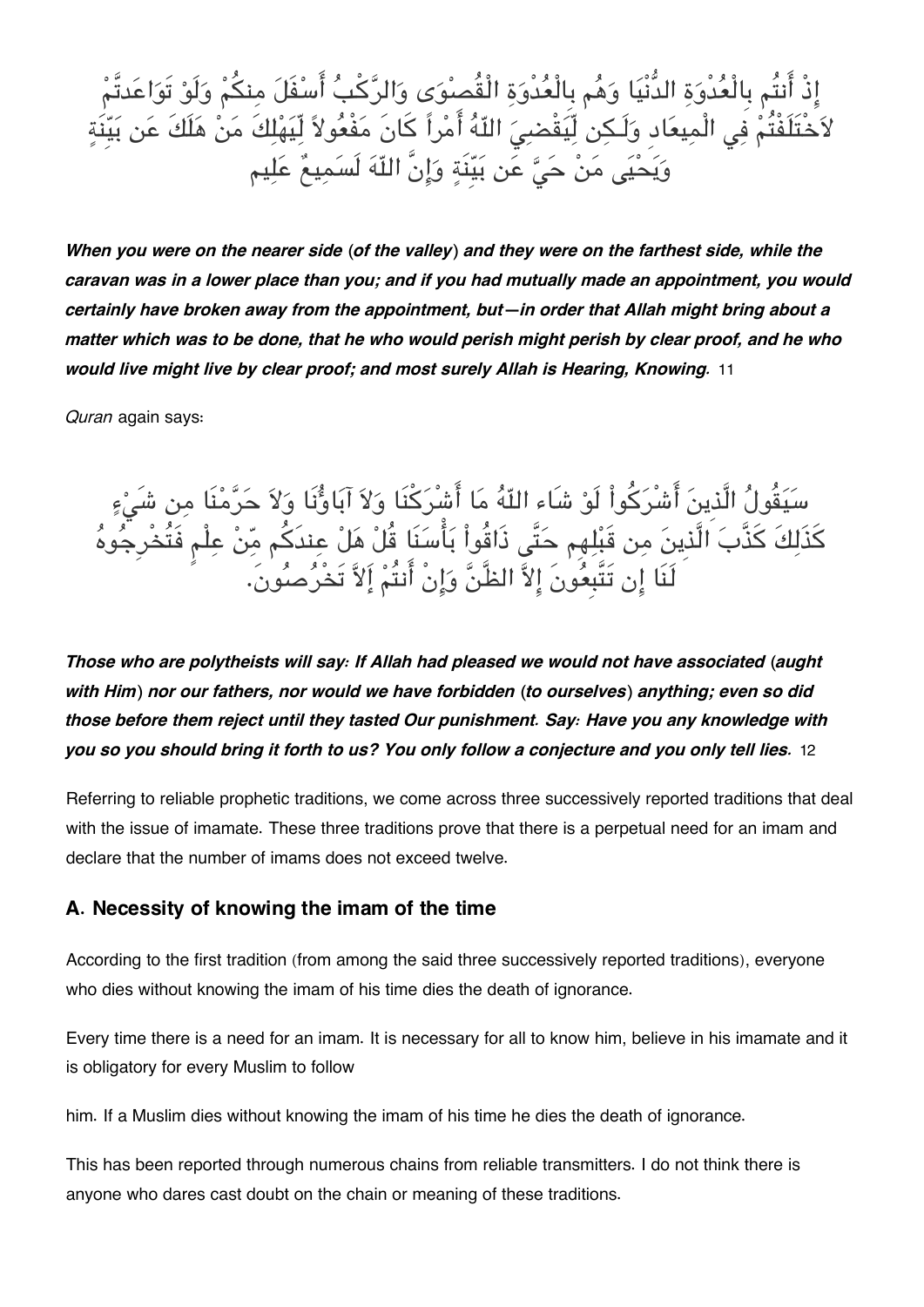إِذْ أَنتُم بِالْعُدْوَةِ الدُّنْيَا وَهُم بِالْعُدْوَةِ الْقُصْوَى وَالرَّكْبُ أَسْفَلَ مِنكُمْ وَلَوْ تَوَاعَدتَّمْ لاَخْتَلَفْتُمْ فِي الْمِيعَادِ وَلَـكِن لِّيَقْضِيَ اللّهُ أَمْراً كَانَ مَفْعُولاً لِّيَهْلِكَ مَنْ هَلَكَ عَن بَيِّنَةٍ وَيَحْيَى مَنْ حَيَّ عَن بَيِّنَةٍ وَإِنَّ اللّهَ لَسَمِيعٌ عَلِيم

***When you were on the nearer side (of the valley) and they were on the farthest side, while the caravan was in a lower place than you; and if you had mutually made an appointment, you would certainly have broken away from the appointment, but—in order that Allah might bring about a matter which was to be done, that he who would perish might perish by clear proof, and he who would live might live by clear proof; and most surely Allah is Hearing, Knowing.*** [11]

*Quran* again says:

سَيَقُولُ الَّذِينَ أَشْرَكُواْ لَوْ شَاء اللّهُ مَا أَشْرَكْنَا وَلاَ آبَاؤُنَا وَلاَ حَرَّمْنَا مِن شَيْءٍ كَذَلِكَ كَذَّبَ الَّذِينَ مِن قَبْلِهِم حَتَّى ذَاقُواْ بَأْسَنَا قُلْ هَلْ عِندَكُم مِّنْ عِلْمٍ فَتُخْرِجُوهُ لَنَا إِن تَتَّبِعُونَ إِلاَّ الظَّنَّ وَإِنْ أَنتُمْ إَلاَّ تَخْرُصُونَ.

***Those who are polytheists will say: If Allah had pleased we would not have associated (aught with Him) nor our fathers, nor would we have forbidden (to ourselves) anything; even so did those before them reject until they tasted Our punishment. Say: Have you any knowledge with you so you should bring it forth to us? You only follow a conjecture and you only tell lies.*** [12]

Referring to reliable prophetic traditions, we come across three successively reported traditions that deal with the issue of imamate. These three traditions prove that there is a perpetual need for an imam and declare that the number of imams does not exceed twelve.

### A. Necessity of knowing the imam of the time

According to the first tradition (from among the said three successively reported traditions), everyone who dies without knowing the imam of his time dies the death of ignorance.

Every time there is a need for an imam. It is necessary for all to know him, believe in his imamate and it is obligatory for every Muslim to follow him. If a Muslim dies without knowing the imam of his time he dies the death of ignorance.

This has been reported through numerous chains from reliable transmitters. I do not think there is anyone who dares cast doubt on the chain or meaning of these traditions.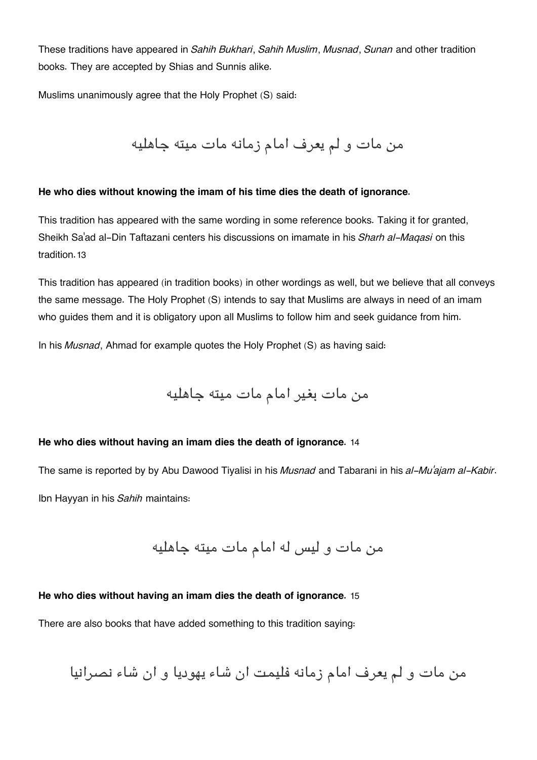These traditions have appeared in *Sahih Bukhari*, *Sahih Muslim*, *Musnad*, *Sunan* and other tradition books. They are accepted by Shias and Sunnis alike.

Muslims unanimously agree that the Holy Prophet (S) said:

من مات و لم يعرف امام زمانه مات ميته جاهليه

**He who dies without knowing the imam of his time dies the death of ignorance.**

This tradition has appeared with the same wording in some reference books. Taking it for granted, Sheikh Sa'ad al-Din Taftazani centers his discussions on imamate in his *Sharh al-Maqasi* on this tradition.[13]

This tradition has appeared (in tradition books) in other wordings as well, but we believe that all conveys the same message. The Holy Prophet (S) intends to say that Muslims are always in need of an imam who guides them and it is obligatory upon all Muslims to follow him and seek guidance from him.

In his *Musnad*, Ahmad for example quotes the Holy Prophet (S) as having said:

من مات بغير امام مات ميته جاهليه

**He who dies without having an imam dies the death of ignorance.** [14]

The same is reported by by Abu Dawood Tiyalisi in his *Musnad* and Tabarani in his *al-Mu'ajam al-Kabir*.

Ibn Hayyan in his *Sahih* maintains:

من مات و ليس له امام مات ميته جاهليه

**He who dies without having an imam dies the death of ignorance.** [15]

There are also books that have added something to this tradition saying:

من مات و لم يعرف امام زمانه فليمت ان شاء يهوديا و ان شاء نصرانيا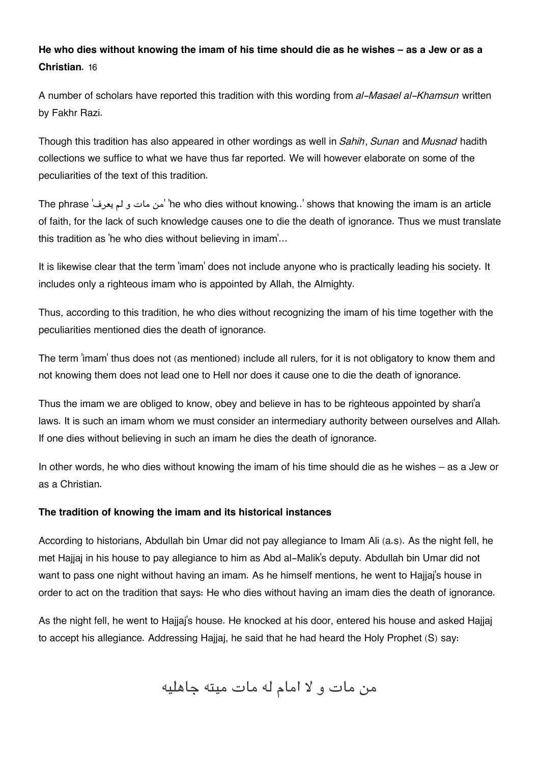**He who dies without knowing the imam of his time should die as he wishes – as a Jew or as a Christian.** 16

A number of scholars have reported this tradition with this wording from *al-Masael al-Khamsun* written by Fakhr Razi.

Though this tradition has also appeared in other wordings as well in *Sahih*, *Sunan* and *Musnad* hadith collections we suffice to what we have thus far reported. We will however elaborate on some of the peculiarities of the text of this tradition.

The phrase 'من مات و لم يعرف' 'he who dies without knowing..' shows that knowing the imam is an article of faith, for the lack of such knowledge causes one to die the death of ignorance. Thus we must translate this tradition as 'he who dies without believing in imam'...

It is likewise clear that the term 'imam' does not include anyone who is practically leading his society. It includes only a righteous imam who is appointed by Allah, the Almighty.

Thus, according to this tradition, he who dies without recognizing the imam of his time together with the peculiarities mentioned dies the death of ignorance.

The term 'imam' thus does not (as mentioned) include all rulers, for it is not obligatory to know them and not knowing them does not lead one to Hell nor does it cause one to die the death of ignorance.

Thus the imam we are obliged to know, obey and believe in has to be righteous appointed by shari'a laws. It is such an imam whom we must consider an intermediary authority between ourselves and Allah. If one dies without believing in such an imam he dies the death of ignorance.

In other words, he who dies without knowing the imam of his time should die as he wishes – as a Jew or as a Christian.

### The tradition of knowing the imam and its historical instances

According to historians, Abdullah bin Umar did not pay allegiance to Imam Ali (a.s). As the night fell, he met Hajjaj in his house to pay allegiance to him as Abd al-Malik's deputy. Abdullah bin Umar did not want to pass one night without having an imam. As he himself mentions, he went to Hajjaj's house in order to act on the tradition that says: He who dies without having an imam dies the death of ignorance.

As the night fell, he went to Hajjaj's house. He knocked at his door, entered his house and asked Hajjaj to accept his allegiance. Addressing Hajjaj, he said that he had heard the Holy Prophet (S) say:

من مات و لا امام له مات ميته جاهليه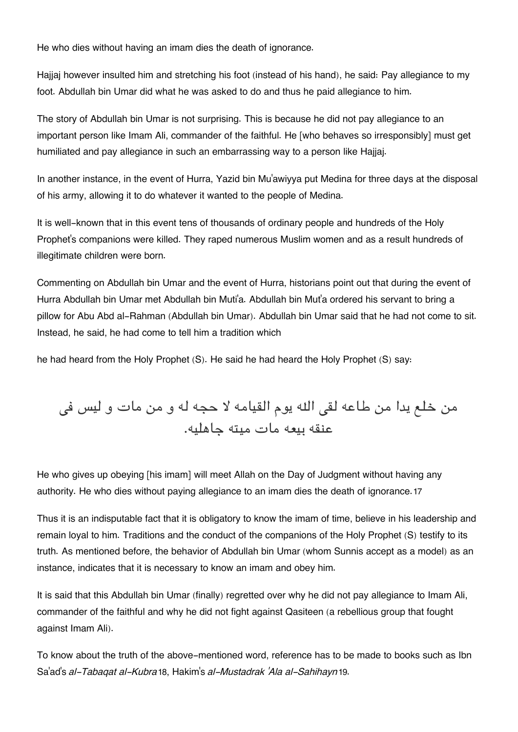He who dies without having an imam dies the death of ignorance.

Hajjaj however insulted him and stretching his foot (instead of his hand), he said: Pay allegiance to my foot. Abdullah bin Umar did what he was asked to do and thus he paid allegiance to him.

The story of Abdullah bin Umar is not surprising. This is because he did not pay allegiance to an important person like Imam Ali, commander of the faithful. He [who behaves so irresponsibly] must get humiliated and pay allegiance in such an embarrassing way to a person like Hajjaj.

In another instance, in the event of Hurra, Yazid bin Mu'awiyya put Medina for three days at the disposal of his army, allowing it to do whatever it wanted to the people of Medina.

It is well-known that in this event tens of thousands of ordinary people and hundreds of the Holy Prophet's companions were killed. They raped numerous Muslim women and as a result hundreds of illegitimate children were born.

Commenting on Abdullah bin Umar and the event of Hurra, historians point out that during the event of Hurra Abdullah bin Umar met Abdullah bin Muti'a. Abdullah bin Mut'a ordered his servant to bring a pillow for Abu Abd al-Rahman (Abdullah bin Umar). Abdullah bin Umar said that he had not come to sit. Instead, he said, he had come to tell him a tradition which

he had heard from the Holy Prophet (S). He said he had heard the Holy Prophet (S) say:

من خلع یدا من طاعه لقی الله یوم القیامه لا حجه له و من مات و لیس فی عنقه بیعه مات میته جاهلیه.

He who gives up obeying [his imam] will meet Allah on the Day of Judgment without having any authority. He who dies without paying allegiance to an imam dies the death of ignorance.[17]

Thus it is an indisputable fact that it is obligatory to know the imam of time, believe in his leadership and remain loyal to him. Traditions and the conduct of the companions of the Holy Prophet (S) testify to its truth. As mentioned before, the behavior of Abdullah bin Umar (whom Sunnis accept as a model) as an instance, indicates that it is necessary to know an imam and obey him.

It is said that this Abdullah bin Umar (finally) regretted over why he did not pay allegiance to Imam Ali, commander of the faithful and why he did not fight against Qasiteen (a rebellious group that fought against Imam Ali).

To know about the truth of the above-mentioned word, reference has to be made to books such as Ibn Sa'ad's *al-Tabaqat al-Kubra*[18], Hakim's *al-Mustadrak 'Ala al-Sahihayn*[19].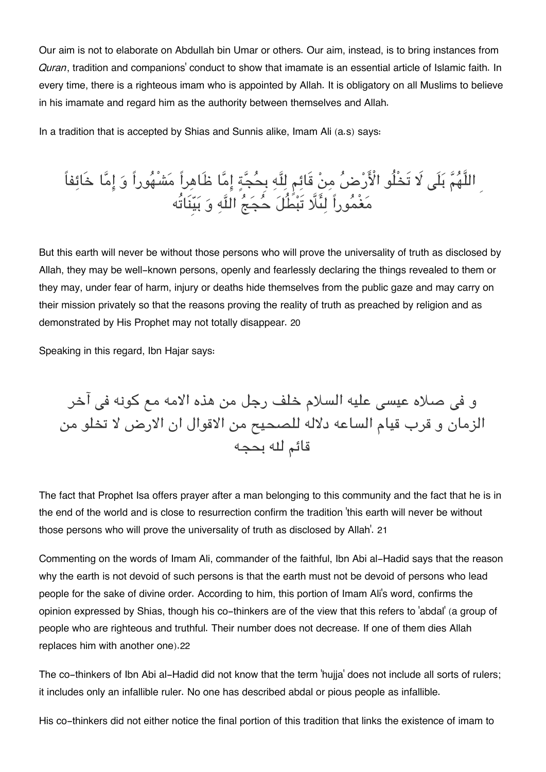Our aim is not to elaborate on Abdullah bin Umar or others. Our aim, instead, is to bring instances from *Quran*, tradition and companions' conduct to show that imamate is an essential article of Islamic faith. In every time, there is a righteous imam who is appointed by Allah. It is obligatory on all Muslims to believe in his imamate and regard him as the authority between themselves and Allah.

In a tradition that is accepted by Shias and Sunnis alike, Imam Ali (a.s) says:

اللَّهُمَّ بَلَى لَا تَخْلُو الْأَرْضُ مِنْ قَائِمٍ لِلَّهِ بِحُجَّةٍ إِمَّا ظَاهِراً مَشْهُوراً وَ إِمَّا خَائِفاً مَغْمُوراً لِئَلَّا تَبْطُلَ حُجَجُ اللَّهِ وَ بَيِّنَاتُه

But this earth will never be without those persons who will prove the universality of truth as disclosed by Allah, they may be well-known persons, openly and fearlessly declaring the things revealed to them or they may, under fear of harm, injury or deaths hide themselves from the public gaze and may carry on their mission privately so that the reasons proving the reality of truth as preached by religion and as demonstrated by His Prophet may not totally disappear. 20

Speaking in this regard, Ibn Hajar says:

و فى صلاه عيسى عليه السلام خلف رجل من هذه الامه مع كونه فى آخر الزمان و قرب قيام الساعه دلاله للصحيح من الاقوال ان الارض لا تخلو من قائم لله بحجه

The fact that Prophet Isa offers prayer after a man belonging to this community and the fact that he is in the end of the world and is close to resurrection confirm the tradition 'this earth will never be without those persons who will prove the universality of truth as disclosed by Allah'. 21

Commenting on the words of Imam Ali, commander of the faithful, Ibn Abi al-Hadid says that the reason why the earth is not devoid of such persons is that the earth must not be devoid of persons who lead people for the sake of divine order. According to him, this portion of Imam Ali's word, confirms the opinion expressed by Shias, though his co-thinkers are of the view that this refers to 'abdal' (a group of people who are righteous and truthful. Their number does not decrease. If one of them dies Allah replaces him with another one).22

The co-thinkers of Ibn Abi al-Hadid did not know that the term 'hujja' does not include all sorts of rulers; it includes only an infallible ruler. No one has described abdal or pious people as infallible.

His co-thinkers did not either notice the final portion of this tradition that links the existence of imam to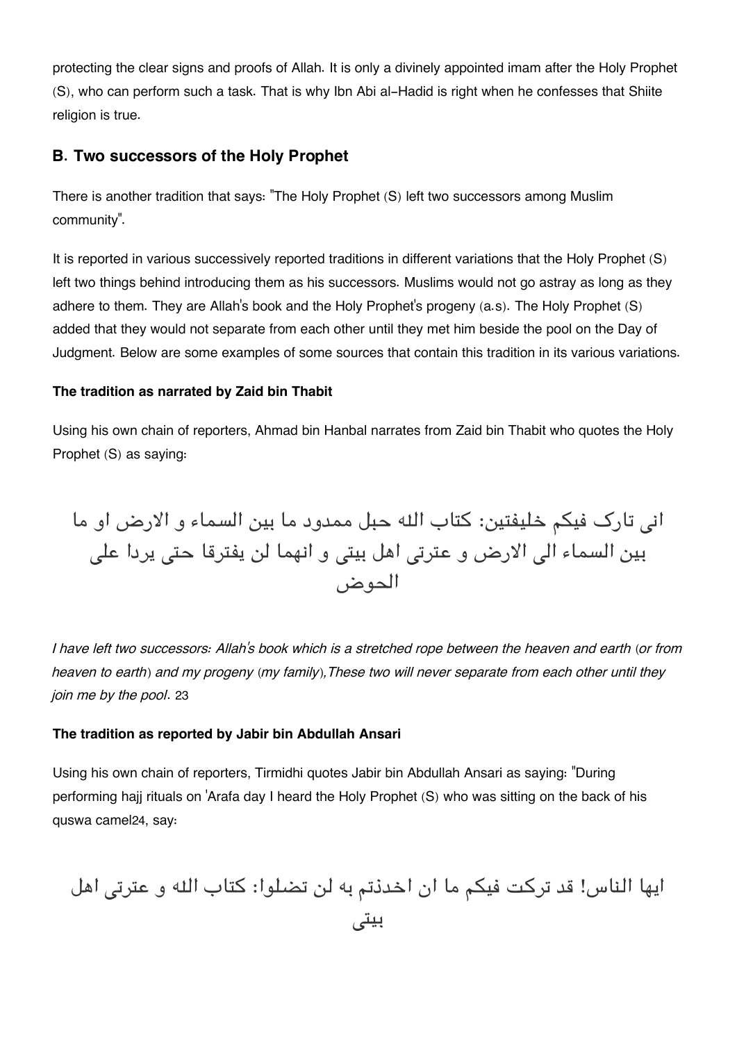protecting the clear signs and proofs of Allah. It is only a divinely appointed imam after the Holy Prophet (S), who can perform such a task. That is why Ibn Abi al-Hadid is right when he confesses that Shiite religion is true.

### B. Two successors of the Holy Prophet

There is another tradition that says: "The Holy Prophet (S) left two successors among Muslim community".

It is reported in various successively reported traditions in different variations that the Holy Prophet (S) left two things behind introducing them as his successors. Muslims would not go astray as long as they adhere to them. They are Allah's book and the Holy Prophet's progeny (a.s). The Holy Prophet (S) added that they would not separate from each other until they met him beside the pool on the Day of Judgment. Below are some examples of some sources that contain this tradition in its various variations.

#### The tradition as narrated by Zaid bin Thabit

Using his own chain of reporters, Ahmad bin Hanbal narrates from Zaid bin Thabit who quotes the Holy Prophet (S) as saying:

انی تارک فیکم خلیفتین: کتاب الله حبل ممدود ما بین السماء و الارض او ما بین السماء الی الارض و عترتی اهل بیتی و انهما لن یفترقا حتی یردا علی الحوض

*I have left two successors: Allah's book which is a stretched rope between the heaven and earth (or from heaven to earth) and my progeny (my family),These two will never separate from each other until they join me by the pool*. 23

#### The tradition as reported by Jabir bin Abdullah Ansari

Using his own chain of reporters, Tirmidhi quotes Jabir bin Abdullah Ansari as saying: "During performing hajj rituals on 'Arafa day I heard the Holy Prophet (S) who was sitting on the back of his quswa camel24, say:

ایها الناس! قد ترکت فیکم ما ان اخذتم به لن تضلوا: کتاب الله و عترتی اهل بیتی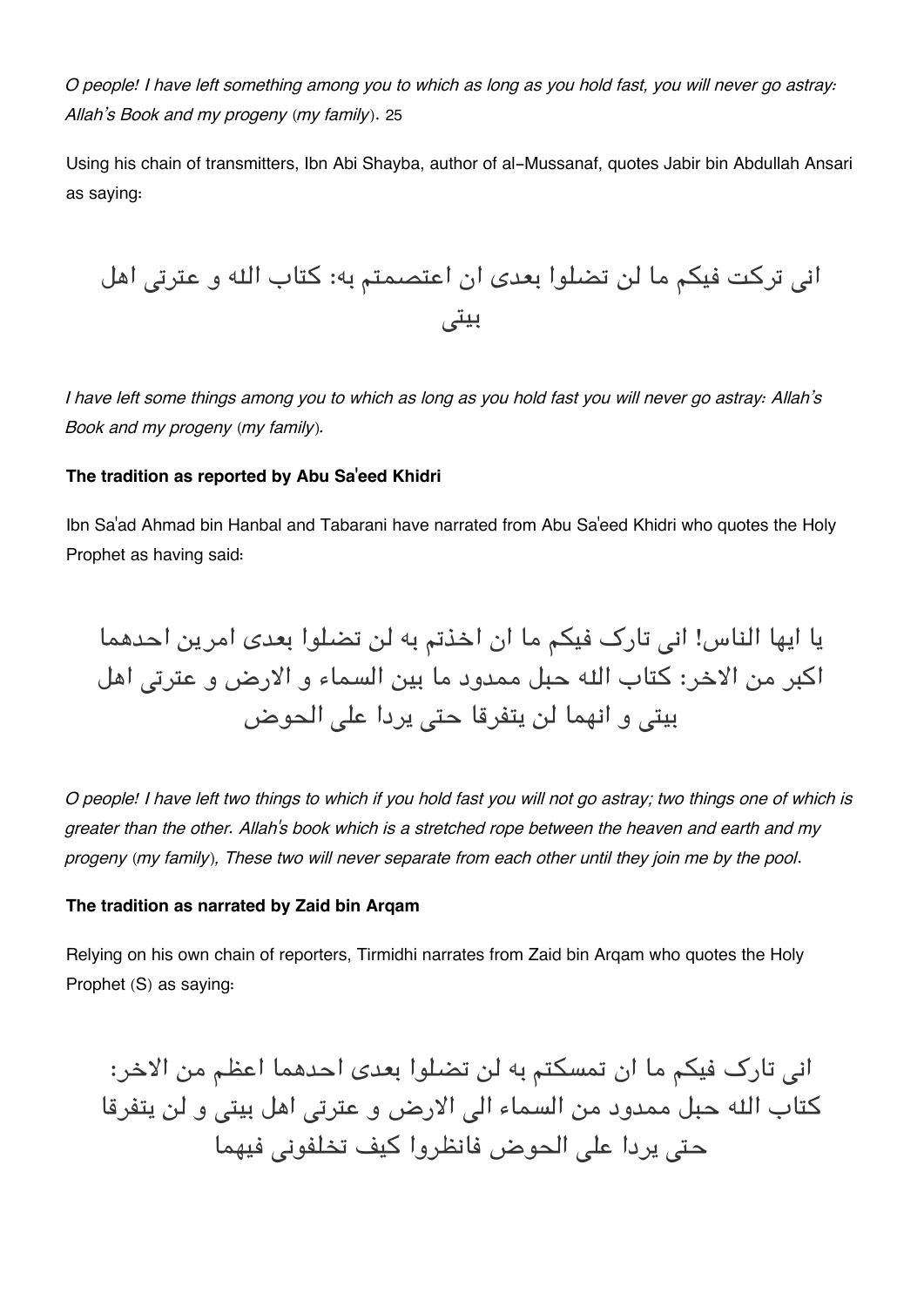*O people! I have left something among you to which as long as you hold fast, you will never go astray: Allah's Book and my progeny (my family).* 25

Using his chain of transmitters, Ibn Abi Shayba, author of al-Mussanaf, quotes Jabir bin Abdullah Ansari as saying:

انی ترکت فیکم ما لن تضلوا بعدی ان اعتصمتم به: کتاب الله و عترتی اهل بیتی

*I have left some things among you to which as long as you hold fast you will never go astray: Allah's Book and my progeny (my family).*

**The tradition as reported by Abu Sa'eed Khidri**

Ibn Sa'ad Ahmad bin Hanbal and Tabarani have narrated from Abu Sa'eed Khidri who quotes the Holy Prophet as having said:

یا ایها الناس! انی تارک فیکم ما ان اخذتم به لن تضلوا بعدی امرین احدهما اکبر من الاخر: کتاب الله حبل ممدود ما بین السماء و الارض و عترتی اهل بیتی و انهما لن یتفرقا حتی یردا علی الحوض

*O people! I have left two things to which if you hold fast you will not go astray; two things one of which is greater than the other. Allah's book which is a stretched rope between the heaven and earth and my progeny (my family), These two will never separate from each other until they join me by the pool.*

**The tradition as narrated by Zaid bin Arqam**

Relying on his own chain of reporters, Tirmidhi narrates from Zaid bin Arqam who quotes the Holy Prophet (S) as saying:

انی تارک فیکم ما ان تمسکتم به لن تضلوا بعدی احدهما اعظم من الاخر: کتاب الله حبل ممدود من السماء الی الارض و عترتی اهل بیتی و لن یتفرقا حتی یردا علی الحوض فانظروا کیف تخلفونی فیهما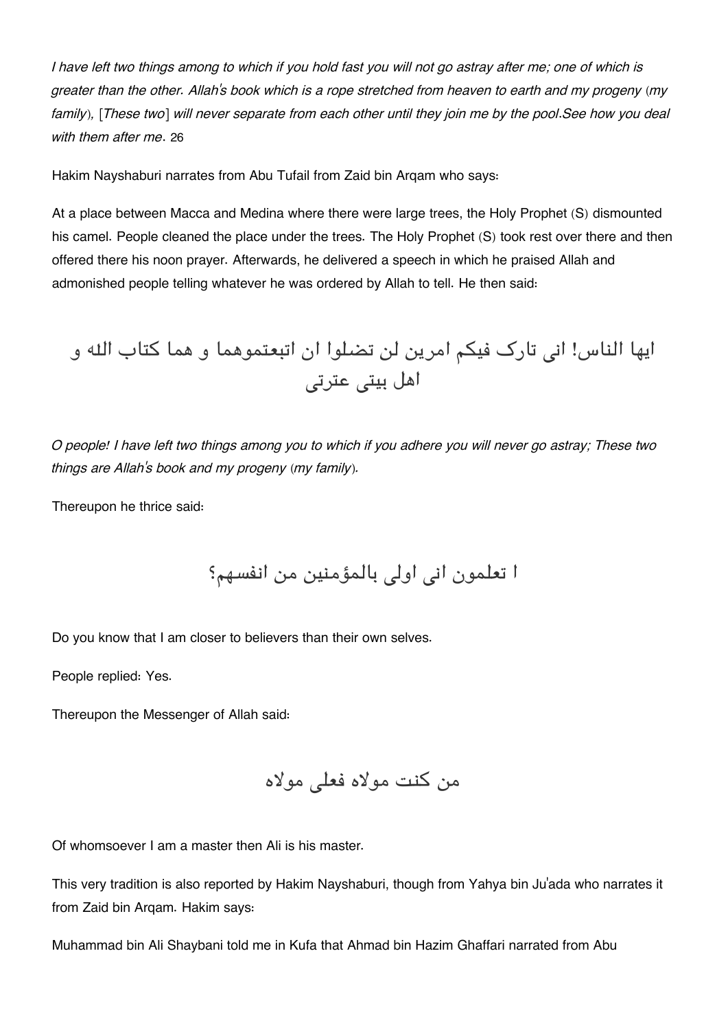*I have left two things among to which if you hold fast you will not go astray after me; one of which is greater than the other. Allah's book which is a rope stretched from heaven to earth and my progeny (my family), [These two] will never separate from each other until they join me by the pool.See how you deal with them after me.* 26

Hakim Nayshaburi narrates from Abu Tufail from Zaid bin Arqam who says:

At a place between Macca and Medina where there were large trees, the Holy Prophet (S) dismounted his camel. People cleaned the place under the trees. The Holy Prophet (S) took rest over there and then offered there his noon prayer. Afterwards, he delivered a speech in which he praised Allah and admonished people telling whatever he was ordered by Allah to tell. He then said:

ایها الناس! انی تارک فیکم امرین لن تضلوا ان اتبعتموهما و هما کتاب الله و اهل بیتی عترتی

*O people! I have left two things among you to which if you adhere you will never go astray; These two things are Allah's book and my progeny (my family).*

Thereupon he thrice said:

ا تعلمون انی اولی بالمؤمنین من انفسهم؟

Do you know that I am closer to believers than their own selves.

People replied: Yes.

Thereupon the Messenger of Allah said:

من کنت مولاه فعلی مولاه

Of whomsoever I am a master then Ali is his master.

This very tradition is also reported by Hakim Nayshaburi, though from Yahya bin Ju'ada who narrates it from Zaid bin Arqam. Hakim says:

Muhammad bin Ali Shaybani told me in Kufa that Ahmad bin Hazim Ghaffari narrated from Abu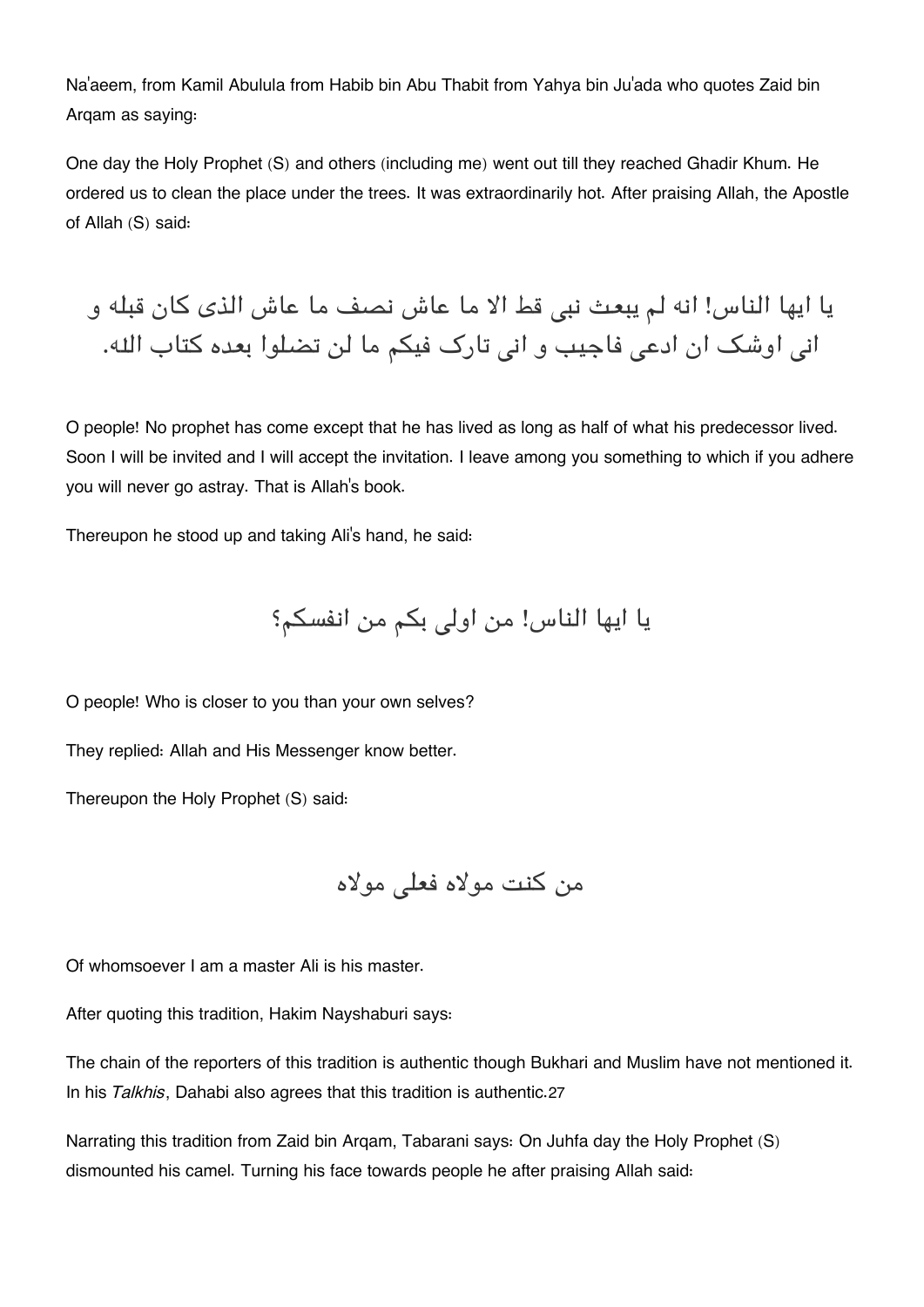Na'aeem, from Kamil Abulula from Habib bin Abu Thabit from Yahya bin Ju'ada who quotes Zaid bin Arqam as saying:

One day the Holy Prophet (S) and others (including me) went out till they reached Ghadir Khum. He ordered us to clean the place under the trees. It was extraordinarily hot. After praising Allah, the Apostle of Allah (S) said:

يا ايها الناس! انه لم يبعث نبى قط الا ما عاش نصف ما عاش الذى كان قبله و انى اوشک ان ادعى فاجيب و انى تارک فيكم ما لن تضلوا بعده كتاب الله.

O people! No prophet has come except that he has lived as long as half of what his predecessor lived. Soon I will be invited and I will accept the invitation. I leave among you something to which if you adhere you will never go astray. That is Allah's book.

Thereupon he stood up and taking Ali's hand, he said:

يا ايها الناس! من اولى بكم من انفسكم؟

O people! Who is closer to you than your own selves?

They replied: Allah and His Messenger know better.

Thereupon the Holy Prophet (S) said:

من كنت مولاه فعلى مولاه

Of whomsoever I am a master Ali is his master.

After quoting this tradition, Hakim Nayshaburi says:

The chain of the reporters of this tradition is authentic though Bukhari and Muslim have not mentioned it. In his *Talkhis*, Dahabi also agrees that this tradition is authentic.[27]

Narrating this tradition from Zaid bin Arqam, Tabarani says: On Juhfa day the Holy Prophet (S) dismounted his camel. Turning his face towards people he after praising Allah said: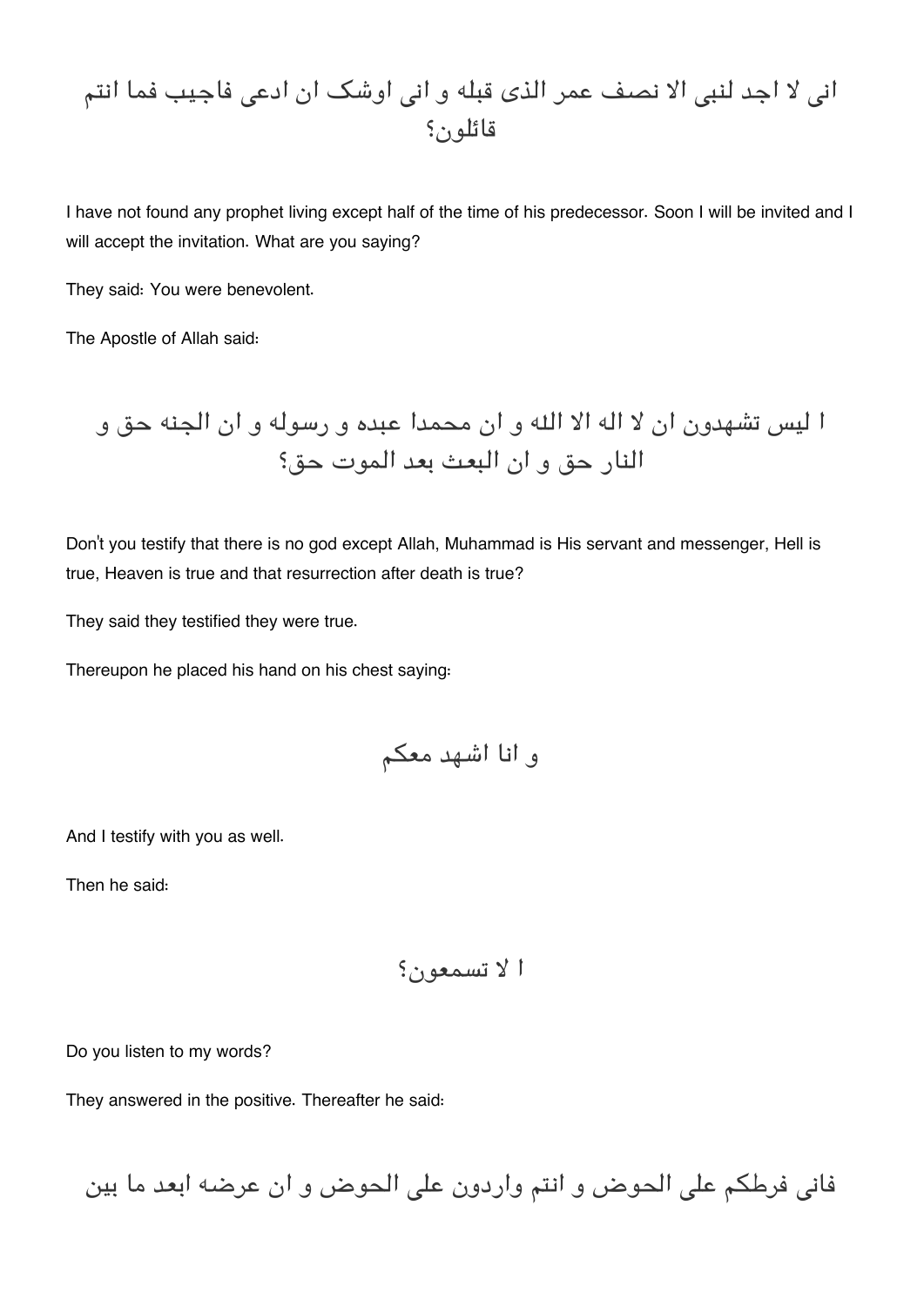انی لا اجد لنبی الا نصف عمر الذی قبله و انی اوشک ان ادعی فاجیب فما انتم قائلون؟

I have not found any prophet living except half of the time of his predecessor. Soon I will be invited and I will accept the invitation. What are you saying?

They said: You were benevolent.

The Apostle of Allah said:

ا لیس تشهدون ان لا اله الا الله و ان محمدا عبده و رسوله و ان الجنه حق و النار حق و ان البعث بعد الموت حق؟

Don't you testify that there is no god except Allah, Muhammad is His servant and messenger, Hell is true, Heaven is true and that resurrection after death is true?

They said they testified they were true.

Thereupon he placed his hand on his chest saying:

و انا اشهد معکم

And I testify with you as well.

Then he said:

ا لا تسمعون؟

Do you listen to my words?

They answered in the positive. Thereafter he said:

فانی فرطکم علی الحوض و انتم واردون علی الحوض و ان عرضه ابعد ما بین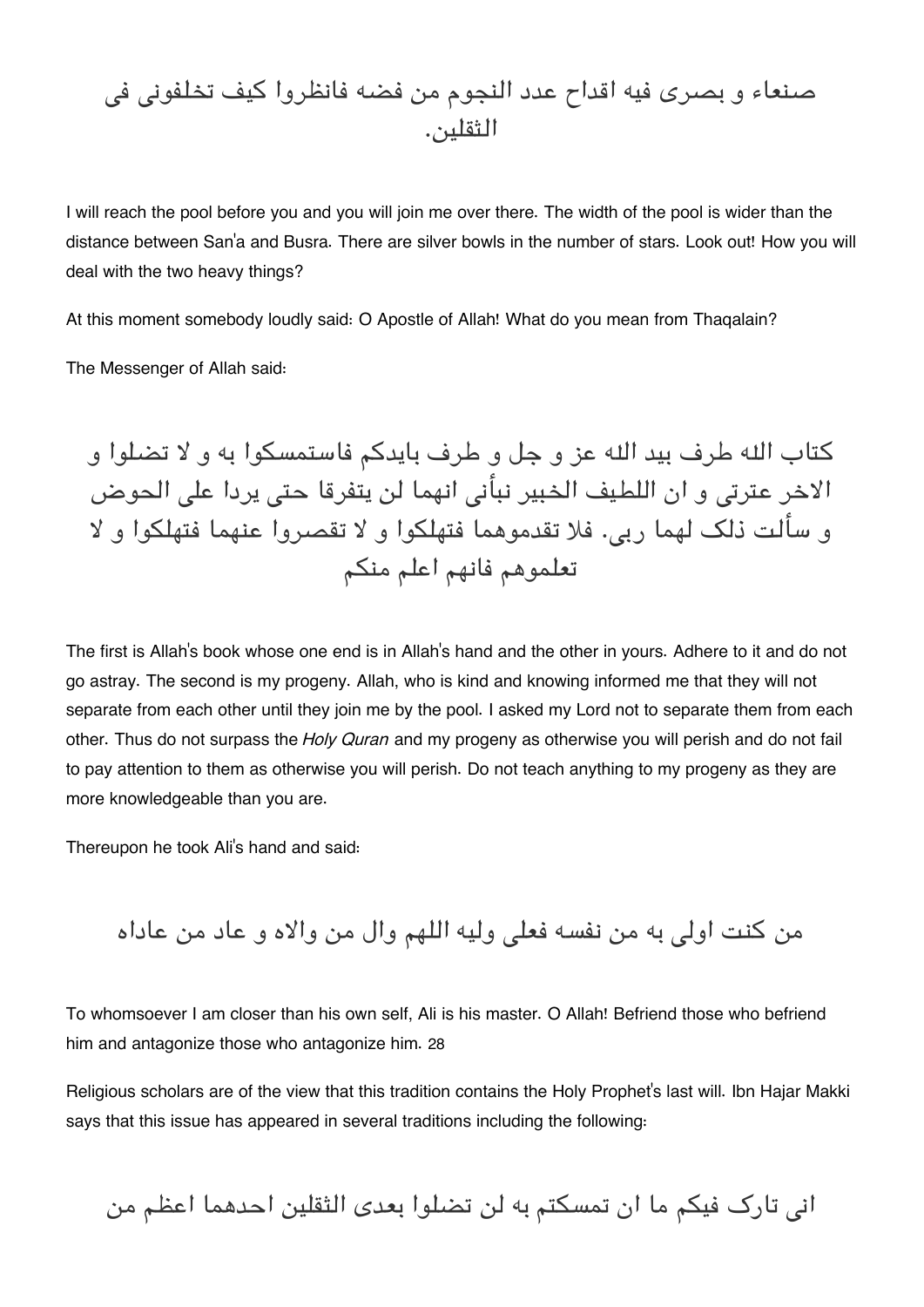صنعاء و بصری فیه اقداح عدد النجوم من فضه فانظروا کیف تخلفونی فی الثقلین.

I will reach the pool before you and you will join me over there. The width of the pool is wider than the distance between San'a and Busra. There are silver bowls in the number of stars. Look out! How you will deal with the two heavy things?

At this moment somebody loudly said: O Apostle of Allah! What do you mean from Thaqalain?

The Messenger of Allah said:

کتاب الله طرف بید الله عز و جل و طرف بایدکم فاستمسکوا به و لا تضلوا و الاخر عترتی و ان اللطیف الخبیر نبأنی انهما لن یتفرقا حتی یردا علی الحوض و سألت ذلک لهما ربی. فلا تقدموهما فتهلکوا و لا تقصروا عنهما فتهلکوا و لا تعلموهم فانهم اعلم منکم

The first is Allah's book whose one end is in Allah's hand and the other in yours. Adhere to it and do not go astray. The second is my progeny. Allah, who is kind and knowing informed me that they will not separate from each other until they join me by the pool. I asked my Lord not to separate them from each other. Thus do not surpass the *Holy Quran* and my progeny as otherwise you will perish and do not fail to pay attention to them as otherwise you will perish. Do not teach anything to my progeny as they are more knowledgeable than you are.

Thereupon he took Ali's hand and said:

من کنت اولی به من نفسه فعلی ولیه اللهم وال من والاه و عاد من عاداه

To whomsoever I am closer than his own self, Ali is his master. O Allah! Befriend those who befriend him and antagonize those who antagonize him. 28

Religious scholars are of the view that this tradition contains the Holy Prophet's last will. Ibn Hajar Makki says that this issue has appeared in several traditions including the following:

انی تارک فیکم ما ان تمسکتم به لن تضلوا بعدی الثقلین احدهما اعظم من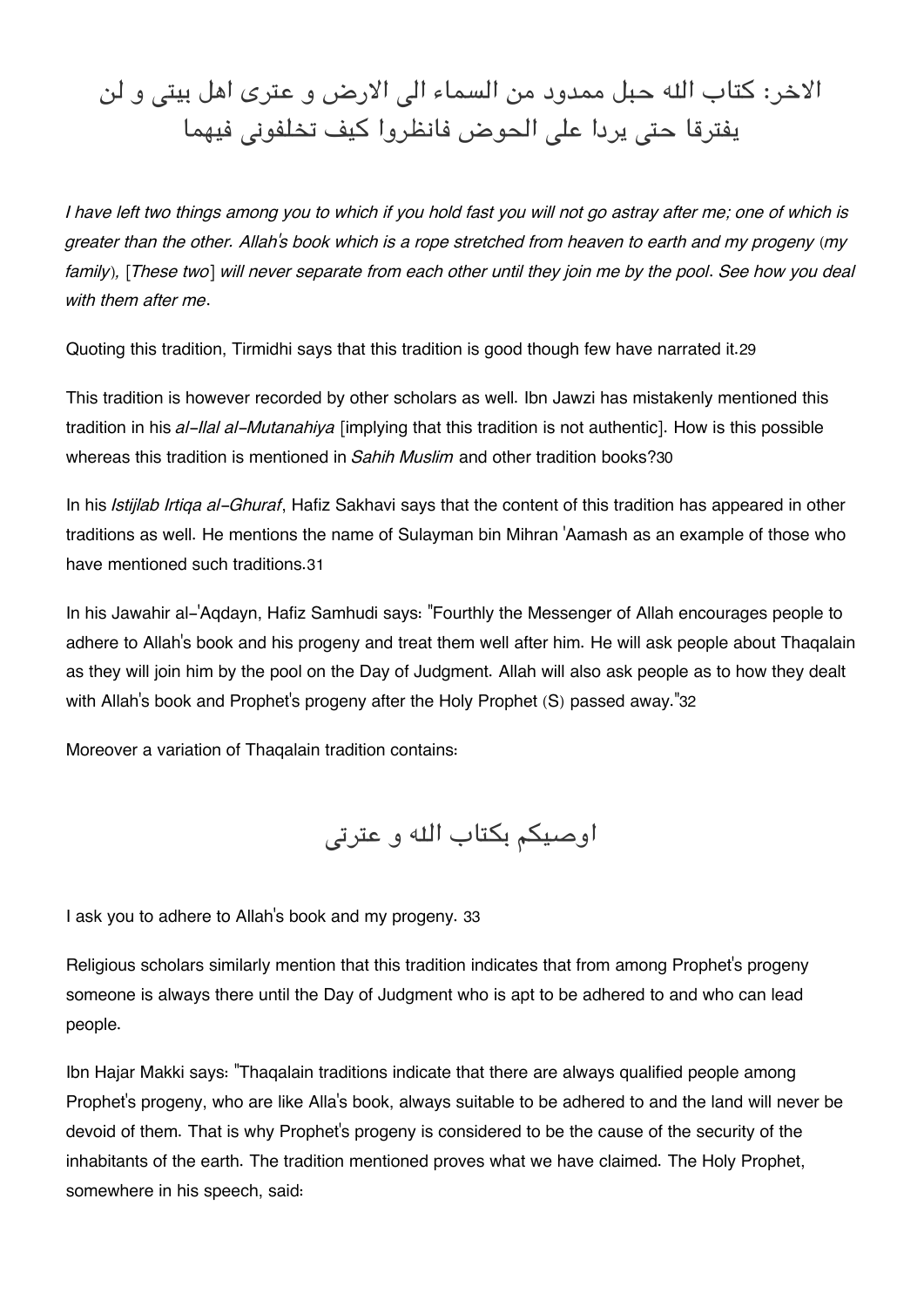الاخر: کتاب الله حبل ممدود من السماء الی الارض و عتری اهل بیتی و لن یفترقا حتی یردا علی الحوض فانظروا کیف تخلفونی فیهما

*I have left two things among you to which if you hold fast you will not go astray after me; one of which is greater than the other. Allah's book which is a rope stretched from heaven to earth and my progeny (my family), [These two] will never separate from each other until they join me by the pool. See how you deal with them after me.*

Quoting this tradition, Tirmidhi says that this tradition is good though few have narrated it.29

This tradition is however recorded by other scholars as well. Ibn Jawzi has mistakenly mentioned this tradition in his *al-Ilal al-Mutanahiya* [implying that this tradition is not authentic]. How is this possible whereas this tradition is mentioned in *Sahih Muslim* and other tradition books?30

In his *Istijlab Irtiqa al-Ghuraf*, Hafiz Sakhavi says that the content of this tradition has appeared in other traditions as well. He mentions the name of Sulayman bin Mihran 'Aamash as an example of those who have mentioned such traditions.31

In his Jawahir al-'Aqdayn, Hafiz Samhudi says: "Fourthly the Messenger of Allah encourages people to adhere to Allah's book and his progeny and treat them well after him. He will ask people about Thaqalain as they will join him by the pool on the Day of Judgment. Allah will also ask people as to how they dealt with Allah's book and Prophet's progeny after the Holy Prophet (S) passed away."32

Moreover a variation of Thaqalain tradition contains:

اوصیکم بکتاب الله و عترتی

I ask you to adhere to Allah's book and my progeny. 33

Religious scholars similarly mention that this tradition indicates that from among Prophet's progeny someone is always there until the Day of Judgment who is apt to be adhered to and who can lead people.

Ibn Hajar Makki says: "Thaqalain traditions indicate that there are always qualified people among Prophet's progeny, who are like Alla's book, always suitable to be adhered to and the land will never be devoid of them. That is why Prophet's progeny is considered to be the cause of the security of the inhabitants of the earth. The tradition mentioned proves what we have claimed. The Holy Prophet, somewhere in his speech, said: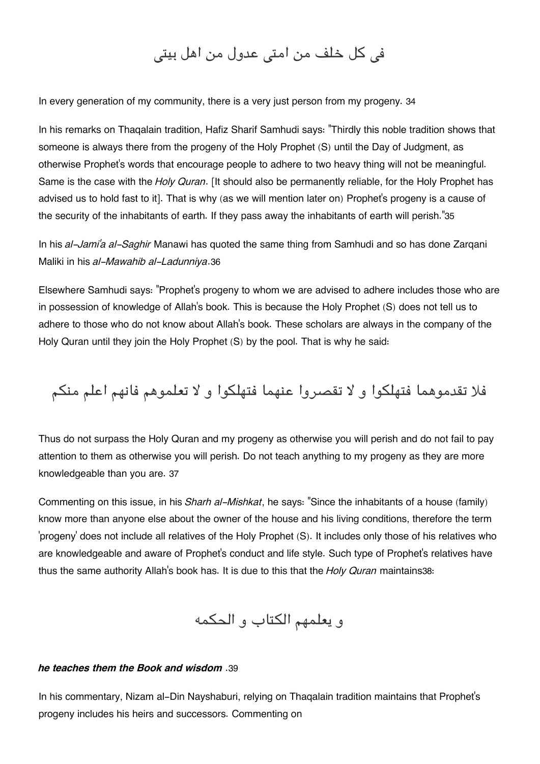فی کل خلف من امتی عدول من اهل بیتی

In every generation of my community, there is a very just person from my progeny. 34

In his remarks on Thaqalain tradition, Hafiz Sharif Samhudi says: "Thirdly this noble tradition shows that someone is always there from the progeny of the Holy Prophet (S) until the Day of Judgment, as otherwise Prophet's words that encourage people to adhere to two heavy thing will not be meaningful. Same is the case with the *Holy Quran*. [It should also be permanently reliable, for the Holy Prophet has advised us to hold fast to it]. That is why (as we will mention later on) Prophet's progeny is a cause of the security of the inhabitants of earth. If they pass away the inhabitants of earth will perish."35

In his *al-Jami'a al-Saghir* Manawi has quoted the same thing from Samhudi and so has done Zarqani Maliki in his *al-Mawahib al-Ladunniya*.36

Elsewhere Samhudi says: "Prophet's progeny to whom we are advised to adhere includes those who are in possession of knowledge of Allah's book. This is because the Holy Prophet (S) does not tell us to adhere to those who do not know about Allah's book. These scholars are always in the company of the Holy Quran until they join the Holy Prophet (S) by the pool. That is why he said:

فلا تقدموهما فتهلکوا و لا تقصروا عنهما فتهلکوا و لا تعلموهم فانهم اعلم منکم

Thus do not surpass the Holy Quran and my progeny as otherwise you will perish and do not fail to pay attention to them as otherwise you will perish. Do not teach anything to my progeny as they are more knowledgeable than you are. 37

Commenting on this issue, in his *Sharh al-Mishkat*, he says: "Since the inhabitants of a house (family) know more than anyone else about the owner of the house and his living conditions, therefore the term 'progeny' does not include all relatives of the Holy Prophet (S). It includes only those of his relatives who are knowledgeable and aware of Prophet's conduct and life style. Such type of Prophet's relatives have thus the same authority Allah's book has. It is due to this that the *Holy Quran* maintains38:

و یعلمهم الکتاب و الحکمه

***he teaches them the Book and wisdom*** .39

In his commentary, Nizam al-Din Nayshaburi, relying on Thaqalain tradition maintains that Prophet's progeny includes his heirs and successors. Commenting on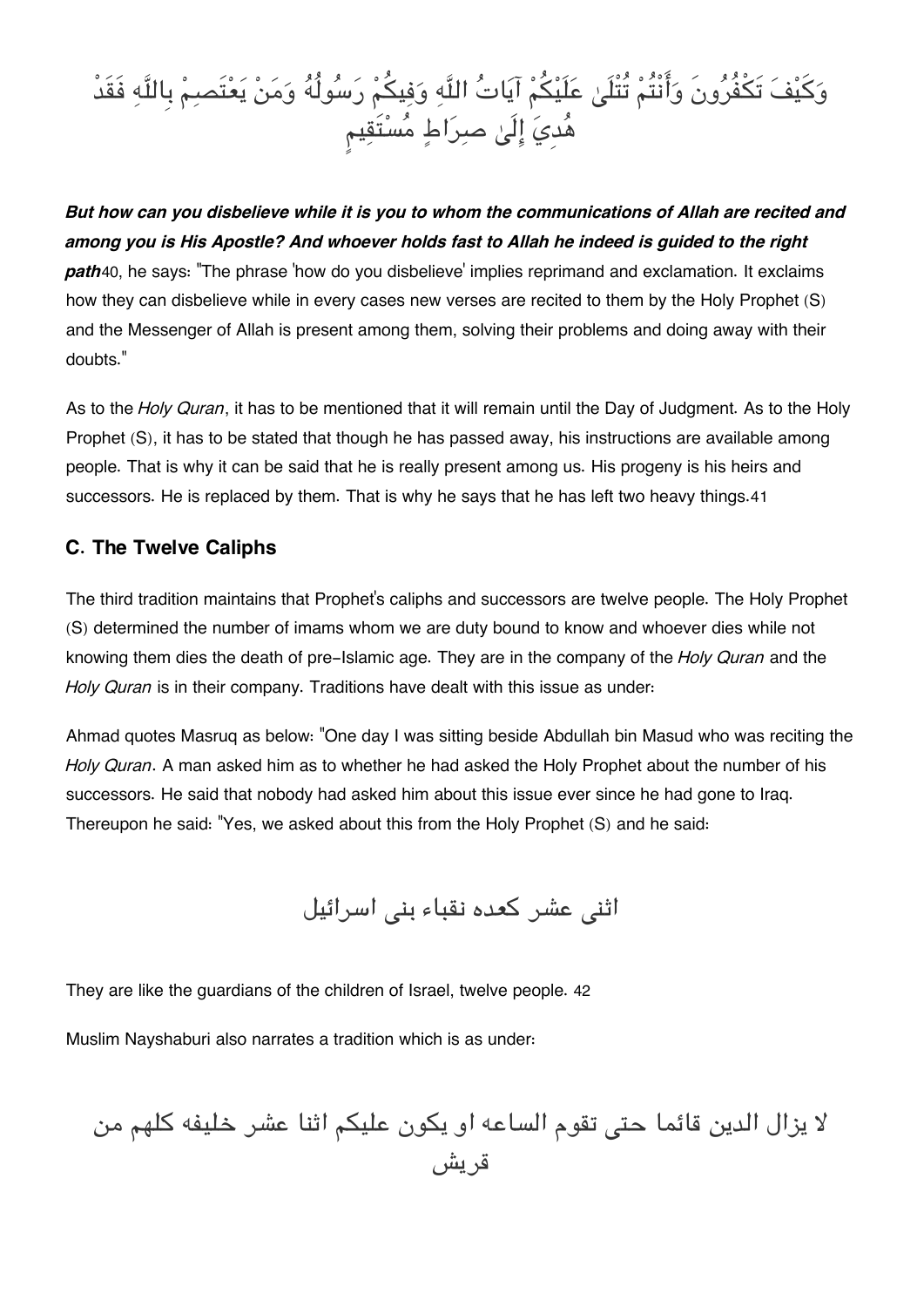وَكَيْفَ تَكْفُرُونَ وَأَنْتُمْ تُتْلَىٰ عَلَيْكُمْ آيَاتُ اللَّهِ وَفِيكُمْ رَسُولُهُ وَمَنْ يَعْتَصِمْ بِاللَّهِ فَقَدْ هُدِيَ إِلَىٰ صِرَاطٍ مُسْتَقِيمٍ

***But how can you disbelieve while it is you to whom the communications of Allah are recited and among you is His Apostle? And whoever holds fast to Allah he indeed is guided to the right path***40, he says: "The phrase 'how do you disbelieve' implies reprimand and exclamation. It exclaims how they can disbelieve while in every cases new verses are recited to them by the Holy Prophet (S) and the Messenger of Allah is present among them, solving their problems and doing away with their doubts."

As to the *Holy Quran*, it has to be mentioned that it will remain until the Day of Judgment. As to the Holy Prophet (S), it has to be stated that though he has passed away, his instructions are available among people. That is why it can be said that he is really present among us. His progeny is his heirs and successors. He is replaced by them. That is why he says that he has left two heavy things.41

### C. The Twelve Caliphs

The third tradition maintains that Prophet's caliphs and successors are twelve people. The Holy Prophet (S) determined the number of imams whom we are duty bound to know and whoever dies while not knowing them dies the death of pre-Islamic age. They are in the company of the *Holy Quran* and the *Holy Quran* is in their company. Traditions have dealt with this issue as under:

Ahmad quotes Masruq as below: "One day I was sitting beside Abdullah bin Masud who was reciting the *Holy Quran*. A man asked him as to whether he had asked the Holy Prophet about the number of his successors. He said that nobody had asked him about this issue ever since he had gone to Iraq. Thereupon he said: "Yes, we asked about this from the Holy Prophet (S) and he said:

اثنی عشر کعده نقباء بنی اسرائیل

They are like the guardians of the children of Israel, twelve people. 42

Muslim Nayshaburi also narrates a tradition which is as under:

لا يزال الدين قائما حتى تقوم الساعه او يكون عليكم اثنا عشر خليفه كلهم من قريش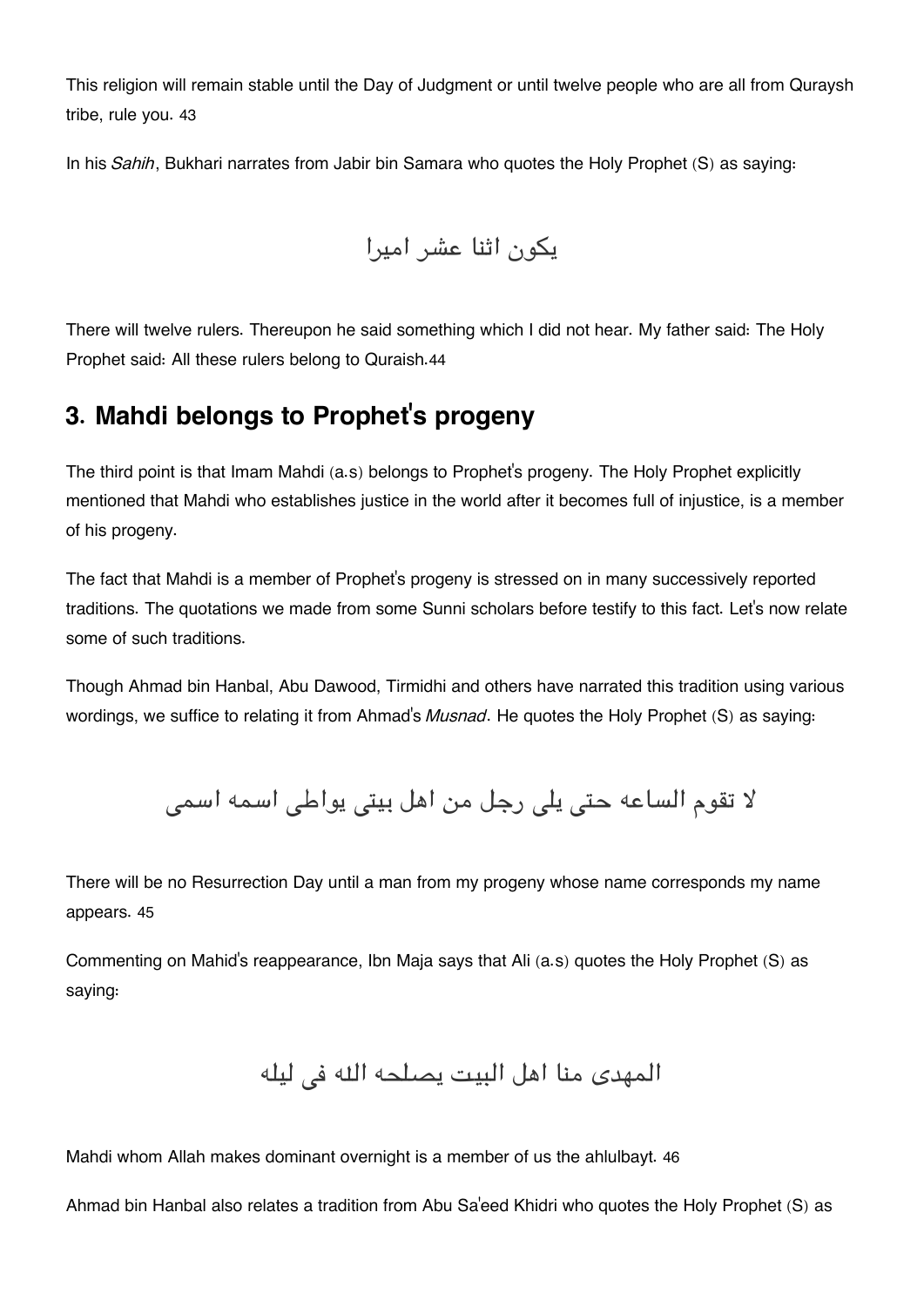This religion will remain stable until the Day of Judgment or until twelve people who are all from Quraysh tribe, rule you. 43

In his *Sahih*, Bukhari narrates from Jabir bin Samara who quotes the Holy Prophet (S) as saying:

يكون اثنا عشر اميرا

There will twelve rulers. Thereupon he said something which I did not hear. My father said: The Holy Prophet said: All these rulers belong to Quraish.44

## 3. Mahdi belongs to Prophet's progeny

The third point is that Imam Mahdi (a.s) belongs to Prophet's progeny. The Holy Prophet explicitly mentioned that Mahdi who establishes justice in the world after it becomes full of injustice, is a member of his progeny.

The fact that Mahdi is a member of Prophet's progeny is stressed on in many successively reported traditions. The quotations we made from some Sunni scholars before testify to this fact. Let's now relate some of such traditions.

Though Ahmad bin Hanbal, Abu Dawood, Tirmidhi and others have narrated this tradition using various wordings, we suffice to relating it from Ahmad's *Musnad*. He quotes the Holy Prophet (S) as saying:

لا تقوم الساعه حتى يلى رجل من اهل بيتى يواطى اسمه اسمى

There will be no Resurrection Day until a man from my progeny whose name corresponds my name appears. 45

Commenting on Mahid's reappearance, Ibn Maja says that Ali (a.s) quotes the Holy Prophet (S) as saying:

المهدى منا اهل البيت يصلحه الله فى ليله

Mahdi whom Allah makes dominant overnight is a member of us the ahlulbayt. 46

Ahmad bin Hanbal also relates a tradition from Abu Sa'eed Khidri who quotes the Holy Prophet (S) as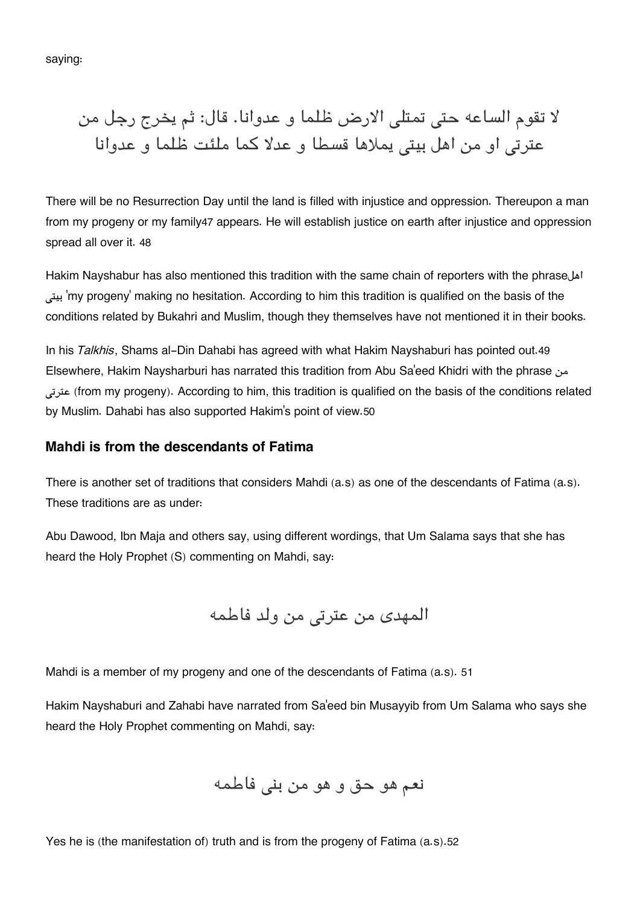saying:

لا تقوم الساعه حتى تمتلی الارض ظلما و عدوانا. قال: ثم یخرج رجل من عترتی او من اهل بیتی یملاها قسطا و عدلا کما ملئت ظلما و عدوانا

There will be no Resurrection Day until the land is filled with injustice and oppression. Thereupon a man from my progeny or my family[47] appears. He will establish justice on earth after injustice and oppression spread all over it. [48]

Hakim Nayshabur has also mentioned this tradition with the same chain of reporters with the phrase اهل بیتی 'my progeny' making no hesitation. According to him this tradition is qualified on the basis of the conditions related by Bukahri and Muslim, though they themselves have not mentioned it in their books.

In his *Talkhis*, Shams al-Din Dahabi has agreed with what Hakim Nayshaburi has pointed out.[49] Elsewhere, Hakim Naysharburi has narrated this tradition from Abu Sa'eed Khidri with the phrase من عترتی (from my progeny). According to him, this tradition is qualified on the basis of the conditions related by Muslim. Dahabi has also supported Hakim's point of view.[50]

### Mahdi is from the descendants of Fatima

There is another set of traditions that considers Mahdi (a.s) as one of the descendants of Fatima (a.s). These traditions are as under:

Abu Dawood, Ibn Maja and others say, using different wordings, that Um Salama says that she has heard the Holy Prophet (S) commenting on Mahdi, say:

المهدی من عترتی من ولد فاطمه

Mahdi is a member of my progeny and one of the descendants of Fatima (a.s). [51]

Hakim Nayshaburi and Zahabi have narrated from Sa'eed bin Musayyib from Um Salama who says she heard the Holy Prophet commenting on Mahdi, say:

نعم هو حق و هو من بنی فاطمه

Yes he is (the manifestation of) truth and is from the progeny of Fatima (a.s).[52]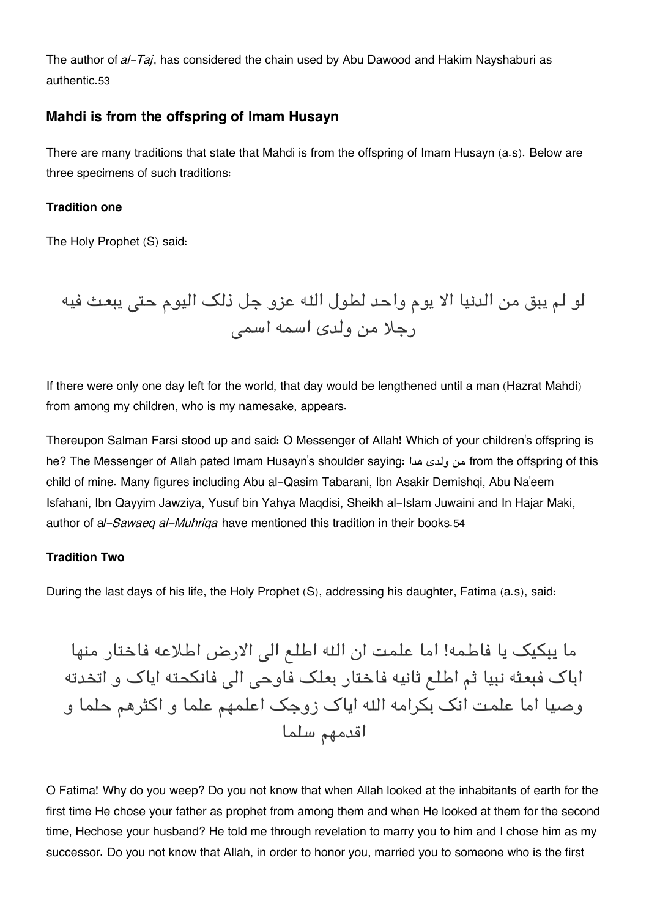The author of *al-Taj*, has considered the chain used by Abu Dawood and Hakim Nayshaburi as authentic.[53]

### Mahdi is from the offspring of Imam Husayn

There are many traditions that state that Mahdi is from the offspring of Imam Husayn (a.s). Below are three specimens of such traditions:

#### Tradition one

The Holy Prophet (S) said:

لو لم يبق من الدنيا الا يوم واحد لطول الله عزو جل ذلک اليوم حتی يبعث فيه رجلا من ولدی اسمه اسمی

If there were only one day left for the world, that day would be lengthened until a man (Hazrat Mahdi) from among my children, who is my namesake, appears.

Thereupon Salman Farsi stood up and said: O Messenger of Allah! Which of your children's offspring is he? The Messenger of Allah pated Imam Husayn's shoulder saying: من ولدی هدا from the offspring of this child of mine. Many figures including Abu al-Qasim Tabarani, Ibn Asakir Demishqi, Abu Na'eem Isfahani, Ibn Qayyim Jawziya, Yusuf bin Yahya Maqdisi, Sheikh al-Islam Juwaini and In Hajar Maki, author of *al-Sawaeq al-Muhriqa* have mentioned this tradition in their books.[54]

#### Tradition Two

During the last days of his life, the Holy Prophet (S), addressing his daughter, Fatima (a.s), said:

ما يبکيک يا فاطمه! اما علمت ان الله اطلع الی الارض اطلاعه فاختار منها اباک فبعثه نبيا ثم اطلع ثانيه فاختار بعلک فاوحی الی فانکحته اياک و اتخدته وصيا اما علمت انک بکرامه الله اياک زوجک اعلمهم علما و اکثرهم حلما و اقدمهم سلما

O Fatima! Why do you weep? Do you not know that when Allah looked at the inhabitants of earth for the first time He chose your father as prophet from among them and when He looked at them for the second time, Hechose your husband? He told me through revelation to marry you to him and I chose him as my successor. Do you not know that Allah, in order to honor you, married you to someone who is the first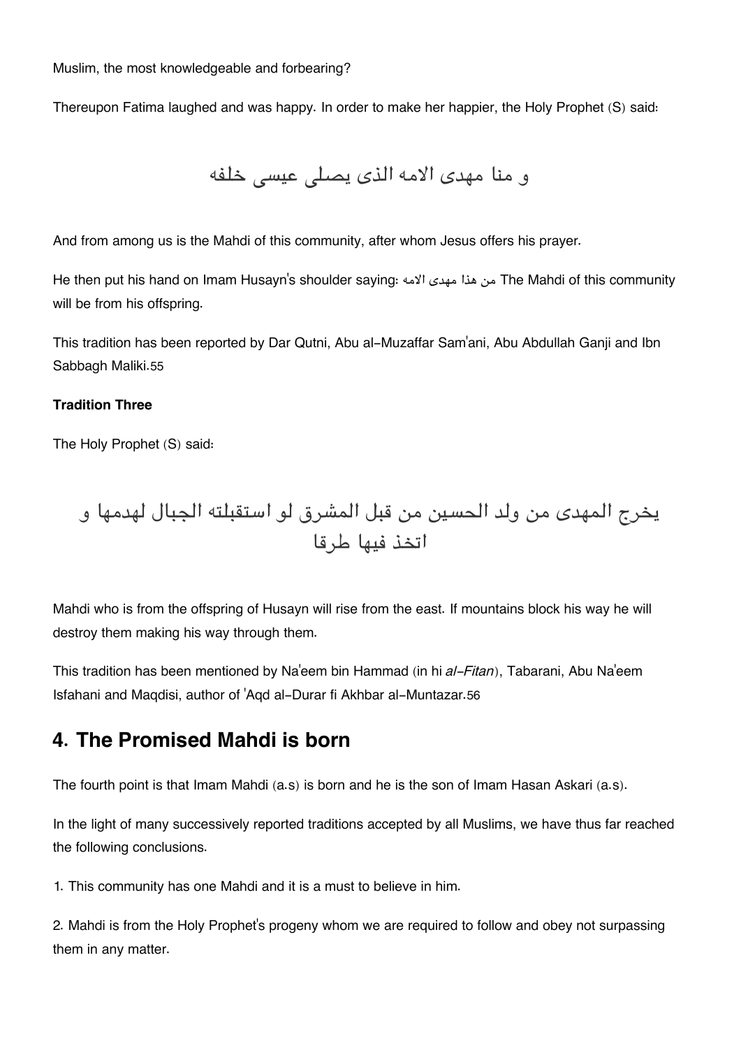Muslim, the most knowledgeable and forbearing?

Thereupon Fatima laughed and was happy. In order to make her happier, the Holy Prophet (S) said:

و منا مهدى الامه الذى يصلى عيسى خلفه

And from among us is the Mahdi of this community, after whom Jesus offers his prayer.

He then put his hand on Imam Husayn's shoulder saying: من هذا مهدى الامه The Mahdi of this community will be from his offspring.

This tradition has been reported by Dar Qutni, Abu al-Muzaffar Sam'ani, Abu Abdullah Ganji and Ibn Sabbagh Maliki.55

**Tradition Three**

The Holy Prophet (S) said:

يخرج المهدى من ولد الحسين من قبل المشرق لو استقبلته الجبال لهدمها و اتخذ فيها طرقا

Mahdi who is from the offspring of Husayn will rise from the east. If mountains block his way he will destroy them making his way through them.

This tradition has been mentioned by Na'eem bin Hammad (in hi *al-Fitan*), Tabarani, Abu Na'eem Isfahani and Maqdisi, author of 'Aqd al-Durar fi Akhbar al-Muntazar.56

## 4. The Promised Mahdi is born

The fourth point is that Imam Mahdi (a.s) is born and he is the son of Imam Hasan Askari (a.s).

In the light of many successively reported traditions accepted by all Muslims, we have thus far reached the following conclusions.

1. This community has one Mahdi and it is a must to believe in him.

2. Mahdi is from the Holy Prophet's progeny whom we are required to follow and obey not surpassing them in any matter.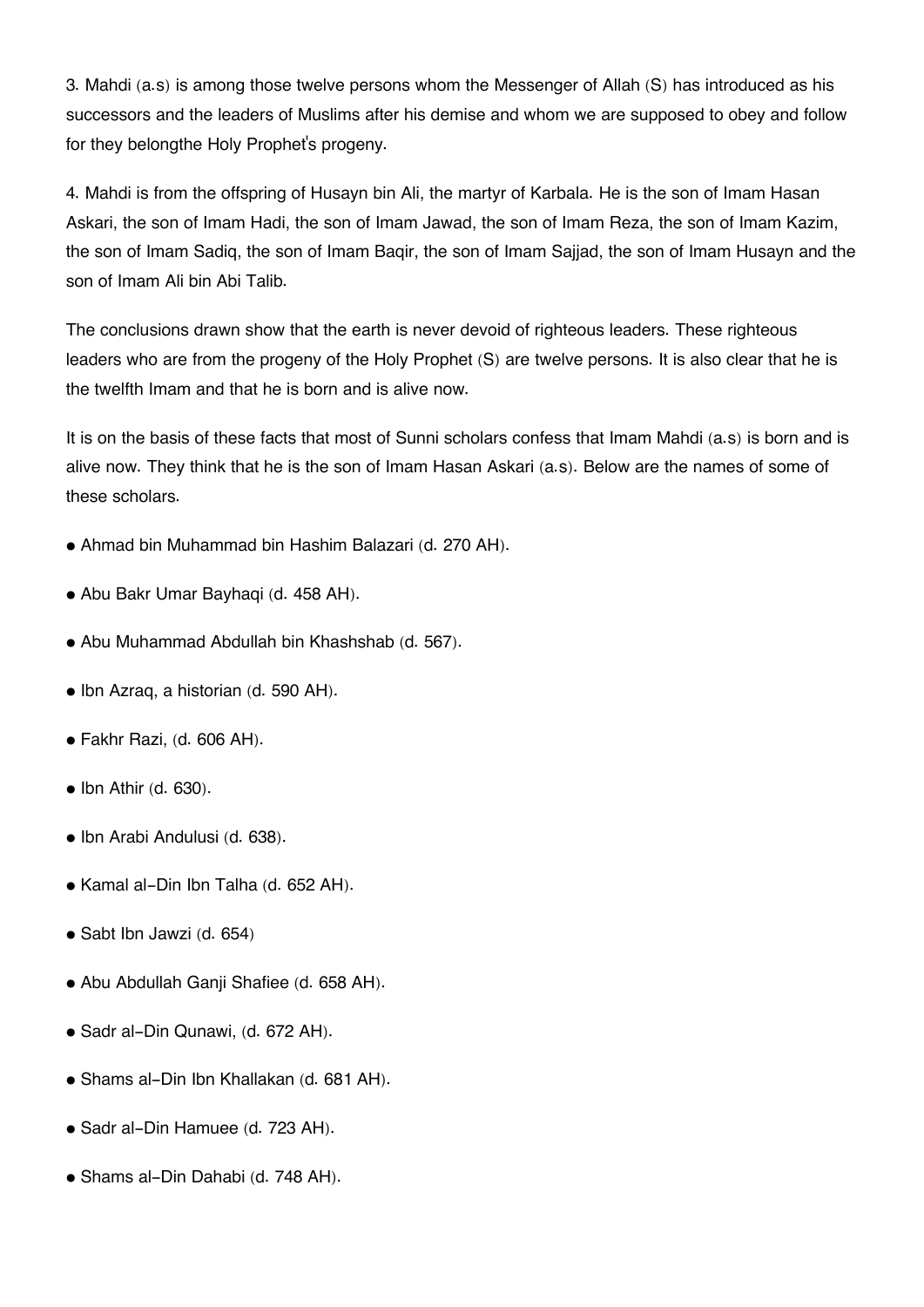3. Mahdi (a.s) is among those twelve persons whom the Messenger of Allah (S) has introduced as his successors and the leaders of Muslims after his demise and whom we are supposed to obey and follow for they belongthe Holy Prophet's progeny.

4. Mahdi is from the offspring of Husayn bin Ali, the martyr of Karbala. He is the son of Imam Hasan Askari, the son of Imam Hadi, the son of Imam Jawad, the son of Imam Reza, the son of Imam Kazim, the son of Imam Sadiq, the son of Imam Baqir, the son of Imam Sajjad, the son of Imam Husayn and the son of Imam Ali bin Abi Talib.

The conclusions drawn show that the earth is never devoid of righteous leaders. These righteous leaders who are from the progeny of the Holy Prophet (S) are twelve persons. It is also clear that he is the twelfth Imam and that he is born and is alive now.

It is on the basis of these facts that most of Sunni scholars confess that Imam Mahdi (a.s) is born and is alive now. They think that he is the son of Imam Hasan Askari (a.s). Below are the names of some of these scholars.

- Ahmad bin Muhammad bin Hashim Balazari (d. 270 AH).
- Abu Bakr Umar Bayhaqi (d. 458 AH).
- Abu Muhammad Abdullah bin Khashshab (d. 567).
- Ibn Azraq, a historian (d. 590 AH).
- Fakhr Razi, (d. 606 AH).
- Ibn Athir (d. 630).
- Ibn Arabi Andulusi (d. 638).
- Kamal al-Din Ibn Talha (d. 652 AH).
- Sabt Ibn Jawzi (d. 654)
- Abu Abdullah Ganji Shafiee (d. 658 AH).
- Sadr al-Din Qunawi, (d. 672 AH).
- Shams al-Din Ibn Khallakan (d. 681 AH).
- Sadr al-Din Hamuee (d. 723 AH).
- Shams al-Din Dahabi (d. 748 AH).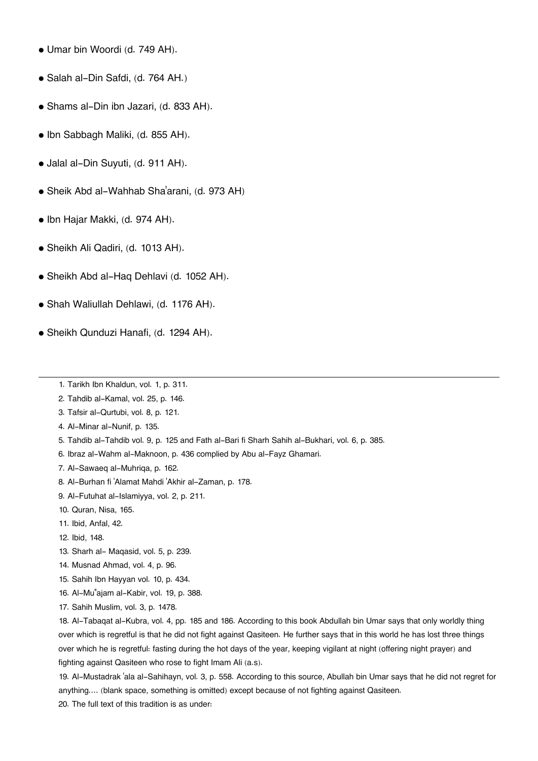- Umar bin Woordi (d. 749 AH).
- Salah al-Din Safdi, (d. 764 AH.)
- Shams al-Din ibn Jazari, (d. 833 AH).
- Ibn Sabbagh Maliki, (d. 855 AH).
- Jalal al-Din Suyuti, (d. 911 AH).
- Sheik Abd al-Wahhab Sha'arani, (d. 973 AH)
- Ibn Hajar Makki, (d. 974 AH).
- Sheikh Ali Qadiri, (d. 1013 AH).
- Sheikh Abd al-Haq Dehlavi (d. 1052 AH).
- Shah Waliullah Dehlawi, (d. 1176 AH).
- Sheikh Qunduzi Hanafi, (d. 1294 AH).

---

1. Tarikh Ibn Khaldun, vol. 1, p. 311.
2. Tahdib al-Kamal, vol. 25, p. 146.
3. Tafsir al-Qurtubi, vol. 8, p. 121.
4. Al-Minar al-Nunif, p. 135.
5. Tahdib al-Tahdib vol. 9, p. 125 and Fath al-Bari fi Sharh Sahih al-Bukhari, vol. 6, p. 385.
6. Ibraz al-Wahm al-Maknoon, p. 436 complied by Abu al-Fayz Ghamari.
7. Al-Sawaeq al-Muhriqa, p. 162.
8. Al-Burhan fi 'Alamat Mahdi 'Akhir al-Zaman, p. 178.
9. Al-Futuhat al-Islamiyya, vol. 2, p. 211.
10. Quran, Nisa, 165.
11. Ibid, Anfal, 42.
12. Ibid, 148.
13. Sharh al- Maqasid, vol. 5, p. 239.
14. Musnad Ahmad, vol. 4, p. 96.
15. Sahih Ibn Hayyan vol. 10, p. 434.
16. Al-Mu"ajam al-Kabir, vol. 19, p. 388.
17. Sahih Muslim, vol. 3, p. 1478.
18. Al-Tabaqat al-Kubra, vol. 4, pp. 185 and 186. According to this book Abdullah bin Umar says that only worldly thing over which is regretful is that he did not fight against Qasiteen. He further says that in this world he has lost three things over which he is regretful: fasting during the hot days of the year, keeping vigilant at night (offering night prayer) and fighting against Qasiteen who rose to fight Imam Ali (a.s).
19. Al-Mustadrak 'ala al-Sahihayn, vol. 3, p. 558. According to this source, Abullah bin Umar says that he did not regret for anything.... (blank space, something is omitted) except because of not fighting against Qasiteen.
20. The full text of this tradition is as under: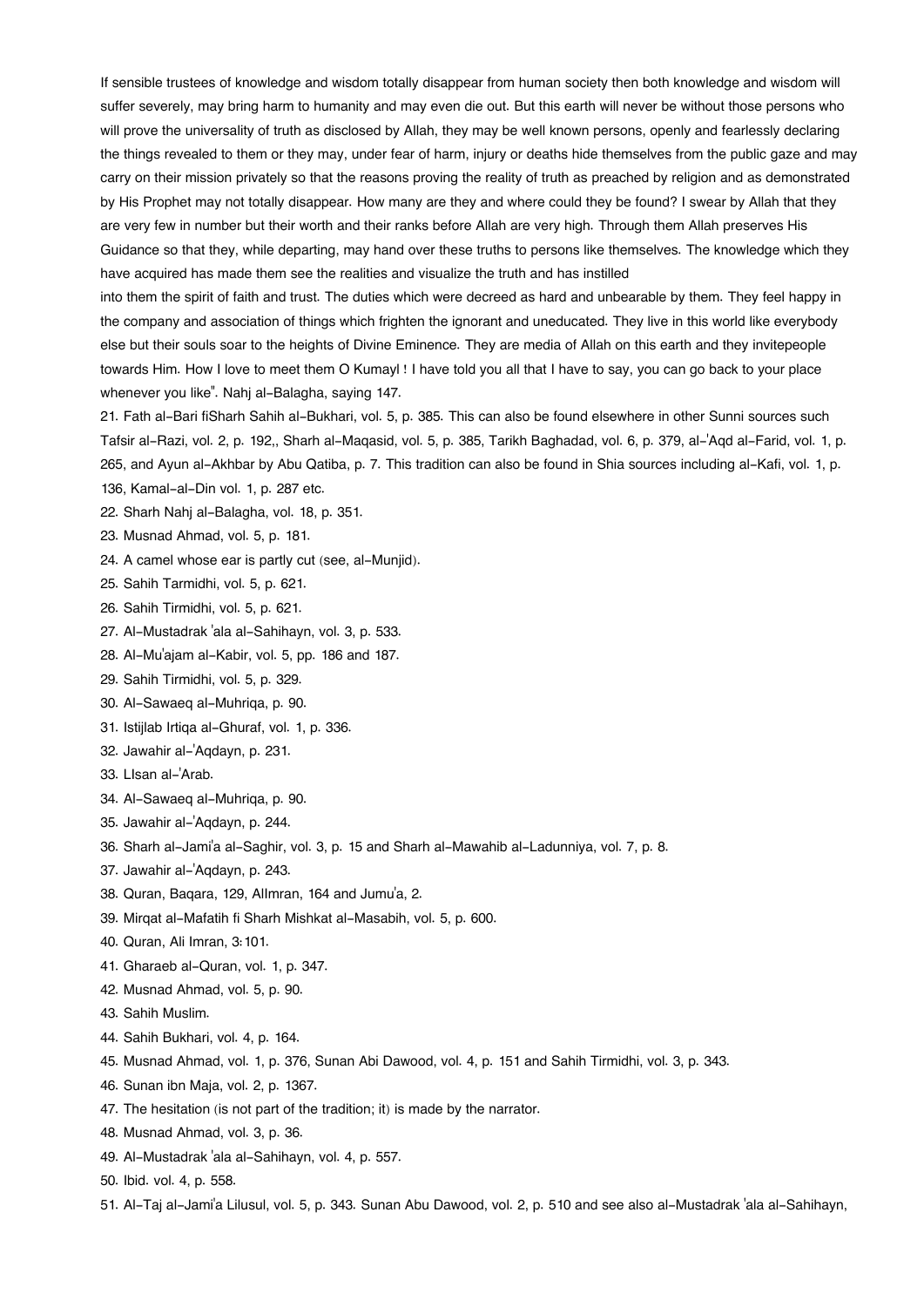If sensible trustees of knowledge and wisdom totally disappear from human society then both knowledge and wisdom will suffer severely, may bring harm to humanity and may even die out. But this earth will never be without those persons who will prove the universality of truth as disclosed by Allah, they may be well known persons, openly and fearlessly declaring the things revealed to them or they may, under fear of harm, injury or deaths hide themselves from the public gaze and may carry on their mission privately so that the reasons proving the reality of truth as preached by religion and as demonstrated by His Prophet may not totally disappear. How many are they and where could they be found? I swear by Allah that they are very few in number but their worth and their ranks before Allah are very high. Through them Allah preserves His Guidance so that they, while departing, may hand over these truths to persons like themselves. The knowledge which they have acquired has made them see the realities and visualize the truth and has instilled into them the spirit of faith and trust. The duties which were decreed as hard and unbearable by them. They feel happy in the company and association of things which frighten the ignorant and uneducated. They live in this world like everybody else but their souls soar to the heights of Divine Eminence. They are media of Allah on this earth and they invitepeople towards Him. How I love to meet them O Kumayl ! I have told you all that I have to say, you can go back to your place whenever you like". Nahj al-Balagha, saying 147.

21. Fath al-Bari fiSharh Sahih al-Bukhari, vol. 5, p. 385. This can also be found elsewhere in other Sunni sources such Tafsir al-Razi, vol. 2, p. 192,, Sharh al-Maqasid, vol. 5, p. 385, Tarikh Baghadad, vol. 6, p. 379, al-'Aqd al-Farid, vol. 1, p. 265, and Ayun al-Akhbar by Abu Qatiba, p. 7. This tradition can also be found in Shia sources including al-Kafi, vol. 1, p. 136, Kamal-al-Din vol. 1, p. 287 etc.
22. Sharh Nahj al-Balagha, vol. 18, p. 351.
23. Musnad Ahmad, vol. 5, p. 181.
24. A camel whose ear is partly cut (see, al-Munjid).
25. Sahih Tarmidhi, vol. 5, p. 621.
26. Sahih Tirmidhi, vol. 5, p. 621.
27. Al-Mustadrak 'ala al-Sahihayn, vol. 3, p. 533.
28. Al-Mu'ajam al-Kabir, vol. 5, pp. 186 and 187.
29. Sahih Tirmidhi, vol. 5, p. 329.
30. Al-Sawaeq al-Muhriqa, p. 90.
31. Istijlab Irtiqa al-Ghuraf, vol. 1, p. 336.
32. Jawahir al-'Aqdayn, p. 231.
33. LIsan al-'Arab.
34. Al-Sawaeq al-Muhriqa, p. 90.
35. Jawahir al-'Aqdayn, p. 244.
36. Sharh al-Jami'a al-Saghir, vol. 3, p. 15 and Sharh al-Mawahib al-Ladunniya, vol. 7, p. 8.
37. Jawahir al-'Aqdayn, p. 243.
38. Quran, Baqara, 129, AlImran, 164 and Jumu'a, 2.
39. Mirqat al-Mafatih fi Sharh Mishkat al-Masabih, vol. 5, p. 600.
40. Quran, Ali Imran, 3:101.
41. Gharaeb al-Quran, vol. 1, p. 347.
42. Musnad Ahmad, vol. 5, p. 90.
43. Sahih Muslim.
44. Sahih Bukhari, vol. 4, p. 164.
45. Musnad Ahmad, vol. 1, p. 376, Sunan Abi Dawood, vol. 4, p. 151 and Sahih Tirmidhi, vol. 3, p. 343.
46. Sunan ibn Maja, vol. 2, p. 1367.
47. The hesitation (is not part of the tradition; it) is made by the narrator.
48. Musnad Ahmad, vol. 3, p. 36.
49. Al-Mustadrak 'ala al-Sahihayn, vol. 4, p. 557.
50. Ibid. vol. 4, p. 558.
51. Al-Taj al-Jami'a Lilusul, vol. 5, p. 343. Sunan Abu Dawood, vol. 2, p. 510 and see also al-Mustadrak 'ala al-Sahihayn,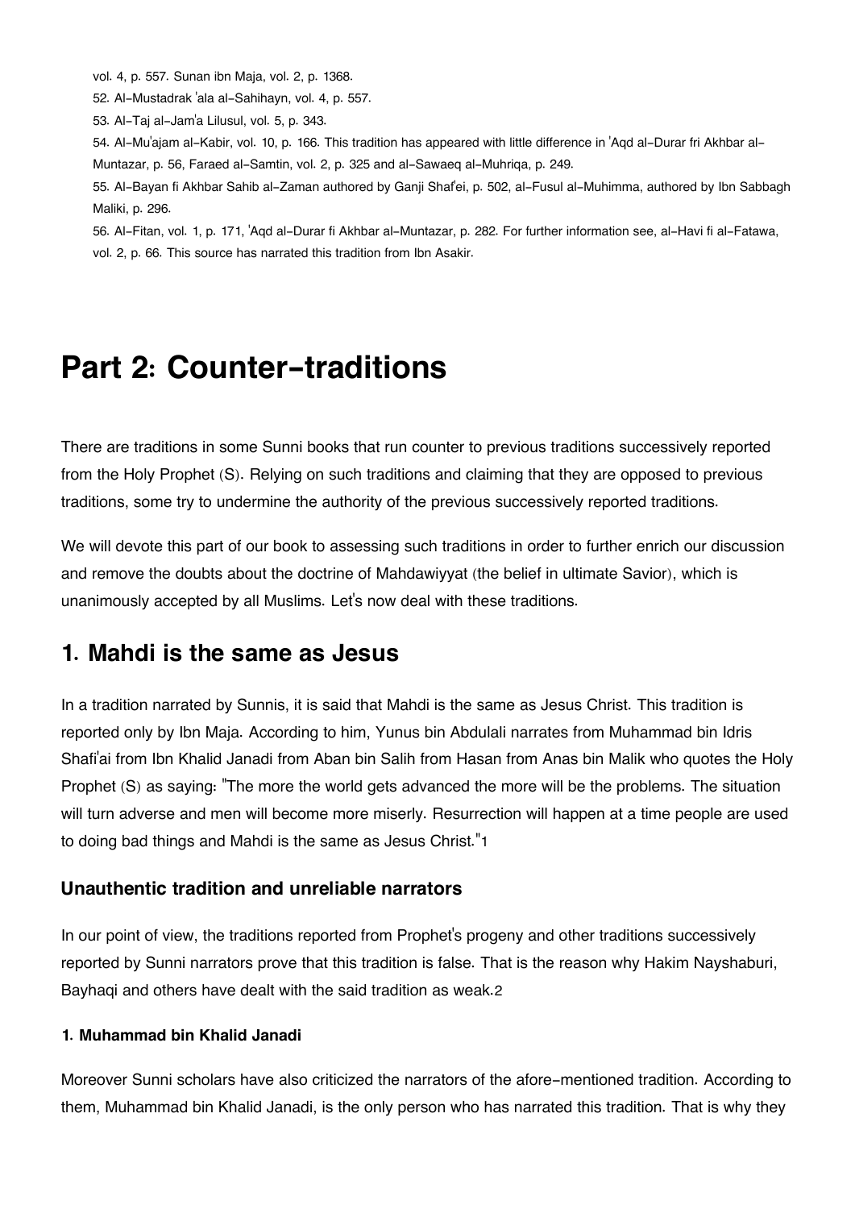vol. 4, p. 557. Sunan ibn Maja, vol. 2, p. 1368.

52. Al-Mustadrak 'ala al-Sahihayn, vol. 4, p. 557.

53. Al-Taj al-Jam'a Lilusul, vol. 5, p. 343.

54. Al-Mu'ajam al-Kabir, vol. 10, p. 166. This tradition has appeared with little difference in 'Aqd al-Durar fri Akhbar al-Muntazar, p. 56, Faraed al-Samtin, vol. 2, p. 325 and al-Sawaeq al-Muhriqa, p. 249.

55. Al-Bayan fi Akhbar Sahib al-Zaman authored by Ganji Shaf'ei, p. 502, al-Fusul al-Muhimma, authored by Ibn Sabbagh Maliki, p. 296.

56. Al-Fitan, vol. 1, p. 171, 'Aqd al-Durar fi Akhbar al-Muntazar, p. 282. For further information see, al-Havi fi al-Fatawa, vol. 2, p. 66. This source has narrated this tradition from Ibn Asakir.

# Part 2: Counter-traditions

There are traditions in some Sunni books that run counter to previous traditions successively reported from the Holy Prophet (S). Relying on such traditions and claiming that they are opposed to previous traditions, some try to undermine the authority of the previous successively reported traditions.

We will devote this part of our book to assessing such traditions in order to further enrich our discussion and remove the doubts about the doctrine of Mahdawiyyat (the belief in ultimate Savior), which is unanimously accepted by all Muslims. Let's now deal with these traditions.

## 1. Mahdi is the same as Jesus

In a tradition narrated by Sunnis, it is said that Mahdi is the same as Jesus Christ. This tradition is reported only by Ibn Maja. According to him, Yunus bin Abdulali narrates from Muhammad bin Idris Shafi'ai from Ibn Khalid Janadi from Aban bin Salih from Hasan from Anas bin Malik who quotes the Holy Prophet (S) as saying: "The more the world gets advanced the more will be the problems. The situation will turn adverse and men will become more miserly. Resurrection will happen at a time people are used to doing bad things and Mahdi is the same as Jesus Christ."[1]

### Unauthentic tradition and unreliable narrators

In our point of view, the traditions reported from Prophet's progeny and other traditions successively reported by Sunni narrators prove that this tradition is false. That is the reason why Hakim Nayshaburi, Bayhaqi and others have dealt with the said tradition as weak.[2]

#### 1. Muhammad bin Khalid Janadi

Moreover Sunni scholars have also criticized the narrators of the afore-mentioned tradition. According to them, Muhammad bin Khalid Janadi, is the only person who has narrated this tradition. That is why they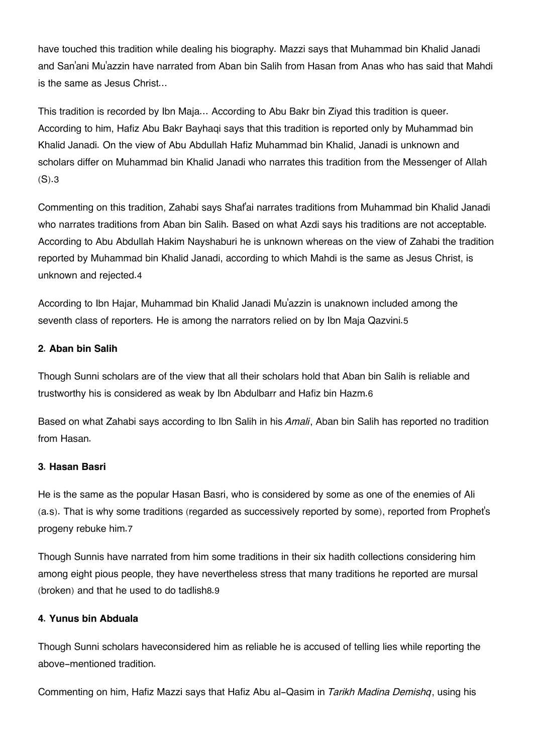have touched this tradition while dealing his biography. Mazzi says that Muhammad bin Khalid Janadi and San'ani Mu'azzin have narrated from Aban bin Salih from Hasan from Anas who has said that Mahdi is the same as Jesus Christ…

This tradition is recorded by Ibn Maja… According to Abu Bakr bin Ziyad this tradition is queer. According to him, Hafiz Abu Bakr Bayhaqi says that this tradition is reported only by Muhammad bin Khalid Janadi. On the view of Abu Abdullah Hafiz Muhammad bin Khalid, Janadi is unknown and scholars differ on Muhammad bin Khalid Janadi who narrates this tradition from the Messenger of Allah (S).3

Commenting on this tradition, Zahabi says Shaf'ai narrates traditions from Muhammad bin Khalid Janadi who narrates traditions from Aban bin Salih. Based on what Azdi says his traditions are not acceptable. According to Abu Abdullah Hakim Nayshaburi he is unknown whereas on the view of Zahabi the tradition reported by Muhammad bin Khalid Janadi, according to which Mahdi is the same as Jesus Christ, is unknown and rejected.4

According to Ibn Hajar, Muhammad bin Khalid Janadi Mu'azzin is unaknown included among the seventh class of reporters. He is among the narrators relied on by Ibn Maja Qazvini.5

#### 2. Aban bin Salih

Though Sunni scholars are of the view that all their scholars hold that Aban bin Salih is reliable and trustworthy his is considered as weak by Ibn Abdulbarr and Hafiz bin Hazm.6

Based on what Zahabi says according to Ibn Salih in his *Amali*, Aban bin Salih has reported no tradition from Hasan.

#### 3. Hasan Basri

He is the same as the popular Hasan Basri, who is considered by some as one of the enemies of Ali (a.s). That is why some traditions (regarded as successively reported by some), reported from Prophet's progeny rebuke him.7

Though Sunnis have narrated from him some traditions in their six hadith collections considering him among eight pious people, they have nevertheless stress that many traditions he reported are mursal (broken) and that he used to do tadlish8.9

#### 4. Yunus bin Abduala

Though Sunni scholars haveconsidered him as reliable he is accused of telling lies while reporting the above-mentioned tradition.

Commenting on him, Hafiz Mazzi says that Hafiz Abu al-Qasim in *Tarikh Madina Demishq*, using his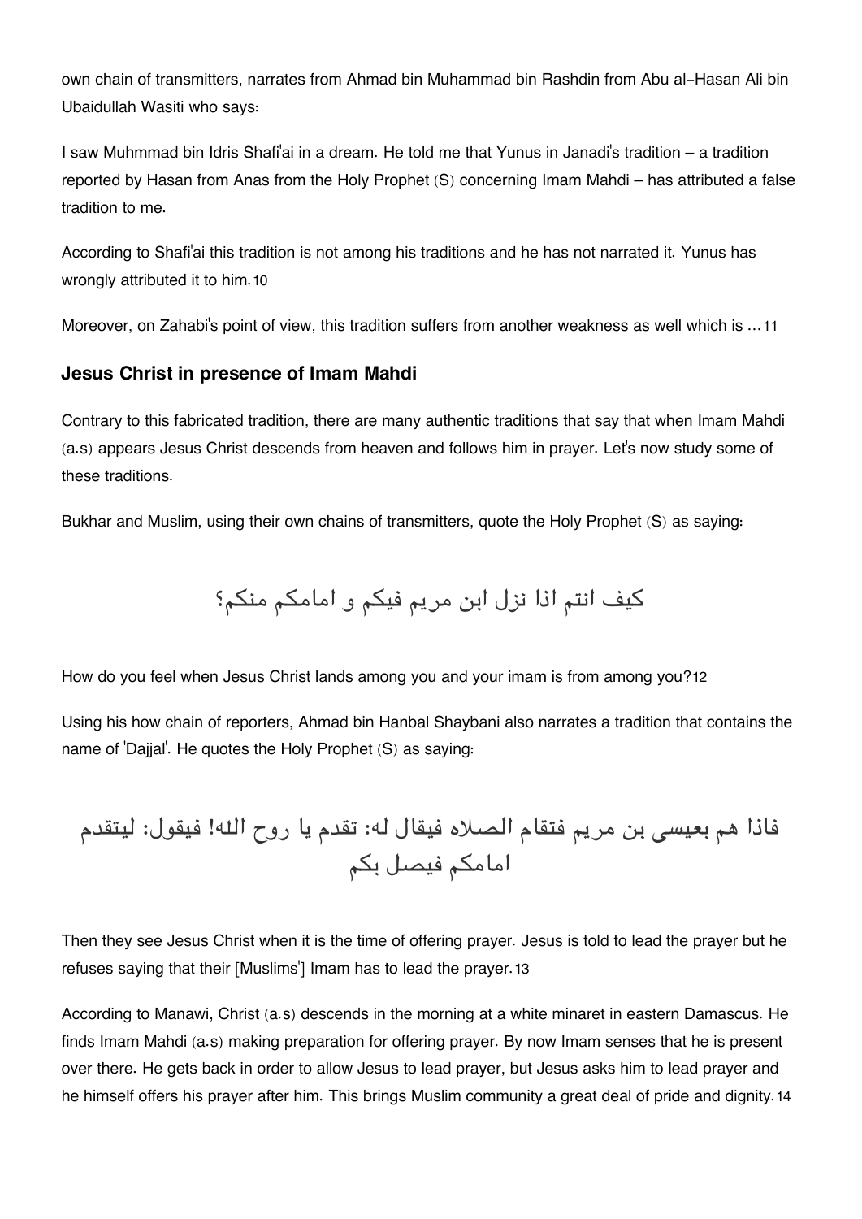own chain of transmitters, narrates from Ahmad bin Muhammad bin Rashdin from Abu al-Hasan Ali bin Ubaidullah Wasiti who says:

I saw Muhmmad bin Idris Shafi'ai in a dream. He told me that Yunus in Janadi's tradition – a tradition reported by Hasan from Anas from the Holy Prophet (S) concerning Imam Mahdi – has attributed a false tradition to me.

According to Shafi'ai this tradition is not among his traditions and he has not narrated it. Yunus has wrongly attributed it to him.[10]

Moreover, on Zahabi's point of view, this tradition suffers from another weakness as well which is ...[11]

### Jesus Christ in presence of Imam Mahdi

Contrary to this fabricated tradition, there are many authentic traditions that say that when Imam Mahdi (a.s) appears Jesus Christ descends from heaven and follows him in prayer. Let's now study some of these traditions.

Bukhar and Muslim, using their own chains of transmitters, quote the Holy Prophet (S) as saying:

كيف انتم اذا نزل ابن مريم فيكم و امامكم منكم؟

How do you feel when Jesus Christ lands among you and your imam is from among you?[12]

Using his how chain of reporters, Ahmad bin Hanbal Shaybani also narrates a tradition that contains the name of 'Dajjal'. He quotes the Holy Prophet (S) as saying:

فاذا هم بعيسى بن مريم فتقام الصلاه فيقال له: تقدم يا روح الله! فيقول: ليتقدم امامكم فيصل بكم

Then they see Jesus Christ when it is the time of offering prayer. Jesus is told to lead the prayer but he refuses saying that their [Muslims'] Imam has to lead the prayer.[13]

According to Manawi, Christ (a.s) descends in the morning at a white minaret in eastern Damascus. He finds Imam Mahdi (a.s) making preparation for offering prayer. By now Imam senses that he is present over there. He gets back in order to allow Jesus to lead prayer, but Jesus asks him to lead prayer and he himself offers his prayer after him. This brings Muslim community a great deal of pride and dignity.[14]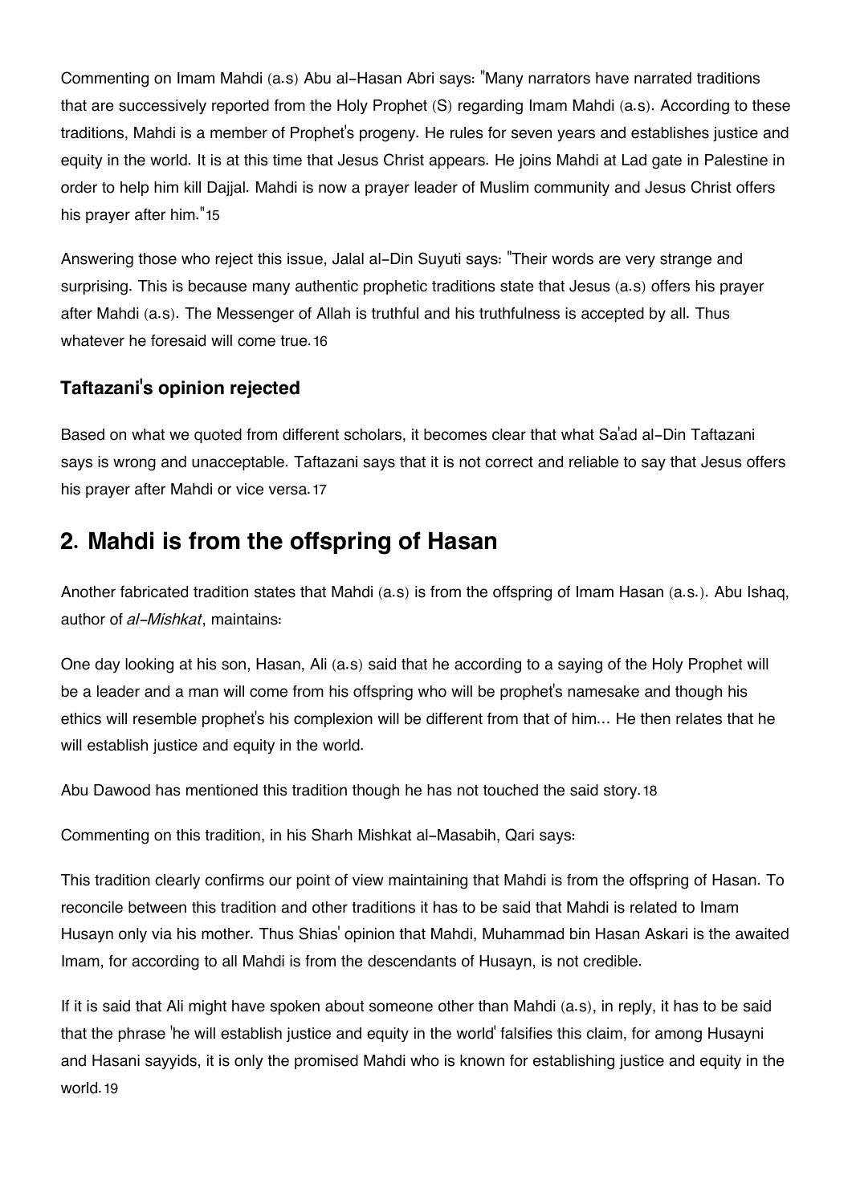Commenting on Imam Mahdi (a.s) Abu al-Hasan Abri says: "Many narrators have narrated traditions that are successively reported from the Holy Prophet (S) regarding Imam Mahdi (a.s). According to these traditions, Mahdi is a member of Prophet's progeny. He rules for seven years and establishes justice and equity in the world. It is at this time that Jesus Christ appears. He joins Mahdi at Lad gate in Palestine in order to help him kill Dajjal. Mahdi is now a prayer leader of Muslim community and Jesus Christ offers his prayer after him."[15]

Answering those who reject this issue, Jalal al-Din Suyuti says: "Their words are very strange and surprising. This is because many authentic prophetic traditions state that Jesus (a.s) offers his prayer after Mahdi (a.s). The Messenger of Allah is truthful and his truthfulness is accepted by all. Thus whatever he foresaid will come true.[16]

### Taftazani's opinion rejected

Based on what we quoted from different scholars, it becomes clear that what Sa'ad al-Din Taftazani says is wrong and unacceptable. Taftazani says that it is not correct and reliable to say that Jesus offers his prayer after Mahdi or vice versa.[17]

## 2. Mahdi is from the offspring of Hasan

Another fabricated tradition states that Mahdi (a.s) is from the offspring of Imam Hasan (a.s.). Abu Ishaq, author of *al-Mishkat*, maintains:

One day looking at his son, Hasan, Ali (a.s) said that he according to a saying of the Holy Prophet will be a leader and a man will come from his offspring who will be prophet's namesake and though his ethics will resemble prophet's his complexion will be different from that of him... He then relates that he will establish justice and equity in the world.

Abu Dawood has mentioned this tradition though he has not touched the said story.[18]

Commenting on this tradition, in his Sharh Mishkat al-Masabih, Qari says:

This tradition clearly confirms our point of view maintaining that Mahdi is from the offspring of Hasan. To reconcile between this tradition and other traditions it has to be said that Mahdi is related to Imam Husayn only via his mother. Thus Shias' opinion that Mahdi, Muhammad bin Hasan Askari is the awaited Imam, for according to all Mahdi is from the descendants of Husayn, is not credible.

If it is said that Ali might have spoken about someone other than Mahdi (a.s), in reply, it has to be said that the phrase 'he will establish justice and equity in the world' falsifies this claim, for among Husayni and Hasani sayyids, it is only the promised Mahdi who is known for establishing justice and equity in the world.[19]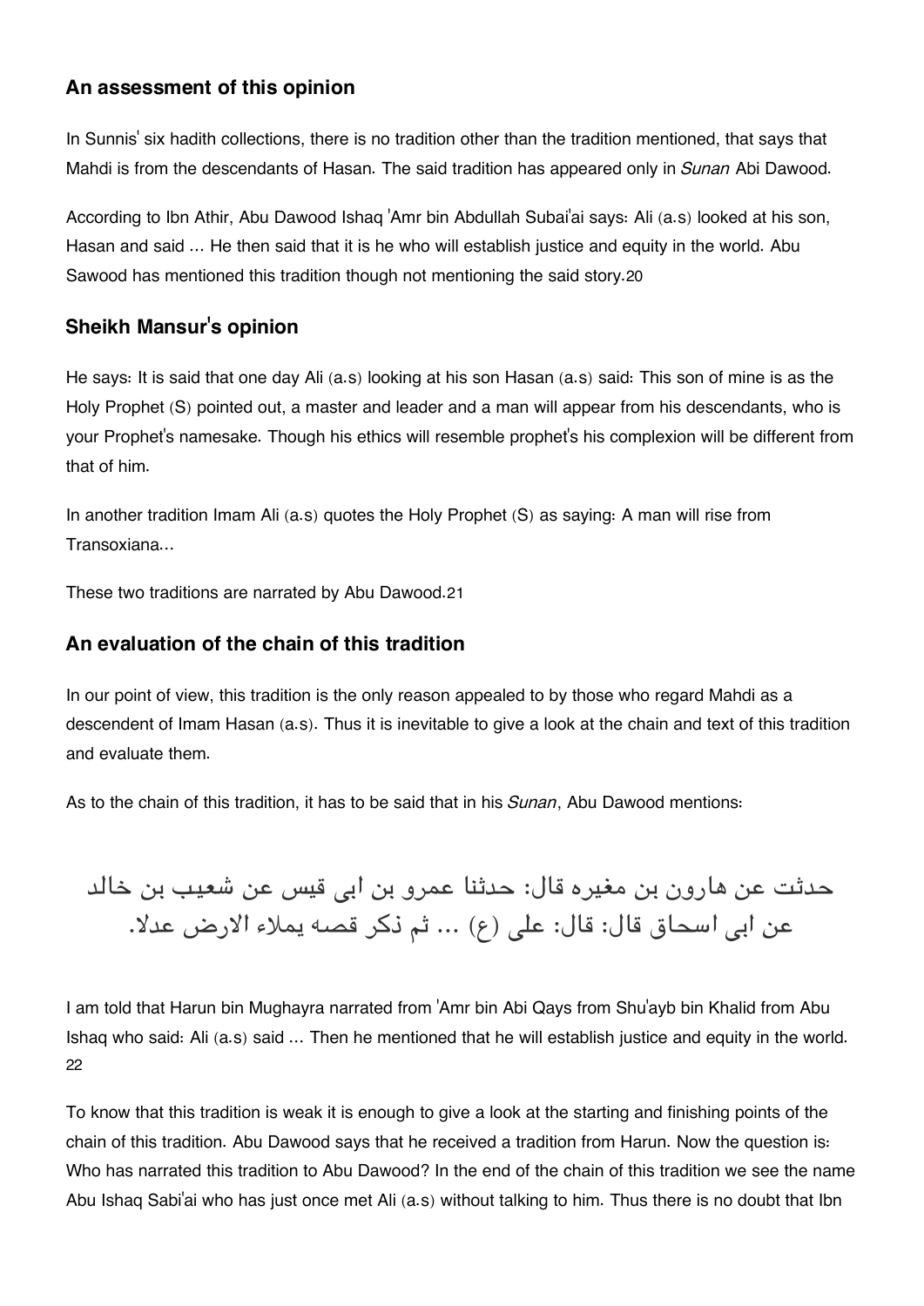### An assessment of this opinion

In Sunnis' six hadith collections, there is no tradition other than the tradition mentioned, that says that Mahdi is from the descendants of Hasan. The said tradition has appeared only in *Sunan* Abi Dawood.

According to Ibn Athir, Abu Dawood Ishaq 'Amr bin Abdullah Subai'ai says: Ali (a.s) looked at his son, Hasan and said ... He then said that it is he who will establish justice and equity in the world. Abu Sawood has mentioned this tradition though not mentioning the said story.[20]

### Sheikh Mansur's opinion

He says: It is said that one day Ali (a.s) looking at his son Hasan (a.s) said: This son of mine is as the Holy Prophet (S) pointed out, a master and leader and a man will appear from his descendants, who is your Prophet's namesake. Though his ethics will resemble prophet's his complexion will be different from that of him.

In another tradition Imam Ali (a.s) quotes the Holy Prophet (S) as saying: A man will rise from Transoxiana...

These two traditions are narrated by Abu Dawood.[21]

### An evaluation of the chain of this tradition

In our point of view, this tradition is the only reason appealed to by those who regard Mahdi as a descendent of Imam Hasan (a.s). Thus it is inevitable to give a look at the chain and text of this tradition and evaluate them.

As to the chain of this tradition, it has to be said that in his *Sunan*, Abu Dawood mentions:

حدثت عن هارون بن مغيره قال: حدثنا عمرو بن ابى قيس عن شعيب بن خالد عن ابى اسحاق قال: قال: على (ع) ... ثم ذكر قصه يملاء الارض عدلا.

I am told that Harun bin Mughayra narrated from 'Amr bin Abi Qays from Shu'ayb bin Khalid from Abu Ishaq who said: Ali (a.s) said ... Then he mentioned that he will establish justice and equity in the world.[22]

To know that this tradition is weak it is enough to give a look at the starting and finishing points of the chain of this tradition. Abu Dawood says that he received a tradition from Harun. Now the question is: Who has narrated this tradition to Abu Dawood? In the end of the chain of this tradition we see the name Abu Ishaq Sabi'ai who has just once met Ali (a.s) without talking to him. Thus there is no doubt that Ibn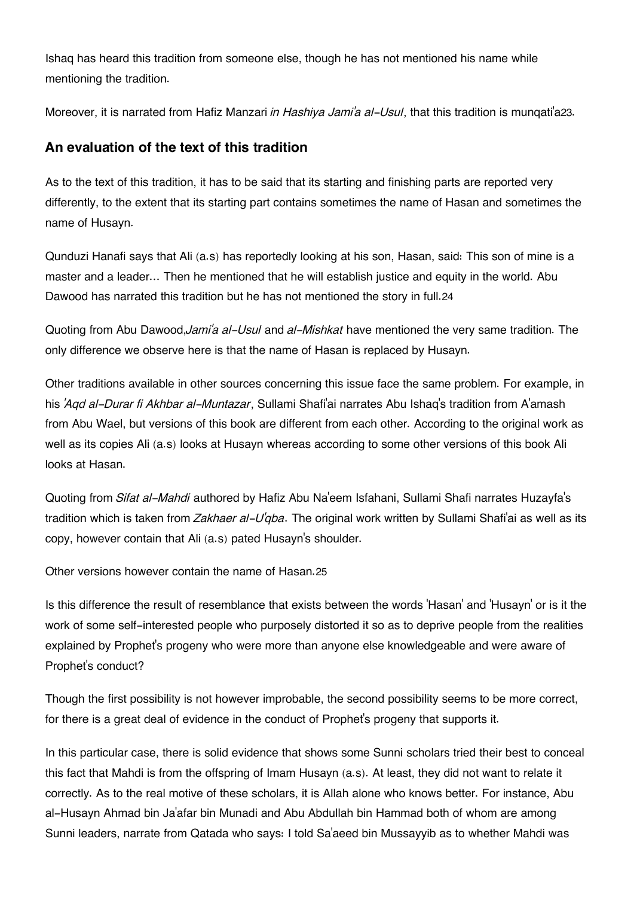Ishaq has heard this tradition from someone else, though he has not mentioned his name while mentioning the tradition.

Moreover, it is narrated from Hafiz Manzari *in Hashiya Jami'a al-Usul*, that this tradition is munqati'a[23].

### An evaluation of the text of this tradition

As to the text of this tradition, it has to be said that its starting and finishing parts are reported very differently, to the extent that its starting part contains sometimes the name of Hasan and sometimes the name of Husayn.

Qunduzi Hanafi says that Ali (a.s) has reportedly looking at his son, Hasan, said: This son of mine is a master and a leader... Then he mentioned that he will establish justice and equity in the world. Abu Dawood has narrated this tradition but he has not mentioned the story in full.[24]

Quoting from Abu Dawood,*Jami'a al-Usul* and *al-Mishkat* have mentioned the very same tradition. The only difference we observe here is that the name of Hasan is replaced by Husayn.

Other traditions available in other sources concerning this issue face the same problem. For example, in his *'Aqd al-Durar fi Akhbar al-Muntazar*, Sullami Shafi'ai narrates Abu Ishaq's tradition from A'amash from Abu Wael, but versions of this book are different from each other. According to the original work as well as its copies Ali (a.s) looks at Husayn whereas according to some other versions of this book Ali looks at Hasan.

Quoting from *Sifat al-Mahdi* authored by Hafiz Abu Na'eem Isfahani, Sullami Shafi narrates Huzayfa's tradition which is taken from *Zakhaer al-U'qba*. The original work written by Sullami Shafi'ai as well as its copy, however contain that Ali (a.s) pated Husayn's shoulder.

Other versions however contain the name of Hasan.[25]

Is this difference the result of resemblance that exists between the words 'Hasan' and 'Husayn' or is it the work of some self-interested people who purposely distorted it so as to deprive people from the realities explained by Prophet's progeny who were more than anyone else knowledgeable and were aware of Prophet's conduct?

Though the first possibility is not however improbable, the second possibility seems to be more correct, for there is a great deal of evidence in the conduct of Prophet's progeny that supports it.

In this particular case, there is solid evidence that shows some Sunni scholars tried their best to conceal this fact that Mahdi is from the offspring of Imam Husayn (a.s). At least, they did not want to relate it correctly. As to the real motive of these scholars, it is Allah alone who knows better. For instance, Abu al-Husayn Ahmad bin Ja'afar bin Munadi and Abu Abdullah bin Hammad both of whom are among Sunni leaders, narrate from Qatada who says: I told Sa'aeed bin Mussayyib as to whether Mahdi was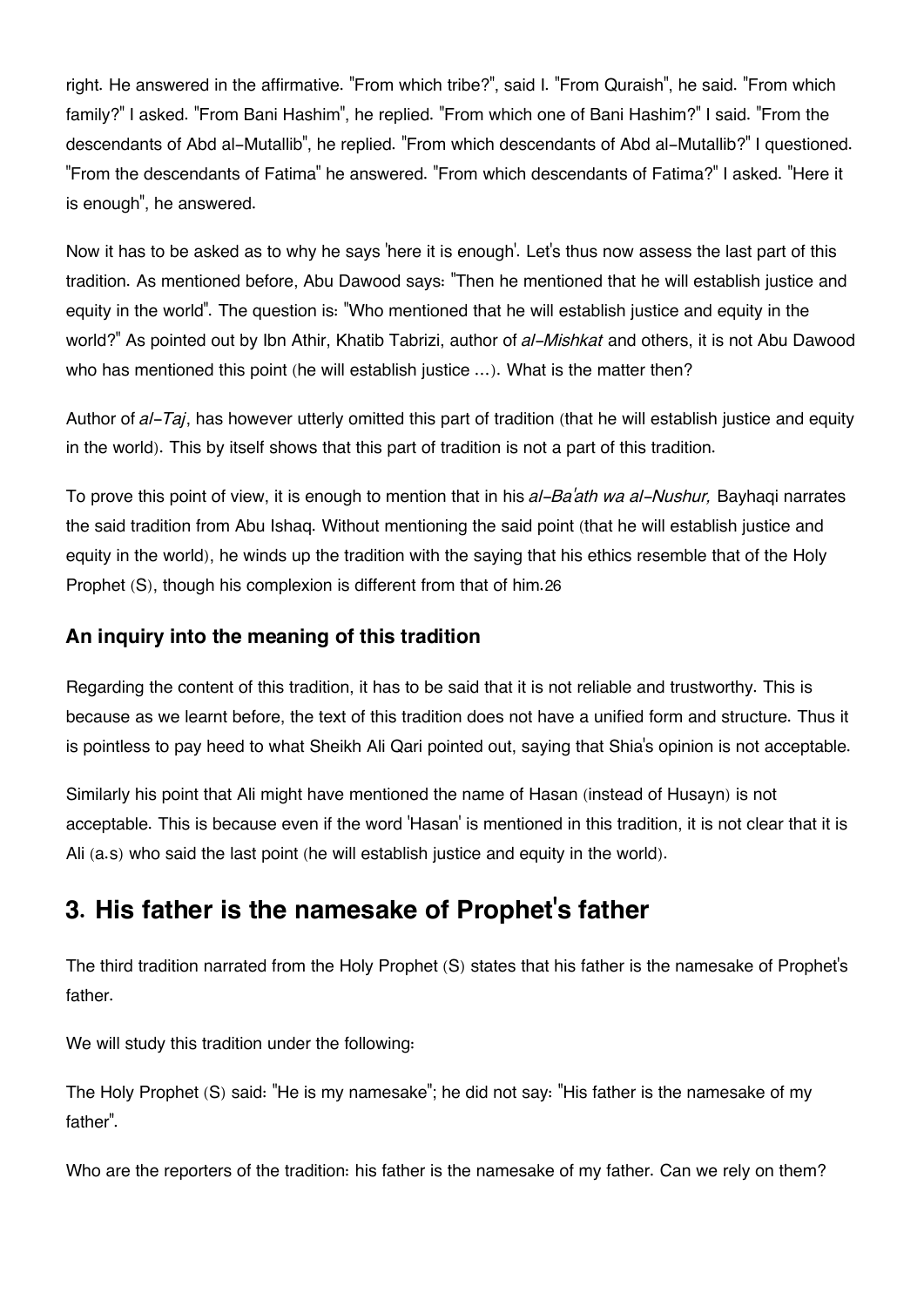right. He answered in the affirmative. "From which tribe?", said I. "From Quraish", he said. "From which family?" I asked. "From Bani Hashim", he replied. "From which one of Bani Hashim?" I said. "From the descendants of Abd al-Mutallib", he replied. "From which descendants of Abd al-Mutallib?" I questioned. "From the descendants of Fatima" he answered. "From which descendants of Fatima?" I asked. "Here it is enough", he answered.

Now it has to be asked as to why he says 'here it is enough'. Let's thus now assess the last part of this tradition. As mentioned before, Abu Dawood says: "Then he mentioned that he will establish justice and equity in the world". The question is: "Who mentioned that he will establish justice and equity in the world?" As pointed out by Ibn Athir, Khatib Tabrizi, author of *al-Mishkat* and others, it is not Abu Dawood who has mentioned this point (he will establish justice ...). What is the matter then?

Author of *al-Taj*, has however utterly omitted this part of tradition (that he will establish justice and equity in the world). This by itself shows that this part of tradition is not a part of this tradition.

To prove this point of view, it is enough to mention that in his *al-Ba'ath wa al-Nushur,* Bayhaqi narrates the said tradition from Abu Ishaq. Without mentioning the said point (that he will establish justice and equity in the world), he winds up the tradition with the saying that his ethics resemble that of the Holy Prophet (S), though his complexion is different from that of him.[26]

### An inquiry into the meaning of this tradition

Regarding the content of this tradition, it has to be said that it is not reliable and trustworthy. This is because as we learnt before, the text of this tradition does not have a unified form and structure. Thus it is pointless to pay heed to what Sheikh Ali Qari pointed out, saying that Shia's opinion is not acceptable.

Similarly his point that Ali might have mentioned the name of Hasan (instead of Husayn) is not acceptable. This is because even if the word 'Hasan' is mentioned in this tradition, it is not clear that it is Ali (a.s) who said the last point (he will establish justice and equity in the world).

## 3. His father is the namesake of Prophet's father

The third tradition narrated from the Holy Prophet (S) states that his father is the namesake of Prophet's father.

We will study this tradition under the following:

The Holy Prophet (S) said: "He is my namesake"; he did not say: "His father is the namesake of my father".

Who are the reporters of the tradition: his father is the namesake of my father. Can we rely on them?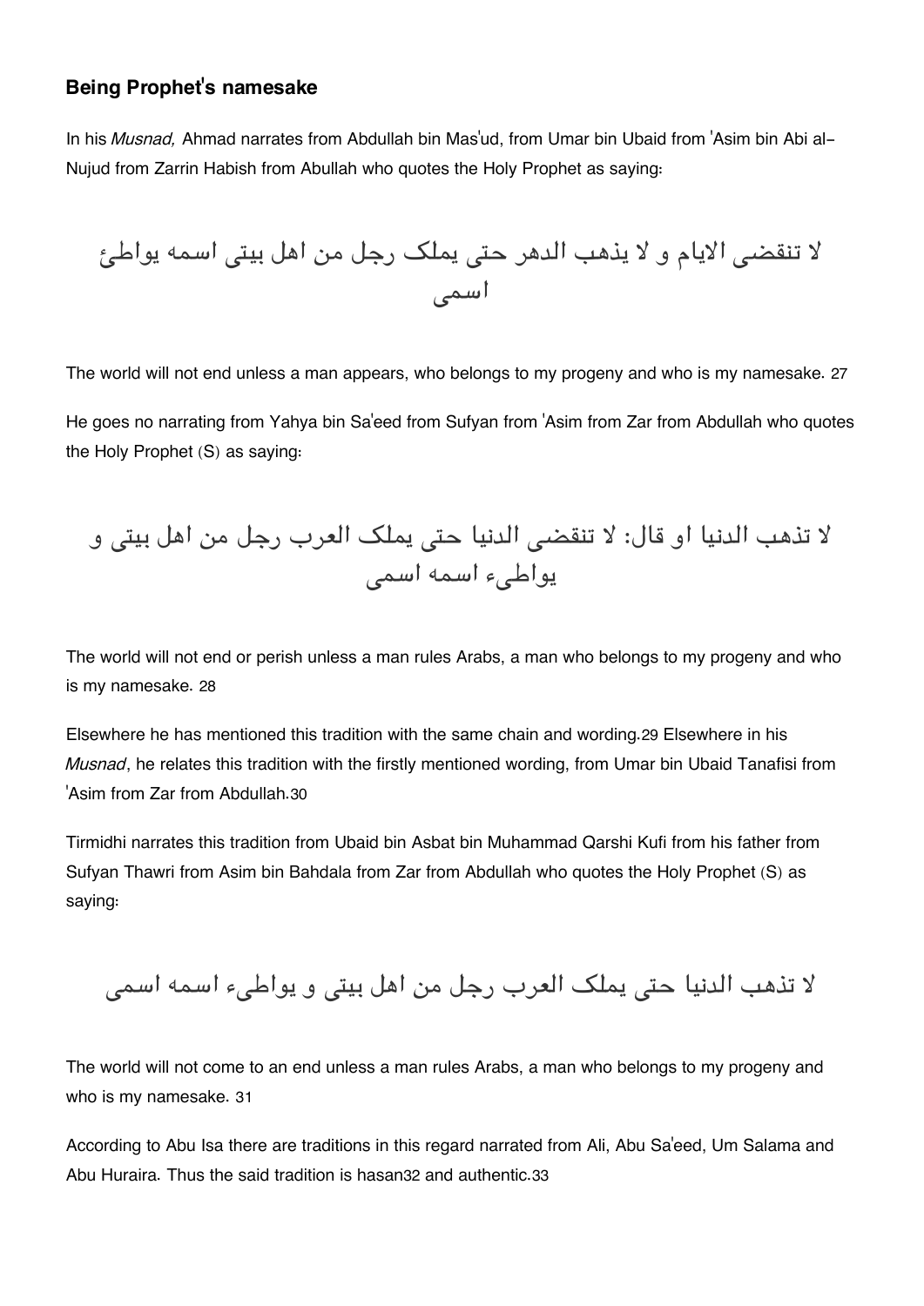### Being Prophet's namesake

In his *Musnad,* Ahmad narrates from Abdullah bin Mas'ud, from Umar bin Ubaid from 'Asim bin Abi al-Nujud from Zarrin Habish from Abullah who quotes the Holy Prophet as saying:

لا تنقضی الایام و لا یذهب الدهر حتی یملک رجل من اهل بیتی اسمه یواطئ اسمی

The world will not end unless a man appears, who belongs to my progeny and who is my namesake. 27

He goes no narrating from Yahya bin Sa'eed from Sufyan from 'Asim from Zar from Abdullah who quotes the Holy Prophet (S) as saying:

لا تذهب الدنیا او قال: لا تنقضی الدنیا حتی یملک العرب رجل من اهل بیتی و یواطیء اسمه اسمی

The world will not end or perish unless a man rules Arabs, a man who belongs to my progeny and who is my namesake. 28

Elsewhere he has mentioned this tradition with the same chain and wording.29 Elsewhere in his *Musnad*, he relates this tradition with the firstly mentioned wording, from Umar bin Ubaid Tanafisi from 'Asim from Zar from Abdullah.30

Tirmidhi narrates this tradition from Ubaid bin Asbat bin Muhammad Qarshi Kufi from his father from Sufyan Thawri from Asim bin Bahdala from Zar from Abdullah who quotes the Holy Prophet (S) as saying:

لا تذهب الدنیا حتی یملک العرب رجل من اهل بیتی و یواطیء اسمه اسمی

The world will not come to an end unless a man rules Arabs, a man who belongs to my progeny and who is my namesake. 31

According to Abu Isa there are traditions in this regard narrated from Ali, Abu Sa'eed, Um Salama and Abu Huraira. Thus the said tradition is hasan32 and authentic.33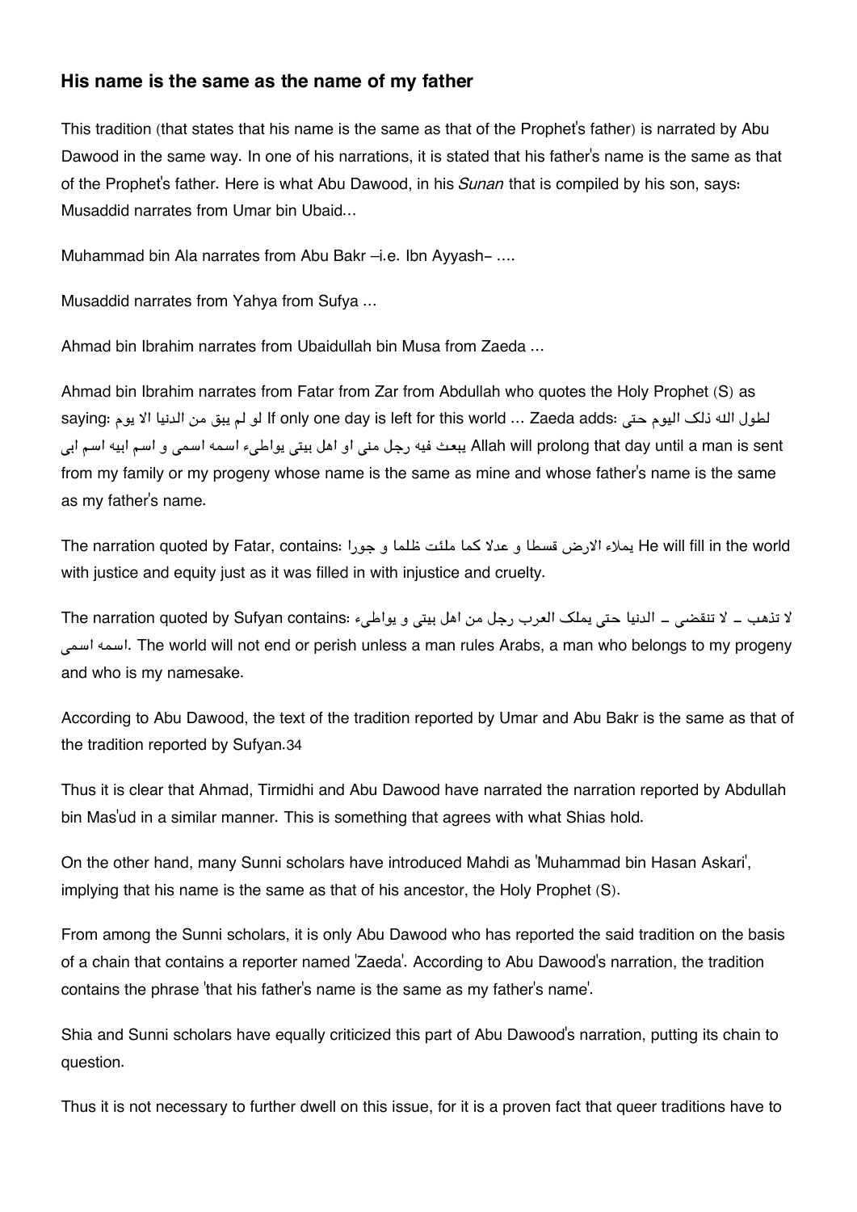### His name is the same as the name of my father

This tradition (that states that his name is the same as that of the Prophet's father) is narrated by Abu Dawood in the same way. In one of his narrations, it is stated that his father's name is the same as that of the Prophet's father. Here is what Abu Dawood, in his *Sunan* that is compiled by his son, says: Musaddid narrates from Umar bin Ubaid...

Muhammad bin Ala narrates from Abu Bakr –i.e. Ibn Ayyash– ....

Musaddid narrates from Yahya from Sufya ...

Ahmad bin Ibrahim narrates from Ubaidullah bin Musa from Zaeda ...

Ahmad bin Ibrahim narrates from Fatar from Zar from Abdullah who quotes the Holy Prophet (S) as saying: لو لم يبق من الدنيا الا يوم If only one day is left for this world ... Zaeda adds: لطول الله ذلک اليوم حتى يبعث فيه رجل منى او اهل بيتى يواطىء اسمه اسمى و اسم ابيه اسم ابى Allah will prolong that day until a man is sent from my family or my progeny whose name is the same as mine and whose father's name is the same as my father's name.

The narration quoted by Fatar, contains: يملاء الارض قسطا و عدلا كما ملئت ظلما و جورا He will fill in the world with justice and equity just as it was filled in with injustice and cruelty.

The narration quoted by Sufyan contains: لا تذهب ـ لا تنقضى ـ الدنيا حتى يملک العرب رجل من اهل بيتى و يواطىء اسمه اسمى. The world will not end or perish unless a man rules Arabs, a man who belongs to my progeny and who is my namesake.

According to Abu Dawood, the text of the tradition reported by Umar and Abu Bakr is the same as that of the tradition reported by Sufyan.34

Thus it is clear that Ahmad, Tirmidhi and Abu Dawood have narrated the narration reported by Abdullah bin Mas'ud in a similar manner. This is something that agrees with what Shias hold.

On the other hand, many Sunni scholars have introduced Mahdi as 'Muhammad bin Hasan Askari', implying that his name is the same as that of his ancestor, the Holy Prophet (S).

From among the Sunni scholars, it is only Abu Dawood who has reported the said tradition on the basis of a chain that contains a reporter named 'Zaeda'. According to Abu Dawood's narration, the tradition contains the phrase 'that his father's name is the same as my father's name'.

Shia and Sunni scholars have equally criticized this part of Abu Dawood's narration, putting its chain to question.

Thus it is not necessary to further dwell on this issue, for it is a proven fact that queer traditions have to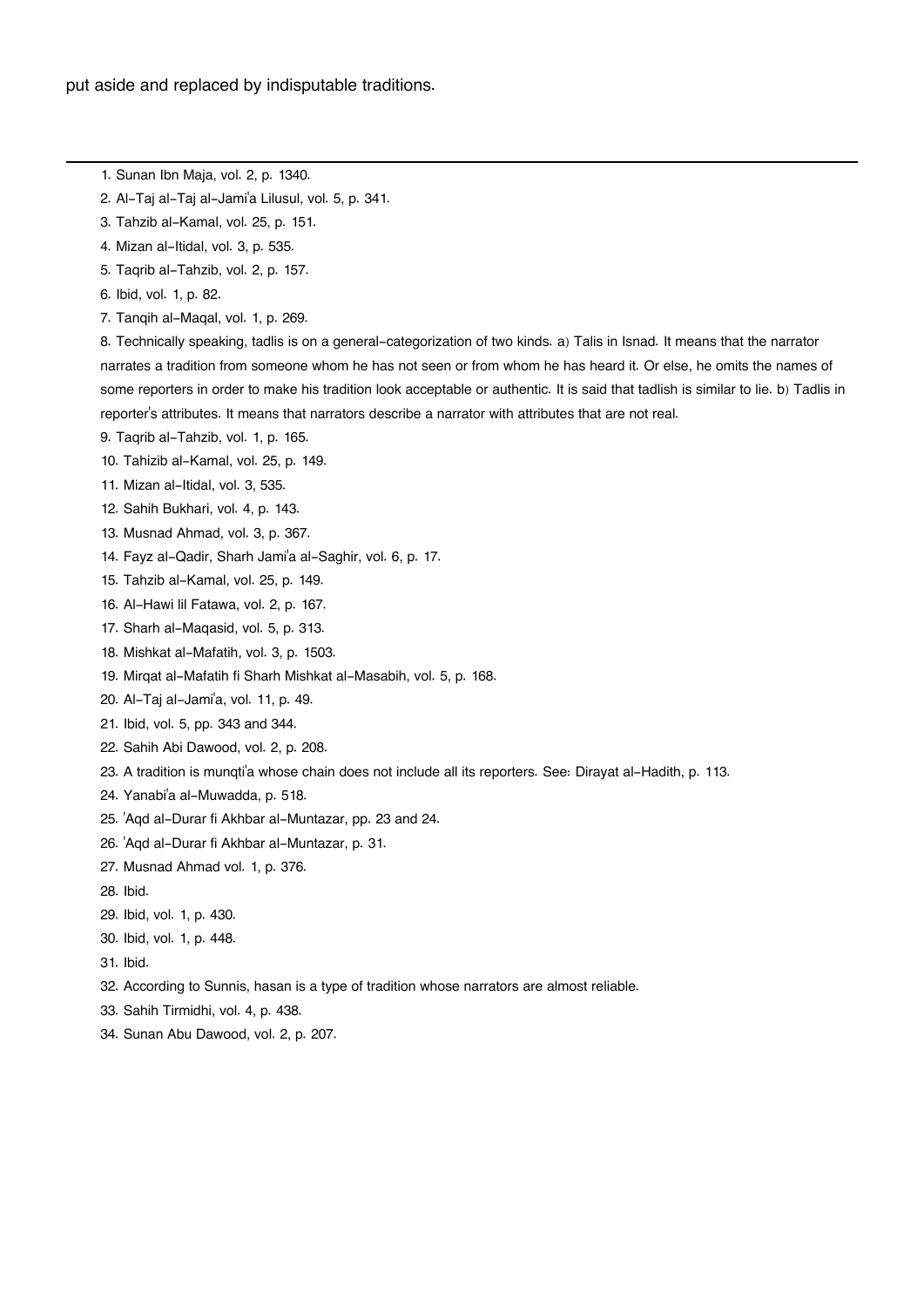put aside and replaced by indisputable traditions.

---

1. Sunan Ibn Maja, vol. 2, p. 1340.
2. Al-Taj al-Taj al-Jami'a Lilusul, vol. 5, p. 341.
3. Tahzib al-Kamal, vol. 25, p. 151.
4. Mizan al-Itidal, vol. 3, p. 535.
5. Taqrib al-Tahzib, vol. 2, p. 157.
6. Ibid, vol. 1, p. 82.
7. Tanqih al-Maqal, vol. 1, p. 269.
8. Technically speaking, tadlis is on a general-categorization of two kinds. a) Talis in Isnad. It means that the narrator narrates a tradition from someone whom he has not seen or from whom he has heard it. Or else, he omits the names of some reporters in order to make his tradition look acceptable or authentic. It is said that tadlish is similar to lie. b) Tadlis in reporter's attributes. It means that narrators describe a narrator with attributes that are not real.
9. Taqrib al-Tahzib, vol. 1, p. 165.
10. Tahizib al-Kamal, vol. 25, p. 149.
11. Mizan al-Itidal, vol. 3, 535.
12. Sahih Bukhari, vol. 4, p. 143.
13. Musnad Ahmad, vol. 3, p. 367.
14. Fayz al-Qadir, Sharh Jami'a al-Saghir, vol. 6, p. 17.
15. Tahzib al-Kamal, vol. 25, p. 149.
16. Al-Hawi lil Fatawa, vol. 2, p. 167.
17. Sharh al-Maqasid, vol. 5, p. 313.
18. Mishkat al-Mafatih, vol. 3, p. 1503.
19. Mirqat al-Mafatih fi Sharh Mishkat al-Masabih, vol. 5, p. 168.
20. Al-Taj al-Jami'a, vol. 11, p. 49.
21. Ibid, vol. 5, pp. 343 and 344.
22. Sahih Abi Dawood, vol. 2, p. 208.
23. A tradition is munqti'a whose chain does not include all its reporters. See: Dirayat al-Hadith, p. 113.
24. Yanabi'a al-Muwadda, p. 518.
25. 'Aqd al-Durar fi Akhbar al-Muntazar, pp. 23 and 24.
26. 'Aqd al-Durar fi Akhbar al-Muntazar, p. 31.
27. Musnad Ahmad vol. 1, p. 376.
28. Ibid.
29. Ibid, vol. 1, p. 430.
30. Ibid, vol. 1, p. 448.
31. Ibid.
32. According to Sunnis, hasan is a type of tradition whose narrators are almost reliable.
33. Sahih Tirmidhi, vol. 4, p. 438.
34. Sunan Abu Dawood, vol. 2, p. 207.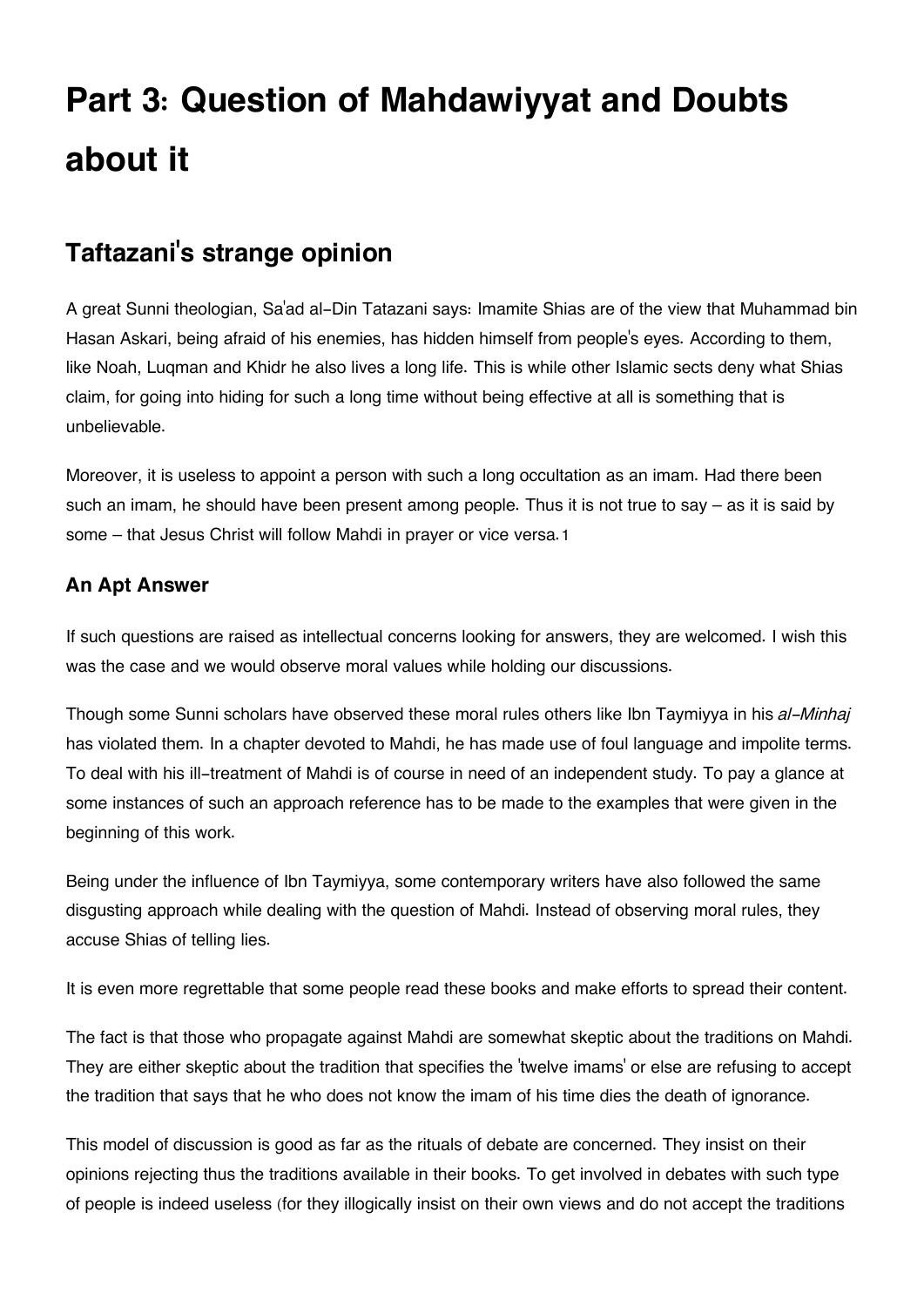# Part 3: Question of Mahdawiyyat and Doubts about it

## Taftazani's strange opinion

A great Sunni theologian, Sa'ad al-Din Tatazani says: Imamite Shias are of the view that Muhammad bin Hasan Askari, being afraid of his enemies, has hidden himself from people's eyes. According to them, like Noah, Luqman and Khidr he also lives a long life. This is while other Islamic sects deny what Shias claim, for going into hiding for such a long time without being effective at all is something that is unbelievable.

Moreover, it is useless to appoint a person with such a long occultation as an imam. Had there been such an imam, he should have been present among people. Thus it is not true to say – as it is said by some – that Jesus Christ will follow Mahdi in prayer or vice versa.[1]

### An Apt Answer

If such questions are raised as intellectual concerns looking for answers, they are welcomed. I wish this was the case and we would observe moral values while holding our discussions.

Though some Sunni scholars have observed these moral rules others like Ibn Taymiyya in his *al-Minhaj* has violated them. In a chapter devoted to Mahdi, he has made use of foul language and impolite terms. To deal with his ill-treatment of Mahdi is of course in need of an independent study. To pay a glance at some instances of such an approach reference has to be made to the examples that were given in the beginning of this work.

Being under the influence of Ibn Taymiyya, some contemporary writers have also followed the same disgusting approach while dealing with the question of Mahdi. Instead of observing moral rules, they accuse Shias of telling lies.

It is even more regrettable that some people read these books and make efforts to spread their content.

The fact is that those who propagate against Mahdi are somewhat skeptic about the traditions on Mahdi. They are either skeptic about the tradition that specifies the 'twelve imams' or else are refusing to accept the tradition that says that he who does not know the imam of his time dies the death of ignorance.

This model of discussion is good as far as the rituals of debate are concerned. They insist on their opinions rejecting thus the traditions available in their books. To get involved in debates with such type of people is indeed useless (for they illogically insist on their own views and do not accept the traditions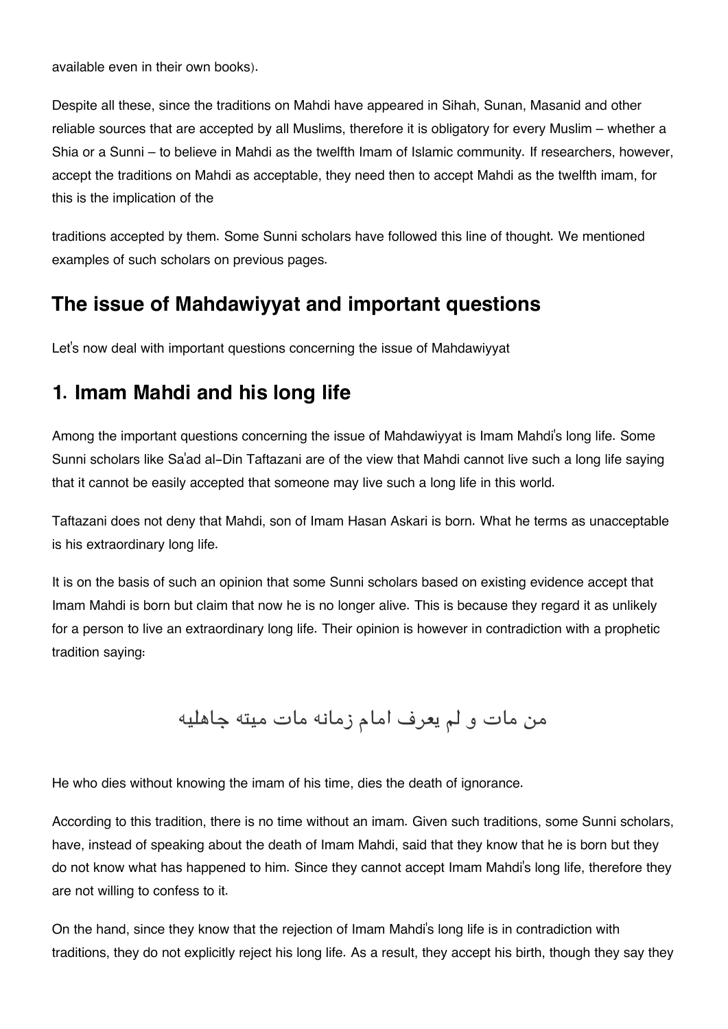available even in their own books).

Despite all these, since the traditions on Mahdi have appeared in Sihah, Sunan, Masanid and other reliable sources that are accepted by all Muslims, therefore it is obligatory for every Muslim – whether a Shia or a Sunni – to believe in Mahdi as the twelfth Imam of Islamic community. If researchers, however, accept the traditions on Mahdi as acceptable, they need then to accept Mahdi as the twelfth imam, for this is the implication of the traditions accepted by them. Some Sunni scholars have followed this line of thought. We mentioned examples of such scholars on previous pages.

## The issue of Mahdawiyyat and important questions

Let's now deal with important questions concerning the issue of Mahdawiyyat

## 1. Imam Mahdi and his long life

Among the important questions concerning the issue of Mahdawiyyat is Imam Mahdi's long life. Some Sunni scholars like Sa'ad al-Din Taftazani are of the view that Mahdi cannot live such a long life saying that it cannot be easily accepted that someone may live such a long life in this world.

Taftazani does not deny that Mahdi, son of Imam Hasan Askari is born. What he terms as unacceptable is his extraordinary long life.

It is on the basis of such an opinion that some Sunni scholars based on existing evidence accept that Imam Mahdi is born but claim that now he is no longer alive. This is because they regard it as unlikely for a person to live an extraordinary long life. Their opinion is however in contradiction with a prophetic tradition saying:

من مات و لم يعرف امام زمانه مات ميته جاهليه

He who dies without knowing the imam of his time, dies the death of ignorance.

According to this tradition, there is no time without an imam. Given such traditions, some Sunni scholars, have, instead of speaking about the death of Imam Mahdi, said that they know that he is born but they do not know what has happened to him. Since they cannot accept Imam Mahdi's long life, therefore they are not willing to confess to it.

On the hand, since they know that the rejection of Imam Mahdi's long life is in contradiction with traditions, they do not explicitly reject his long life. As a result, they accept his birth, though they say they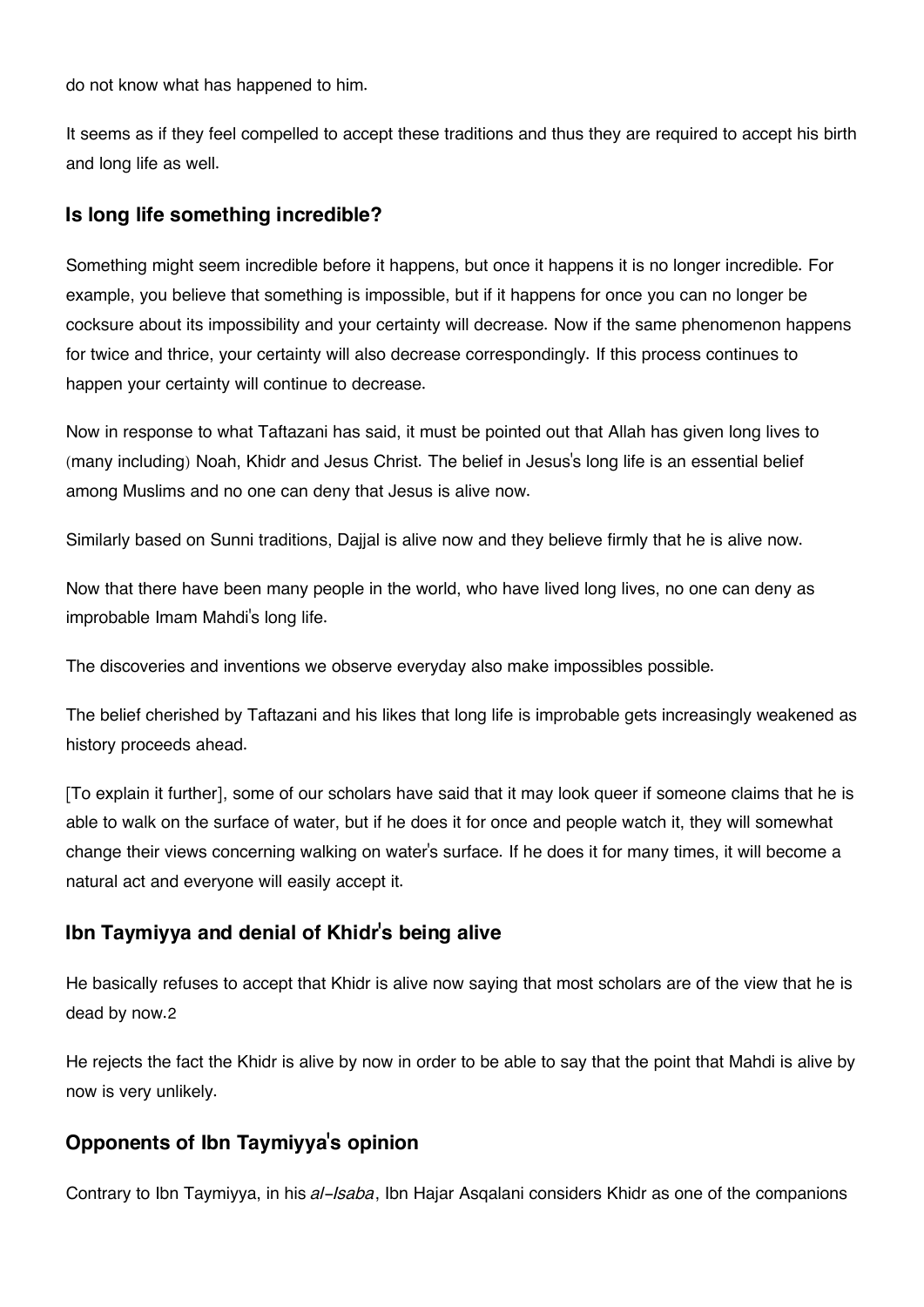do not know what has happened to him.

It seems as if they feel compelled to accept these traditions and thus they are required to accept his birth and long life as well.

### Is long life something incredible?

Something might seem incredible before it happens, but once it happens it is no longer incredible. For example, you believe that something is impossible, but if it happens for once you can no longer be cocksure about its impossibility and your certainty will decrease. Now if the same phenomenon happens for twice and thrice, your certainty will also decrease correspondingly. If this process continues to happen your certainty will continue to decrease.

Now in response to what Taftazani has said, it must be pointed out that Allah has given long lives to (many including) Noah, Khidr and Jesus Christ. The belief in Jesus's long life is an essential belief among Muslims and no one can deny that Jesus is alive now.

Similarly based on Sunni traditions, Dajjal is alive now and they believe firmly that he is alive now.

Now that there have been many people in the world, who have lived long lives, no one can deny as improbable Imam Mahdi's long life.

The discoveries and inventions we observe everyday also make impossibles possible.

The belief cherished by Taftazani and his likes that long life is improbable gets increasingly weakened as history proceeds ahead.

[To explain it further], some of our scholars have said that it may look queer if someone claims that he is able to walk on the surface of water, but if he does it for once and people watch it, they will somewhat change their views concerning walking on water's surface. If he does it for many times, it will become a natural act and everyone will easily accept it.

### Ibn Taymiyya and denial of Khidr's being alive

He basically refuses to accept that Khidr is alive now saying that most scholars are of the view that he is dead by now.2

He rejects the fact the Khidr is alive by now in order to be able to say that the point that Mahdi is alive by now is very unlikely.

### Opponents of Ibn Taymiyya's opinion

Contrary to Ibn Taymiyya, in his *al-Isaba*, Ibn Hajar Asqalani considers Khidr as one of the companions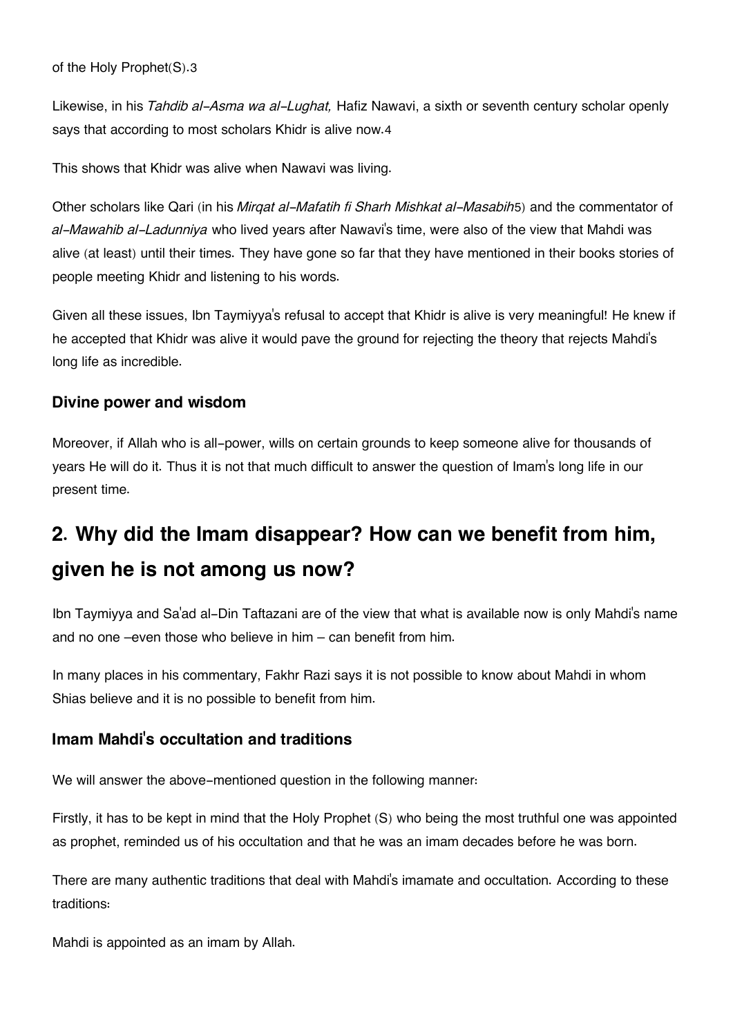of the Holy Prophet(S).[3]

Likewise, in his *Tahdib al-Asma wa al-Lughat,* Hafiz Nawavi, a sixth or seventh century scholar openly says that according to most scholars Khidr is alive now.[4]

This shows that Khidr was alive when Nawavi was living.

Other scholars like Qari (in his *Mirqat al-Mafatih fi Sharh Mishkat al-Masabih*[5]) and the commentator of *al-Mawahib al-Ladunniya* who lived years after Nawavi's time, were also of the view that Mahdi was alive (at least) until their times. They have gone so far that they have mentioned in their books stories of people meeting Khidr and listening to his words.

Given all these issues, Ibn Taymiyya's refusal to accept that Khidr is alive is very meaningful! He knew if he accepted that Khidr was alive it would pave the ground for rejecting the theory that rejects Mahdi's long life as incredible.

### Divine power and wisdom

Moreover, if Allah who is all-power, wills on certain grounds to keep someone alive for thousands of years He will do it. Thus it is not that much difficult to answer the question of Imam's long life in our present time.

## 2. Why did the Imam disappear? How can we benefit from him, given he is not among us now?

Ibn Taymiyya and Sa'ad al-Din Taftazani are of the view that what is available now is only Mahdi's name and no one –even those who believe in him – can benefit from him.

In many places in his commentary, Fakhr Razi says it is not possible to know about Mahdi in whom Shias believe and it is no possible to benefit from him.

### Imam Mahdi's occultation and traditions

We will answer the above-mentioned question in the following manner:

Firstly, it has to be kept in mind that the Holy Prophet (S) who being the most truthful one was appointed as prophet, reminded us of his occultation and that he was an imam decades before he was born.

There are many authentic traditions that deal with Mahdi's imamate and occultation. According to these traditions:

Mahdi is appointed as an imam by Allah.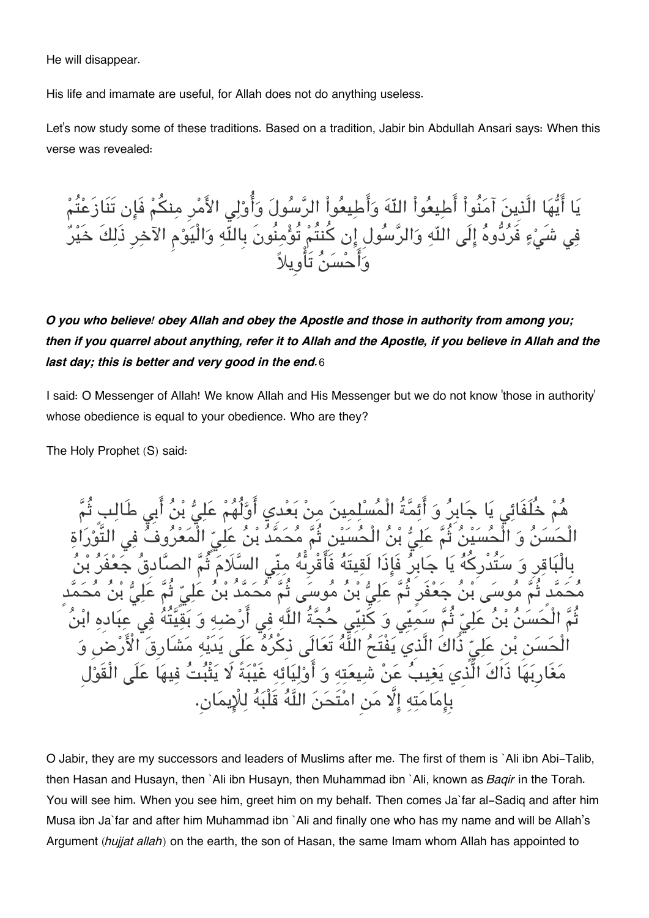He will disappear.

His life and imamate are useful, for Allah does not do anything useless.

Let's now study some of these traditions. Based on a tradition, Jabir bin Abdullah Ansari says: When this verse was revealed:

يَا أَيُّهَا الَّذِينَ آمَنُواْ أَطِيعُواْ اللّهَ وَأَطِيعُواْ الرَّسُولَ وَأُوْلِي الأَمْرِ مِنكُمْ فَإِن تَنَازَعْتُمْ فِي شَيْءٍ فَرُدُّوهُ إِلَى اللّهِ وَالرَّسُولِ إِن كُنتُمْ تُؤْمِنُونَ بِاللّهِ وَالْيَوْمِ الآخِرِ ذَلِكَ خَيْرٌ وَأَحْسَنُ تَأْوِيلاً

***O you who believe! obey Allah and obey the Apostle and those in authority from among you; then if you quarrel about anything, refer it to Allah and the Apostle, if you believe in Allah and the last day; this is better and very good in the end.***6

I said: O Messenger of Allah! We know Allah and His Messenger but we do not know 'those in authority' whose obedience is equal to your obedience. Who are they?

The Holy Prophet (S) said:

هُمْ خُلَفَائِي يَا جَابِرُ وَ أَئِمَّةُ الْمُسْلِمِينَ مِنْ بَعْدِي أَوَّلُهُمْ عَلِيُّ بْنُ أَبِي طَالِبٍ ثُمَّ الْحَسَنُ وَ الْحُسَيْنُ ثُمَّ عَلِيُّ بْنُ الْحُسَيْنِ ثُمَّ مُحَمَّدُ بْنُ عَلِيٍّ الْمَعْرُوفُ فِي التَّوْرَاةِ بِالْبَاقِرِ وَ سَتُدْرِكُهُ يَا جَابِرُ فَإِذَا لَقِيتَهُ فَأَقْرِئْهُ مِنِّي السَّلَامَ ثُمَّ الصَّادِقُ جَعْفَرُ بْنُ مُحَمَّدٍ ثُمَّ مُوسَى بْنُ جَعْفَرٍ ثُمَّ عَلِيُّ بْنُ مُوسَى ثُمَّ مُحَمَّدُ بْنُ عَلِيٍّ ثُمَّ عَلِيُّ بْنُ مُحَمَّدٍ ثُمَّ الْحَسَنُ بْنُ عَلِيٍّ ثُمَّ سَمِيِّي وَ كَنِيِّي حُجَّةُ اللَّهِ فِي أَرْضِهِ وَ بَقِيَّتُهُ فِي عِبَادِهِ ابْنُ الْحَسَنِ بْنِ عَلِيٍّ ذَاكَ الَّذِي يَفْتَحُ اللَّهُ تَعَالَى ذِكْرُهُ عَلَى يَدَيْهِ مَشَارِقَ الْأَرْضِ وَ مَغَارِبَهَا ذَاكَ الَّذِي يَغِيبُ عَنْ شِيعَتِهِ وَ أَوْلِيَائِهِ غَيْبَةً لَا يَثْبُتُ فِيهَا عَلَى الْقَوْلِ بِإِمَامَتِهِ إِلَّا مَنِ امْتَحَنَ اللَّهُ قَلْبَهُ لِلْإِيمَانِ.

O Jabir, they are my successors and leaders of Muslims after me. The first of them is `Ali ibn Abi-Talib, then Hasan and Husayn, then `Ali ibn Husayn, then Muhammad ibn `Ali, known as *Baqir* in the Torah. You will see him. When you see him, greet him on my behalf. Then comes Ja`far al-Sadiq and after him Musa ibn Ja`far and after him Muhammad ibn `Ali and finally one who has my name and will be Allah's Argument (*hujjat allah*) on the earth, the son of Hasan, the same Imam whom Allah has appointed to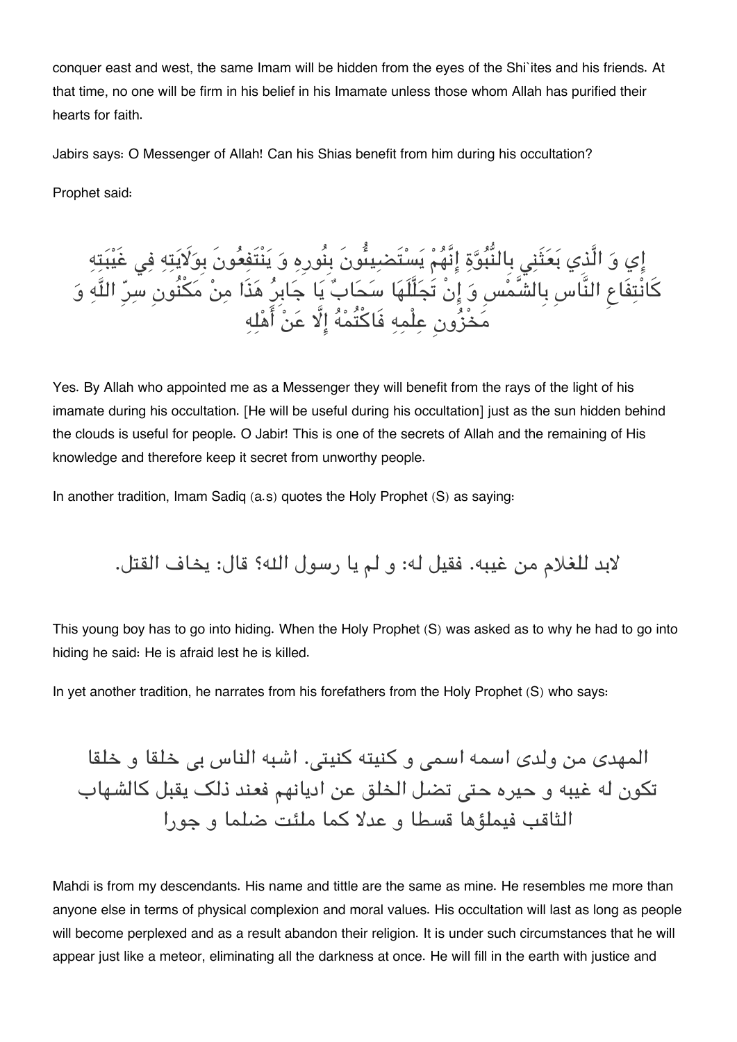conquer east and west, the same Imam will be hidden from the eyes of the Shi`ites and his friends. At that time, no one will be firm in his belief in his Imamate unless those whom Allah has purified their hearts for faith.

Jabirs says: O Messenger of Allah! Can his Shias benefit from him during his occultation?

Prophet said:

إِي وَ الَّذِي بَعَثَنِي بِالنُّبُوَّةِ إِنَّهُمْ يَسْتَضِيئُونَ بِنُورِهِ وَ يَنْتَفِعُونَ بِوَلَايَتِهِ فِي غَيْبَتِهِ كَانْتِفَاعِ النَّاسِ بِالشَّمْسِ وَ إِنْ تَجَلَّلَهَا سَحَابٌ يَا جَابِرُ هَذَا مِنْ مَكْنُونِ سِرِّ اللَّهِ وَ مَخْزُونِ عِلْمِهِ فَاكْتُمْهُ إِلَّا عَنْ أَهْلِهِ

Yes. By Allah who appointed me as a Messenger they will benefit from the rays of the light of his imamate during his occultation. [He will be useful during his occultation] just as the sun hidden behind the clouds is useful for people. O Jabir! This is one of the secrets of Allah and the remaining of His knowledge and therefore keep it secret from unworthy people.

In another tradition, Imam Sadiq (a.s) quotes the Holy Prophet (S) as saying:

لابد للغلام من غيبه. فقيل له: و لم يا رسول الله؟ قال: يخاف القتل.

This young boy has to go into hiding. When the Holy Prophet (S) was asked as to why he had to go into hiding he said: He is afraid lest he is killed.

In yet another tradition, he narrates from his forefathers from the Holy Prophet (S) who says:

المهدى من ولدى اسمه اسمى و كنيته كنيتى. اشبه الناس بى خلقا و خلقا تكون له غيبه و حيره حتى تضل الخلق عن اديانهم فعند ذلک يقبل كالشهاب الثاقب فيملؤها قسطا و عدلا كما ملئت ضلما و جورا

Mahdi is from my descendants. His name and tittle are the same as mine. He resembles me more than anyone else in terms of physical complexion and moral values. His occultation will last as long as people will become perplexed and as a result abandon their religion. It is under such circumstances that he will appear just like a meteor, eliminating all the darkness at once. He will fill in the earth with justice and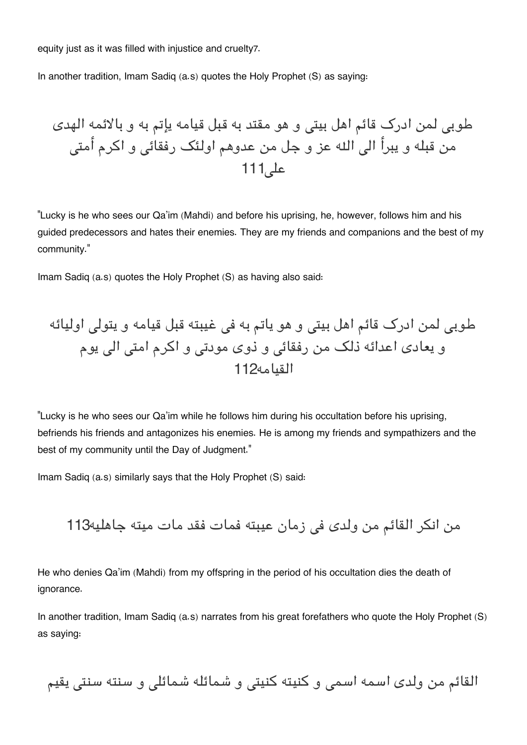equity just as it was filled with injustice and cruelty7.

In another tradition, Imam Sadiq (a.s) quotes the Holy Prophet (S) as saying:

طوبی لمن ادرک قائم اهل بیتی و هو مقتد به قبل قیامه یإتم به و بالائمه الهدی من قبله و یبرأ الی الله عز و جل من عدوهم اولئک رفقائی و اکرم أمتی علی111

"Lucky is he who sees our Qa'im (Mahdi) and before his uprising, he, however, follows him and his guided predecessors and hates their enemies. They are my friends and companions and the best of my community."

Imam Sadiq (a.s) quotes the Holy Prophet (S) as having also said:

طوبی لمن ادرک قائم اهل بیتی و هو یاتم به فی غیبته قبل قیامه و یتولی اولیائه و یعادی اعدائه ذلک من رفقائی و ذوی مودتی و اکرم امتی الی یوم القیامه112

"Lucky is he who sees our Qa'im while he follows him during his occultation before his uprising, befriends his friends and antagonizes his enemies. He is among my friends and sympathizers and the best of my community until the Day of Judgment."

Imam Sadiq (a.s) similarly says that the Holy Prophet (S) said:

من انکر القائم من ولدی فی زمان غیبته فمات فقد مات میته جاهلیه113

He who denies Qa'im (Mahdi) from my offspring in the period of his occultation dies the death of ignorance.

In another tradition, Imam Sadiq (a.s) narrates from his great forefathers who quote the Holy Prophet (S) as saying:

القائم من ولدی اسمه اسمی و کنیته کنیتی و شمائله شمائلی و سنته سنتی یقیم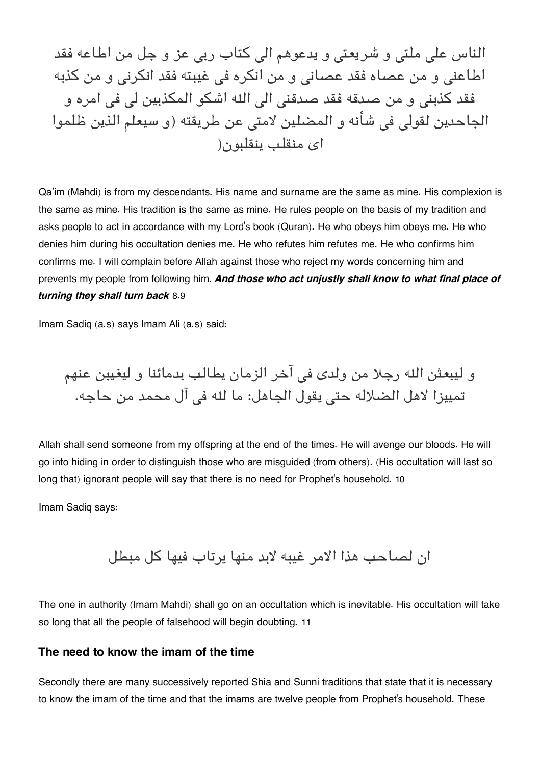الناس على ملتى و شريعتى و يدعوهم الى كتاب ربى عز و جل من اطاعه فقد اطاعنى و من عصاه فقد عصانى و من انكره فى غيبته فقد انكرنى و من كذبه فقد كذبنى و من صدقه فقد صدقنى الى الله اشكو المكذبين لى فى امره و الجاحدين لقولى فى شأنه و المضلين لامتى عن طريقته (و سيعلم الذين ظلموا اى منقلب ينقلبون(

Qa'im (Mahdi) is from my descendants. His name and surname are the same as mine. His complexion is the same as mine. His tradition is the same as mine. He rules people on the basis of my tradition and asks people to act in accordance with my Lord's book (Quran). He who obeys him obeys me. He who denies him during his occultation denies me. He who refutes him refutes me. He who confirms him confirms me. I will complain before Allah against those who reject my words concerning him and prevents my people from following him. ***And those who act unjustly shall know to what final place of turning they shall turn back*** 8.9

Imam Sadiq (a.s) says Imam Ali (a.s) said:

و ليبعثن الله رجلا من ولدى فى آخر الزمان يطالب بدمائنا و ليغيبن عنهم تمييزا لاهل الضلاله حتى يقول الجاهل: ما لله فى آل محمد من حاجه.

Allah shall send someone from my offspring at the end of the times. He will avenge our bloods. He will go into hiding in order to distinguish those who are misguided (from others). (His occultation will last so long that) ignorant people will say that there is no need for Prophet's household. 10

Imam Sadiq says:

ان لصاحب هذا الامر غيبه لابد منها يرتاب فيها كل مبطل

The one in authority (Imam Mahdi) shall go on an occultation which is inevitable. His occultation will take so long that all the people of falsehood will begin doubting. 11

### The need to know the imam of the time

Secondly there are many successively reported Shia and Sunni traditions that state that it is necessary to know the imam of the time and that the imams are twelve people from Prophet's household. These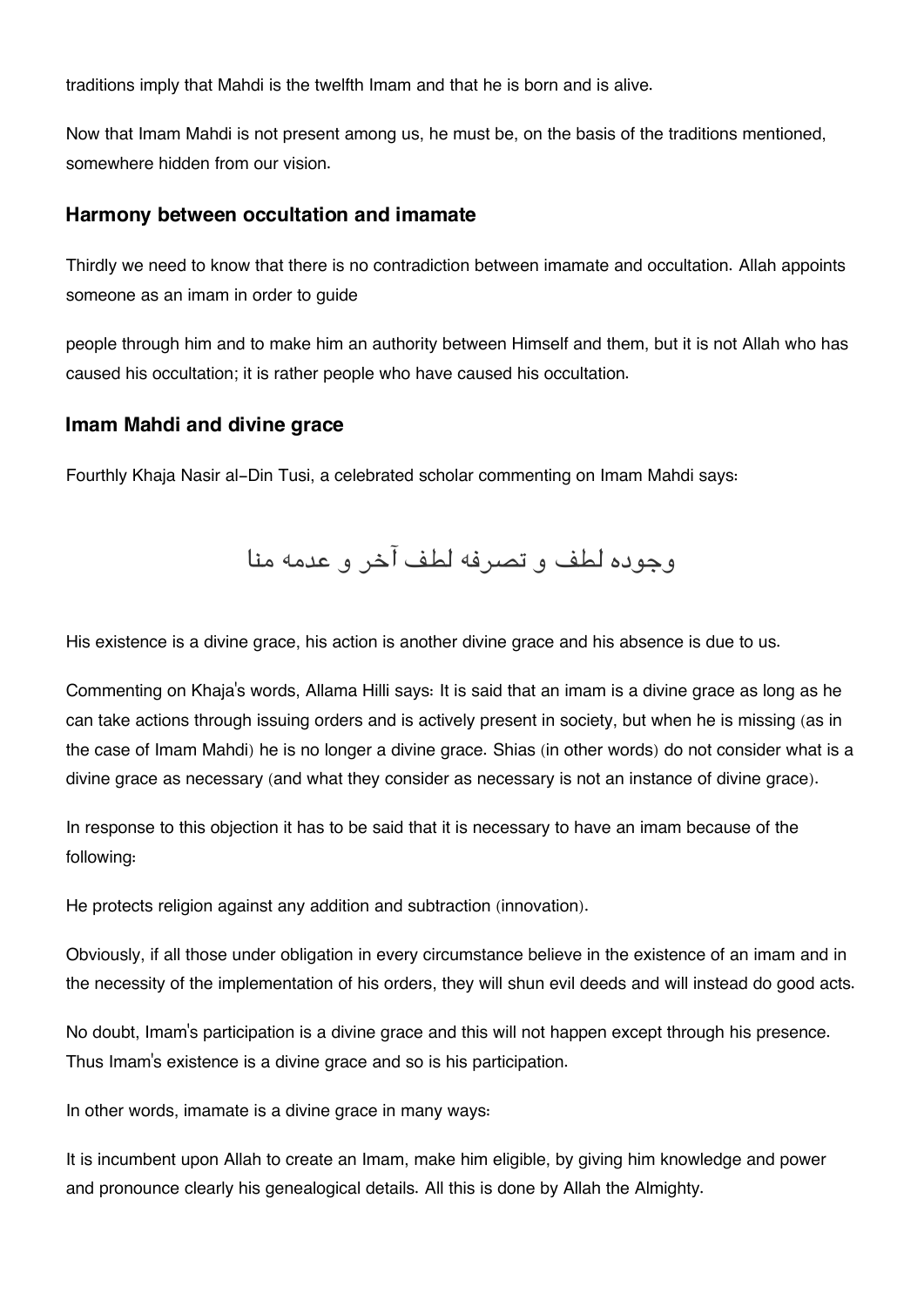traditions imply that Mahdi is the twelfth Imam and that he is born and is alive.

Now that Imam Mahdi is not present among us, he must be, on the basis of the traditions mentioned, somewhere hidden from our vision.

### Harmony between occultation and imamate

Thirdly we need to know that there is no contradiction between imamate and occultation. Allah appoints someone as an imam in order to guide

people through him and to make him an authority between Himself and them, but it is not Allah who has caused his occultation; it is rather people who have caused his occultation.

### Imam Mahdi and divine grace

Fourthly Khaja Nasir al-Din Tusi, a celebrated scholar commenting on Imam Mahdi says:

وجوده لطف و تصرفه لطف آخر و عدمه منا

His existence is a divine grace, his action is another divine grace and his absence is due to us.

Commenting on Khaja's words, Allama Hilli says: It is said that an imam is a divine grace as long as he can take actions through issuing orders and is actively present in society, but when he is missing (as in the case of Imam Mahdi) he is no longer a divine grace. Shias (in other words) do not consider what is a divine grace as necessary (and what they consider as necessary is not an instance of divine grace).

In response to this objection it has to be said that it is necessary to have an imam because of the following:

He protects religion against any addition and subtraction (innovation).

Obviously, if all those under obligation in every circumstance believe in the existence of an imam and in the necessity of the implementation of his orders, they will shun evil deeds and will instead do good acts.

No doubt, Imam's participation is a divine grace and this will not happen except through his presence. Thus Imam's existence is a divine grace and so is his participation.

In other words, imamate is a divine grace in many ways:

It is incumbent upon Allah to create an Imam, make him eligible, by giving him knowledge and power and pronounce clearly his genealogical details. All this is done by Allah the Almighty.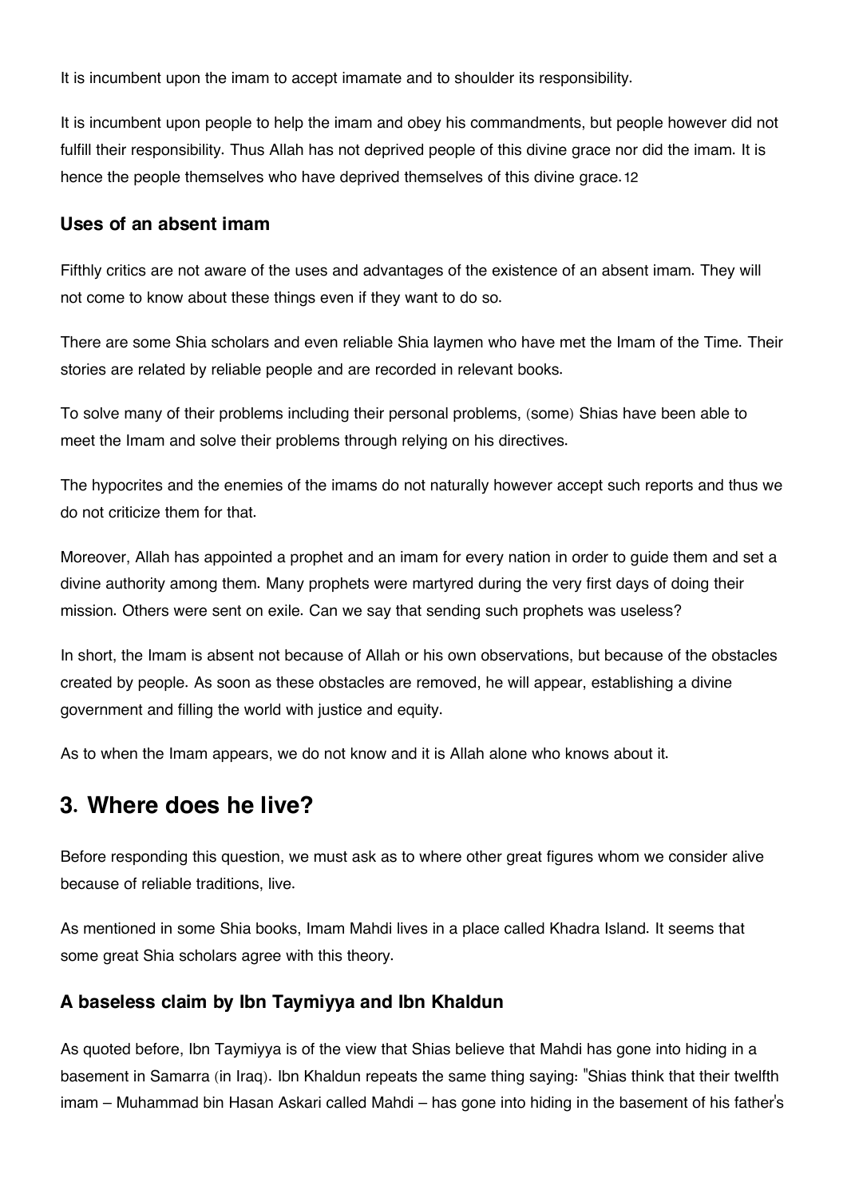It is incumbent upon the imam to accept imamate and to shoulder its responsibility.

It is incumbent upon people to help the imam and obey his commandments, but people however did not fulfill their responsibility. Thus Allah has not deprived people of this divine grace nor did the imam. It is hence the people themselves who have deprived themselves of this divine grace.[12]

### Uses of an absent imam

Fifthly critics are not aware of the uses and advantages of the existence of an absent imam. They will not come to know about these things even if they want to do so.

There are some Shia scholars and even reliable Shia laymen who have met the Imam of the Time. Their stories are related by reliable people and are recorded in relevant books.

To solve many of their problems including their personal problems, (some) Shias have been able to meet the Imam and solve their problems through relying on his directives.

The hypocrites and the enemies of the imams do not naturally however accept such reports and thus we do not criticize them for that.

Moreover, Allah has appointed a prophet and an imam for every nation in order to guide them and set a divine authority among them. Many prophets were martyred during the very first days of doing their mission. Others were sent on exile. Can we say that sending such prophets was useless?

In short, the Imam is absent not because of Allah or his own observations, but because of the obstacles created by people. As soon as these obstacles are removed, he will appear, establishing a divine government and filling the world with justice and equity.

As to when the Imam appears, we do not know and it is Allah alone who knows about it.

## 3. Where does he live?

Before responding this question, we must ask as to where other great figures whom we consider alive because of reliable traditions, live.

As mentioned in some Shia books, Imam Mahdi lives in a place called Khadra Island. It seems that some great Shia scholars agree with this theory.

### A baseless claim by Ibn Taymiyya and Ibn Khaldun

As quoted before, Ibn Taymiyya is of the view that Shias believe that Mahdi has gone into hiding in a basement in Samarra (in Iraq). Ibn Khaldun repeats the same thing saying: "Shias think that their twelfth imam – Muhammad bin Hasan Askari called Mahdi – has gone into hiding in the basement of his father's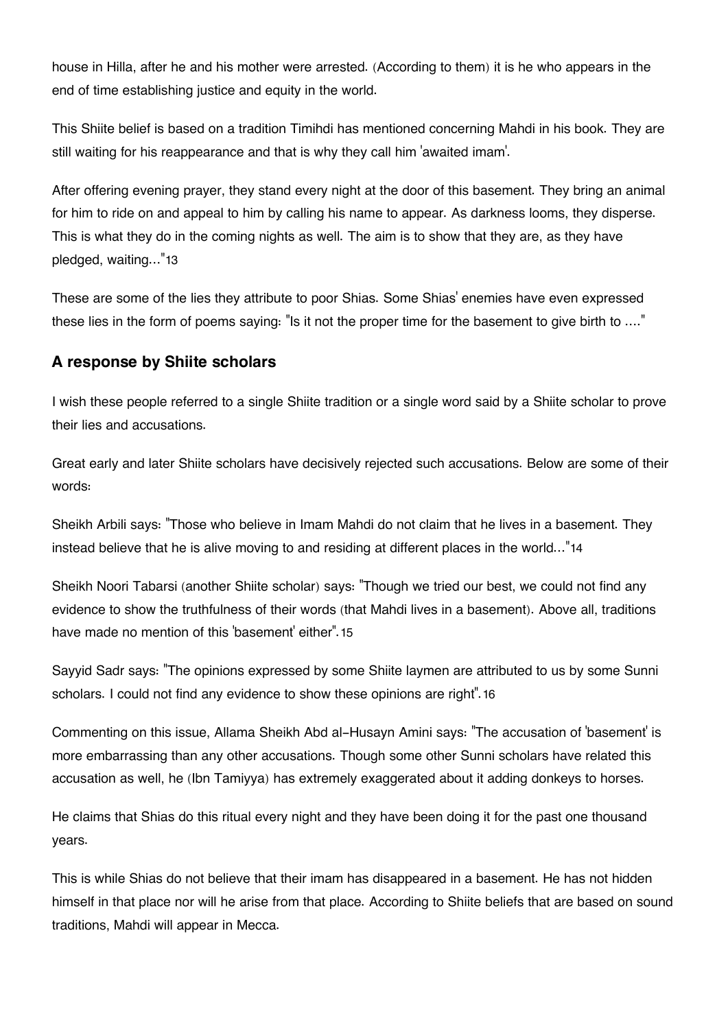house in Hilla, after he and his mother were arrested. (According to them) it is he who appears in the end of time establishing justice and equity in the world.

This Shiite belief is based on a tradition Timihdi has mentioned concerning Mahdi in his book. They are still waiting for his reappearance and that is why they call him 'awaited imam'.

After offering evening prayer, they stand every night at the door of this basement. They bring an animal for him to ride on and appeal to him by calling his name to appear. As darkness looms, they disperse. This is what they do in the coming nights as well. The aim is to show that they are, as they have pledged, waiting..."[13]

These are some of the lies they attribute to poor Shias. Some Shias' enemies have even expressed these lies in the form of poems saying: "Is it not the proper time for the basement to give birth to ...."

### A response by Shiite scholars

I wish these people referred to a single Shiite tradition or a single word said by a Shiite scholar to prove their lies and accusations.

Great early and later Shiite scholars have decisively rejected such accusations. Below are some of their words:

Sheikh Arbili says: "Those who believe in Imam Mahdi do not claim that he lives in a basement. They instead believe that he is alive moving to and residing at different places in the world..."[14]

Sheikh Noori Tabarsi (another Shiite scholar) says: "Though we tried our best, we could not find any evidence to show the truthfulness of their words (that Mahdi lives in a basement). Above all, traditions have made no mention of this 'basement' either".[15]

Sayyid Sadr says: "The opinions expressed by some Shiite laymen are attributed to us by some Sunni scholars. I could not find any evidence to show these opinions are right".[16]

Commenting on this issue, Allama Sheikh Abd al-Husayn Amini says: "The accusation of 'basement' is more embarrassing than any other accusations. Though some other Sunni scholars have related this accusation as well, he (Ibn Tamiyya) has extremely exaggerated about it adding donkeys to horses.

He claims that Shias do this ritual every night and they have been doing it for the past one thousand years.

This is while Shias do not believe that their imam has disappeared in a basement. He has not hidden himself in that place nor will he arise from that place. According to Shiite beliefs that are based on sound traditions, Mahdi will appear in Mecca.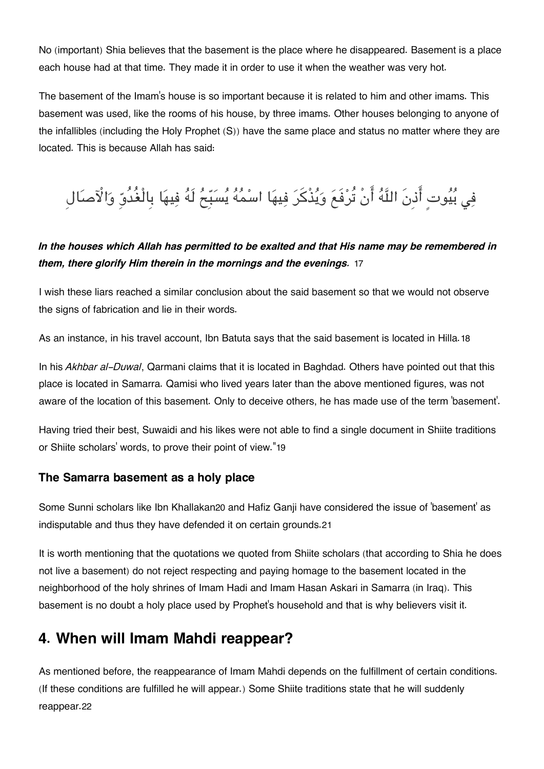No (important) Shia believes that the basement is the place where he disappeared. Basement is a place each house had at that time. They made it in order to use it when the weather was very hot.

The basement of the Imam's house is so important because it is related to him and other imams. This basement was used, like the rooms of his house, by three imams. Other houses belonging to anyone of the infallibles (including the Holy Prophet (S)) have the same place and status no matter where they are located. This is because Allah has said:

فِي بُيُوتٍ أَذِنَ اللَّهُ أَنْ تُرْفَعَ وَيُذْكَرَ فِيهَا اسْمُهُ يُسَبِّحُ لَهُ فِيهَا بِالْغُدُوِّ وَالْآصَالِ

***In the houses which Allah has permitted to be exalted and that His name may be remembered in them, there glorify Him therein in the mornings and the evenings.*** [17]

I wish these liars reached a similar conclusion about the said basement so that we would not observe the signs of fabrication and lie in their words.

As an instance, in his travel account, Ibn Batuta says that the said basement is located in Hilla.[18]

In his *Akhbar al-Duwal*, Qarmani claims that it is located in Baghdad. Others have pointed out that this place is located in Samarra. Qamisi who lived years later than the above mentioned figures, was not aware of the location of this basement. Only to deceive others, he has made use of the term 'basement'.

Having tried their best, Suwaidi and his likes were not able to find a single document in Shiite traditions or Shiite scholars' words, to prove their point of view."[19]

### The Samarra basement as a holy place

Some Sunni scholars like Ibn Khallakan[20] and Hafiz Ganji have considered the issue of 'basement' as indisputable and thus they have defended it on certain grounds.[21]

It is worth mentioning that the quotations we quoted from Shiite scholars (that according to Shia he does not live a basement) do not reject respecting and paying homage to the basement located in the neighborhood of the holy shrines of Imam Hadi and Imam Hasan Askari in Samarra (in Iraq). This basement is no doubt a holy place used by Prophet's household and that is why believers visit it.

## 4. When will Imam Mahdi reappear?

As mentioned before, the reappearance of Imam Mahdi depends on the fulfillment of certain conditions. (If these conditions are fulfilled he will appear.) Some Shiite traditions state that he will suddenly reappear.[22]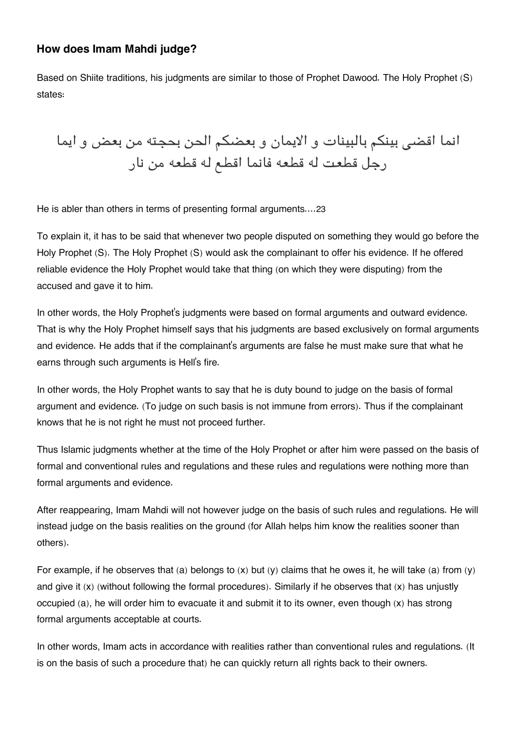### How does Imam Mahdi judge?

Based on Shiite traditions, his judgments are similar to those of Prophet Dawood. The Holy Prophet (S) states:

انما اقضی بینکم بالبینات و الایمان و بعضکم الحن بحجته من بعض و ایما رجل قطعت له قطعه فانما اقطع له قطعه من نار

He is abler than others in terms of presenting formal arguments….23

To explain it, it has to be said that whenever two people disputed on something they would go before the Holy Prophet (S). The Holy Prophet (S) would ask the complainant to offer his evidence. If he offered reliable evidence the Holy Prophet would take that thing (on which they were disputing) from the accused and gave it to him.

In other words, the Holy Prophet's judgments were based on formal arguments and outward evidence. That is why the Holy Prophet himself says that his judgments are based exclusively on formal arguments and evidence. He adds that if the complainant's arguments are false he must make sure that what he earns through such arguments is Hell's fire.

In other words, the Holy Prophet wants to say that he is duty bound to judge on the basis of formal argument and evidence. (To judge on such basis is not immune from errors). Thus if the complainant knows that he is not right he must not proceed further.

Thus Islamic judgments whether at the time of the Holy Prophet or after him were passed on the basis of formal and conventional rules and regulations and these rules and regulations were nothing more than formal arguments and evidence.

After reappearing, Imam Mahdi will not however judge on the basis of such rules and regulations. He will instead judge on the basis realities on the ground (for Allah helps him know the realities sooner than others).

For example, if he observes that (a) belongs to (x) but (y) claims that he owes it, he will take (a) from (y) and give it (x) (without following the formal procedures). Similarly if he observes that (x) has unjustly occupied (a), he will order him to evacuate it and submit it to its owner, even though (x) has strong formal arguments acceptable at courts.

In other words, Imam acts in accordance with realities rather than conventional rules and regulations. (It is on the basis of such a procedure that) he can quickly return all rights back to their owners.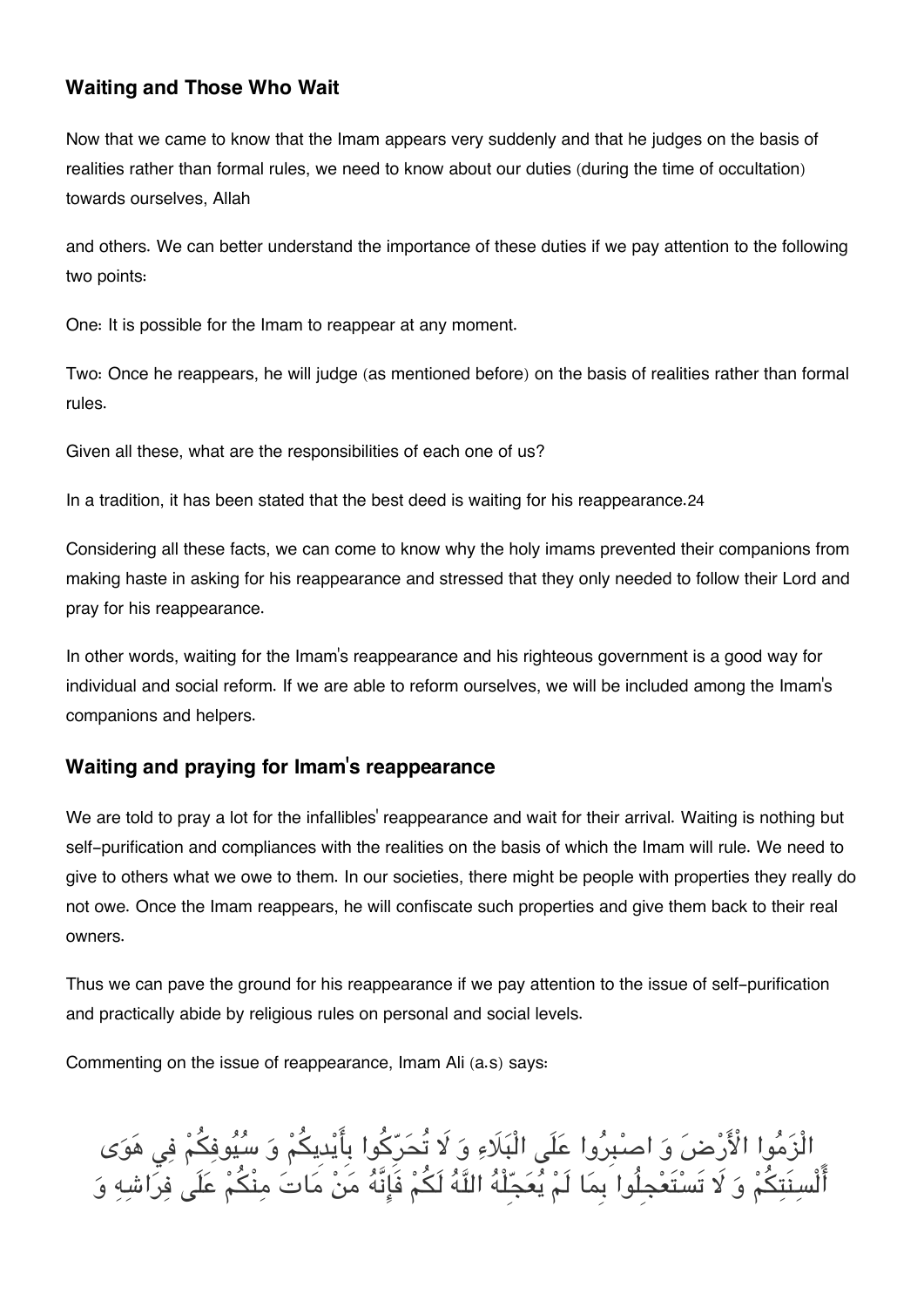## Waiting and Those Who Wait

Now that we came to know that the Imam appears very suddenly and that he judges on the basis of realities rather than formal rules, we need to know about our duties (during the time of occultation) towards ourselves, Allah

and others. We can better understand the importance of these duties if we pay attention to the following two points:

One: It is possible for the Imam to reappear at any moment.

Two: Once he reappears, he will judge (as mentioned before) on the basis of realities rather than formal rules.

Given all these, what are the responsibilities of each one of us?

In a tradition, it has been stated that the best deed is waiting for his reappearance.24

Considering all these facts, we can come to know why the holy imams prevented their companions from making haste in asking for his reappearance and stressed that they only needed to follow their Lord and pray for his reappearance.

In other words, waiting for the Imam's reappearance and his righteous government is a good way for individual and social reform. If we are able to reform ourselves, we will be included among the Imam's companions and helpers.

## Waiting and praying for Imam's reappearance

We are told to pray a lot for the infallibles' reappearance and wait for their arrival. Waiting is nothing but self-purification and compliances with the realities on the basis of which the Imam will rule. We need to give to others what we owe to them. In our societies, there might be people with properties they really do not owe. Once the Imam reappears, he will confiscate such properties and give them back to their real owners.

Thus we can pave the ground for his reappearance if we pay attention to the issue of self-purification and practically abide by religious rules on personal and social levels.

Commenting on the issue of reappearance, Imam Ali (a.s) says:

الْزَمُوا الْأَرْضَ وَ اصْبِرُوا عَلَى الْبَلَاءِ وَ لَا تُحَرِّكُوا بِأَيْدِيكُمْ وَ سُيُوفِكُمْ فِي هَوَى أَلْسِنَتِكُمْ وَ لَا تَسْتَعْجِلُوا بِمَا لَمْ يُعَجِّلْهُ اللَّهُ لَكُمْ فَإِنَّهُ مَنْ مَاتَ مِنْكُمْ عَلَى فِرَاشِهِ وَ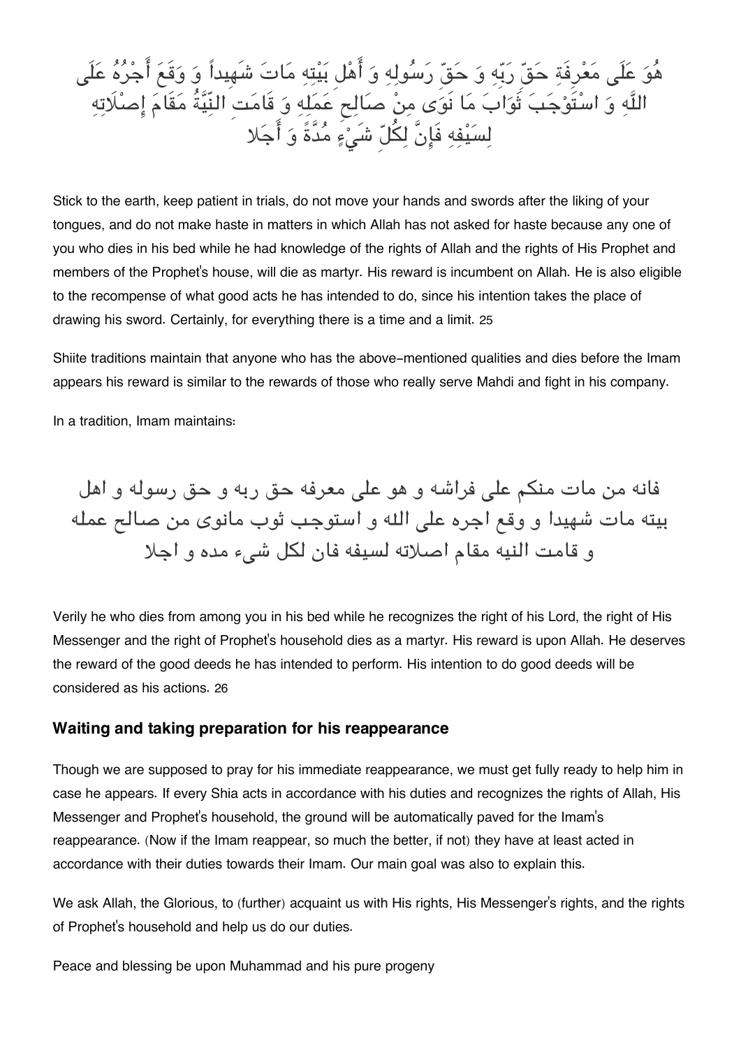هُوَ عَلَى مَعْرِفَةِ حَقِّ رَبِّهِ وَ حَقِّ رَسُولِهِ وَ أَهْلِ بَيْتِهِ مَاتَ شَهِيداً وَ وَقَعَ أَجْرُهُ عَلَى اللَّهِ وَ اسْتَوْجَبَ ثَوَابَ مَا نَوَى مِنْ صَالِحِ عَمَلِهِ وَ قَامَتِ النِّيَّةُ مَقَامَ إِصْلَاتِهِ لِسَيْفِهِ فَإِنَّ لِكُلِّ شَيْءٍ مُدَّةً وَ أَجَلا

Stick to the earth, keep patient in trials, do not move your hands and swords after the liking of your tongues, and do not make haste in matters in which Allah has not asked for haste because any one of you who dies in his bed while he had knowledge of the rights of Allah and the rights of His Prophet and members of the Prophet's house, will die as martyr. His reward is incumbent on Allah. He is also eligible to the recompense of what good acts he has intended to do, since his intention takes the place of drawing his sword. Certainly, for everything there is a time and a limit. 25

Shiite traditions maintain that anyone who has the above-mentioned qualities and dies before the Imam appears his reward is similar to the rewards of those who really serve Mahdi and fight in his company.

In a tradition, Imam maintains:

فانه من مات منكم على فراشه و هو على معرفه حق ربه و حق رسوله و اهل بيته مات شهيدا و وقع اجره على الله و استوجب ثوب مانوى من صالح عمله و قامت النيه مقام اصلاته لسيفه فان لكل شيء مده و اجلا

Verily he who dies from among you in his bed while he recognizes the right of his Lord, the right of His Messenger and the right of Prophet's household dies as a martyr. His reward is upon Allah. He deserves the reward of the good deeds he has intended to perform. His intention to do good deeds will be considered as his actions. 26

### Waiting and taking preparation for his reappearance

Though we are supposed to pray for his immediate reappearance, we must get fully ready to help him in case he appears. If every Shia acts in accordance with his duties and recognizes the rights of Allah, His Messenger and Prophet's household, the ground will be automatically paved for the Imam's reappearance. (Now if the Imam reappear, so much the better, if not) they have at least acted in accordance with their duties towards their Imam. Our main goal was also to explain this.

We ask Allah, the Glorious, to (further) acquaint us with His rights, His Messenger's rights, and the rights of Prophet's household and help us do our duties.

Peace and blessing be upon Muhammad and his pure progeny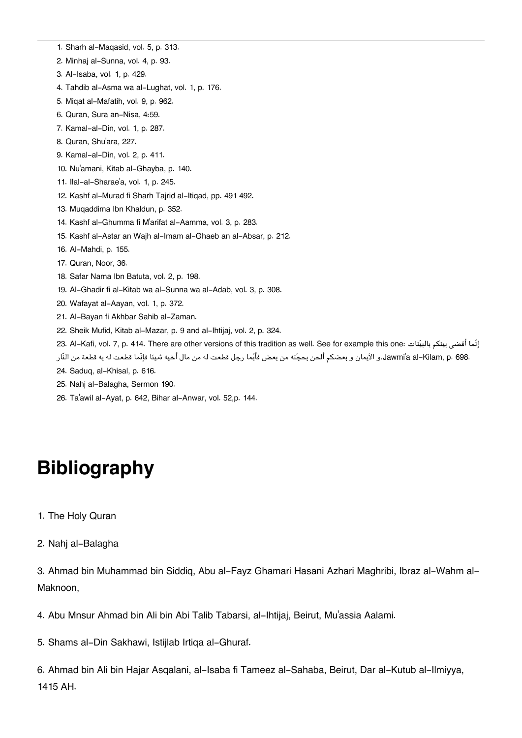1. Sharh al-Maqasid, vol. 5, p. 313.
2. Minhaj al-Sunna, vol. 4, p. 93.
3. Al-Isaba, vol. 1, p. 429.
4. Tahdib al-Asma wa al-Lughat, vol. 1, p. 176.
5. Miqat al-Mafatih, vol. 9, p. 962.
6. Quran, Sura an-Nisa, 4:59.
7. Kamal-al-Din, vol. 1, p. 287.
8. Quran, Shu'ara, 227.
9. Kamal-al-Din, vol. 2, p. 411.
10. Nu'amani, Kitab al-Ghayba, p. 140.
11. Ilal-al-Sharae'a, vol. 1, p. 245.
12. Kashf al-Murad fi Sharh Tajrid al-Itiqad, pp. 491 492.
13. Muqaddima Ibn Khaldun, p. 352.
14. Kashf al-Ghumma fi M'arifat al-Aamma, vol. 3, p. 283.
15. Kashf al-Astar an Wajh al-Imam al-Ghaeb an al-Absar, p. 212.
16. Al-Mahdi, p. 155.
17. Quran, Noor, 36.
18. Safar Nama Ibn Batuta, vol. 2, p. 198.
19. Al-Ghadir fi al-Kitab wa al-Sunna wa al-Adab, vol. 3, p. 308.
20. Wafayat al-Aayan, vol. 1, p. 372.
21. Al-Bayan fi Akhbar Sahib al-Zaman.
22. Sheik Mufid, Kitab al-Mazar, p. 9 and al-Ihtijaj, vol. 2, p. 324.
23. Al-Kafi, vol. 7, p. 414. There are other versions of this tradition as well. See for example this one: إنّما أقضى بينكم بالبيّنات و الأيمان و بعضكم ألحن بحجّته من بعض فأيّما رجل قطعت له من مال أخيه شيئا فإنّما قطعت له به قطعة من النّار. Jawmi'a al-Kilam, p. 698.
24. Saduq, al-Khisal, p. 616.
25. Nahj al-Balagha, Sermon 190.
26. Ta'awil al-Ayat, p. 642, Bihar al-Anwar, vol. 52,p. 144.

# Bibliography

1. The Holy Quran

2. Nahj al-Balagha

3. Ahmad bin Muhammad bin Siddiq, Abu al-Fayz Ghamari Hasani Azhari Maghribi, Ibraz al-Wahm al-Maknoon,

4. Abu Mnsur Ahmad bin Ali bin Abi Talib Tabarsi, al-Ihtijaj, Beirut, Mu'assia Aalami.

5. Shams al-Din Sakhawi, Istijlab Irtiqa al-Ghuraf.

6. Ahmad bin Ali bin Hajar Asqalani, al-Isaba fi Tameez al-Sahaba, Beirut, Dar al-Kutub al-Ilmiyya, 1415 AH.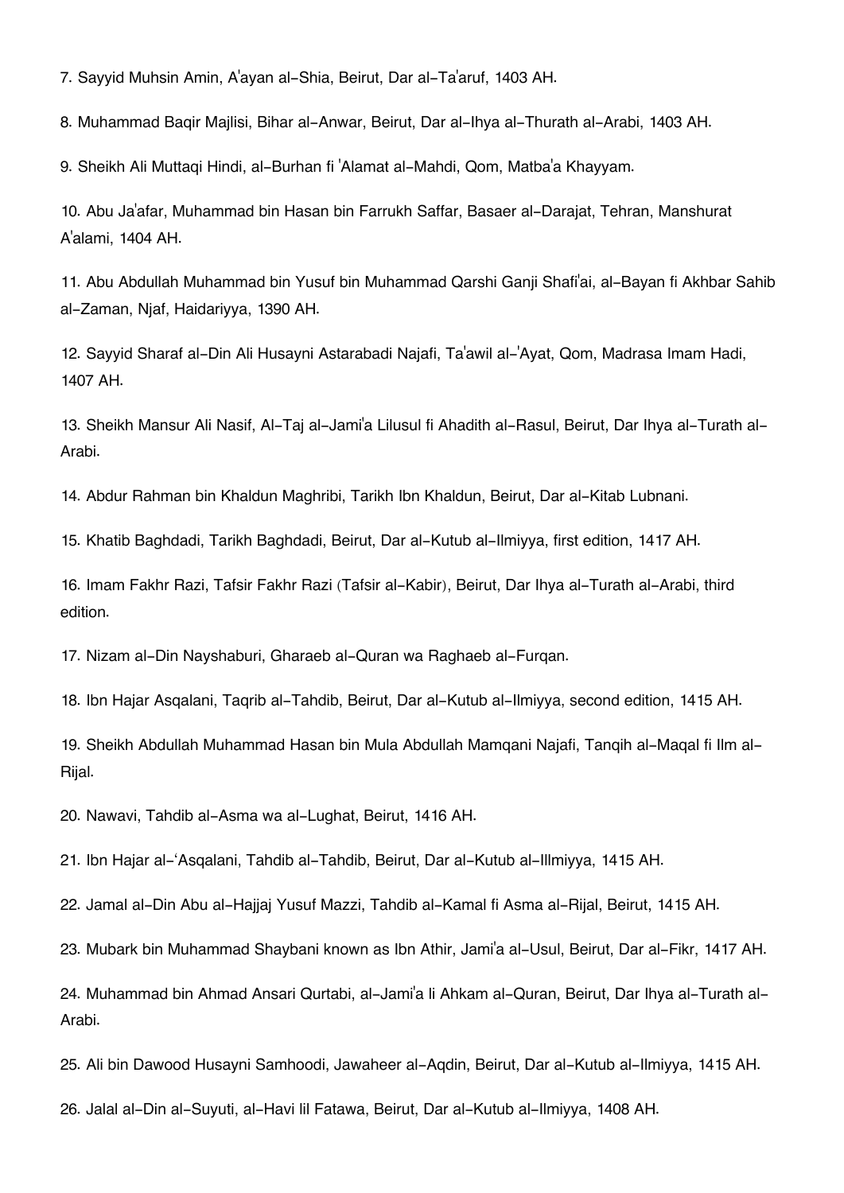7. Sayyid Muhsin Amin, A'ayan al-Shia, Beirut, Dar al-Ta'aruf, 1403 AH.

8. Muhammad Baqir Majlisi, Bihar al-Anwar, Beirut, Dar al-Ihya al-Thurath al-Arabi, 1403 AH.

9. Sheikh Ali Muttaqi Hindi, al-Burhan fi 'Alamat al-Mahdi, Qom, Matba'a Khayyam.

10. Abu Ja'afar, Muhammad bin Hasan bin Farrukh Saffar, Basaer al-Darajat, Tehran, Manshurat A'alami, 1404 AH.

11. Abu Abdullah Muhammad bin Yusuf bin Muhammad Qarshi Ganji Shafi'ai, al-Bayan fi Akhbar Sahib al-Zaman, Njaf, Haidariyya, 1390 AH.

12. Sayyid Sharaf al-Din Ali Husayni Astarabadi Najafi, Ta'awil al-'Ayat, Qom, Madrasa Imam Hadi, 1407 AH.

13. Sheikh Mansur Ali Nasif, Al-Taj al-Jami'a Lilusul fi Ahadith al-Rasul, Beirut, Dar Ihya al-Turath al-Arabi.

14. Abdur Rahman bin Khaldun Maghribi, Tarikh Ibn Khaldun, Beirut, Dar al-Kitab Lubnani.

15. Khatib Baghdadi, Tarikh Baghdadi, Beirut, Dar al-Kutub al-Ilmiyya, first edition, 1417 AH.

16. Imam Fakhr Razi, Tafsir Fakhr Razi (Tafsir al-Kabir), Beirut, Dar Ihya al-Turath al-Arabi, third edition.

17. Nizam al-Din Nayshaburi, Gharaeb al-Quran wa Raghaeb al-Furqan.

18. Ibn Hajar Asqalani, Taqrib al-Tahdib, Beirut, Dar al-Kutub al-Ilmiyya, second edition, 1415 AH.

19. Sheikh Abdullah Muhammad Hasan bin Mula Abdullah Mamqani Najafi, Tanqih al-Maqal fi Ilm al-Rijal.

20. Nawavi, Tahdib al-Asma wa al-Lughat, Beirut, 1416 AH.

21. Ibn Hajar al-'Asqalani, Tahdib al-Tahdib, Beirut, Dar al-Kutub al-Illmiyya, 1415 AH.

22. Jamal al-Din Abu al-Hajjaj Yusuf Mazzi, Tahdib al-Kamal fi Asma al-Rijal, Beirut, 1415 AH.

23. Mubark bin Muhammad Shaybani known as Ibn Athir, Jami'a al-Usul, Beirut, Dar al-Fikr, 1417 AH.

24. Muhammad bin Ahmad Ansari Qurtabi, al-Jami'a li Ahkam al-Quran, Beirut, Dar Ihya al-Turath al-Arabi.

25. Ali bin Dawood Husayni Samhoodi, Jawaheer al-Aqdin, Beirut, Dar al-Kutub al-Ilmiyya, 1415 AH.

26. Jalal al-Din al-Suyuti, al-Havi lil Fatawa, Beirut, Dar al-Kutub al-Ilmiyya, 1408 AH.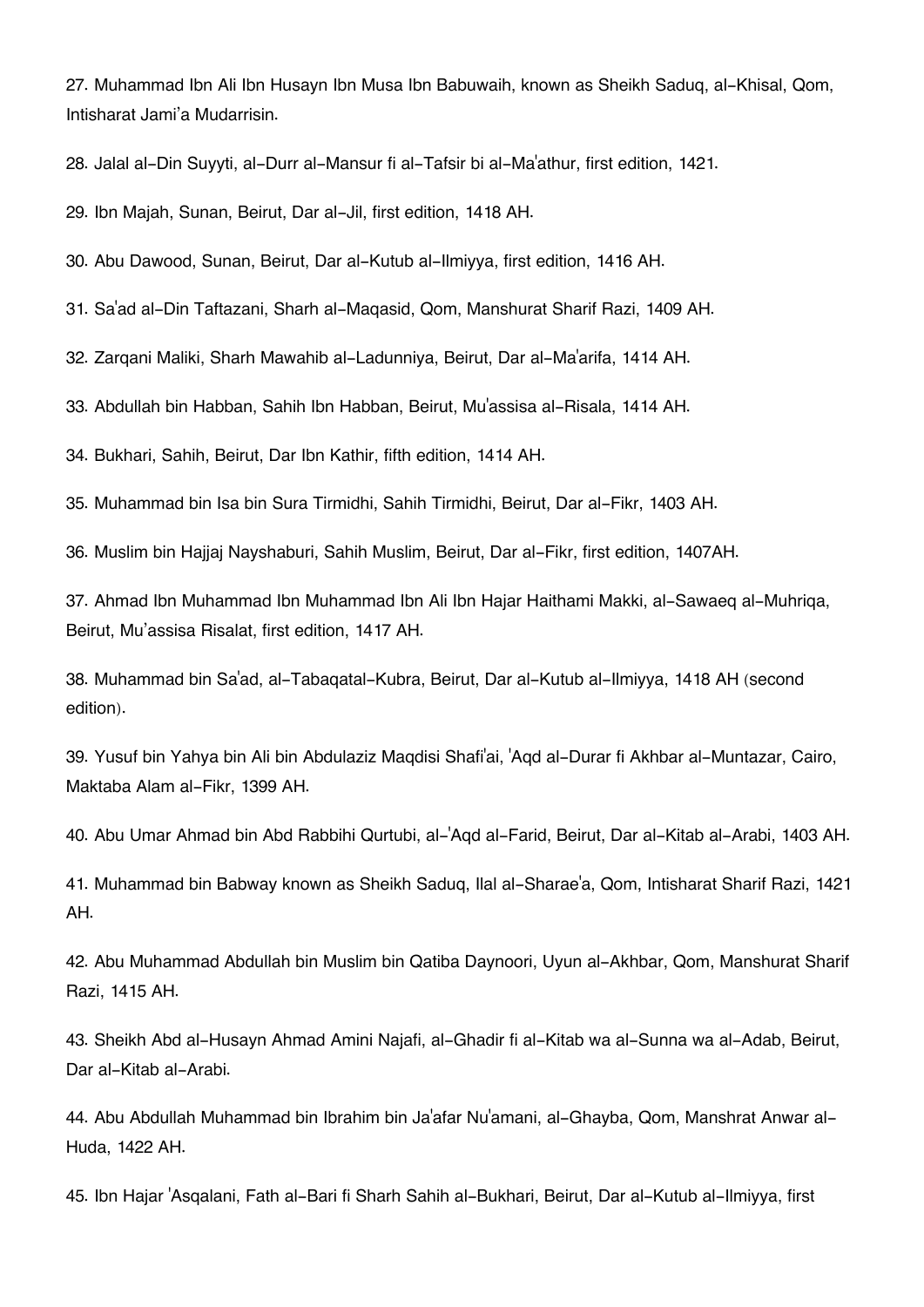27. Muhammad Ibn Ali Ibn Husayn Ibn Musa Ibn Babuwaih, known as Sheikh Saduq, al-Khisal, Qom, Intisharat Jami'a Mudarrisin.

28. Jalal al-Din Suyyti, al-Durr al-Mansur fi al-Tafsir bi al-Ma'athur, first edition, 1421.

29. Ibn Majah, Sunan, Beirut, Dar al-Jil, first edition, 1418 AH.

30. Abu Dawood, Sunan, Beirut, Dar al-Kutub al-Ilmiyya, first edition, 1416 AH.

31. Sa'ad al-Din Taftazani, Sharh al-Maqasid, Qom, Manshurat Sharif Razi, 1409 AH.

32. Zarqani Maliki, Sharh Mawahib al-Ladunniya, Beirut, Dar al-Ma'arifa, 1414 AH.

33. Abdullah bin Habban, Sahih Ibn Habban, Beirut, Mu'assisa al-Risala, 1414 AH.

34. Bukhari, Sahih, Beirut, Dar Ibn Kathir, fifth edition, 1414 AH.

35. Muhammad bin Isa bin Sura Tirmidhi, Sahih Tirmidhi, Beirut, Dar al-Fikr, 1403 AH.

36. Muslim bin Hajjaj Nayshaburi, Sahih Muslim, Beirut, Dar al-Fikr, first edition, 1407AH.

37. Ahmad Ibn Muhammad Ibn Muhammad Ibn Ali Ibn Hajar Haithami Makki, al-Sawaeq al-Muhriqa, Beirut, Mu'assisa Risalat, first edition, 1417 AH.

38. Muhammad bin Sa'ad, al-Tabaqatal-Kubra, Beirut, Dar al-Kutub al-Ilmiyya, 1418 AH (second edition).

39. Yusuf bin Yahya bin Ali bin Abdulaziz Maqdisi Shafi'ai, 'Aqd al-Durar fi Akhbar al-Muntazar, Cairo, Maktaba Alam al-Fikr, 1399 AH.

40. Abu Umar Ahmad bin Abd Rabbihi Qurtubi, al-'Aqd al-Farid, Beirut, Dar al-Kitab al-Arabi, 1403 AH.

41. Muhammad bin Babway known as Sheikh Saduq, Ilal al-Sharae'a, Qom, Intisharat Sharif Razi, 1421 AH.

42. Abu Muhammad Abdullah bin Muslim bin Qatiba Daynoori, Uyun al-Akhbar, Qom, Manshurat Sharif Razi, 1415 AH.

43. Sheikh Abd al-Husayn Ahmad Amini Najafi, al-Ghadir fi al-Kitab wa al-Sunna wa al-Adab, Beirut, Dar al-Kitab al-Arabi.

44. Abu Abdullah Muhammad bin Ibrahim bin Ja'afar Nu'amani, al-Ghayba, Qom, Manshrat Anwar al-Huda, 1422 AH.

45. Ibn Hajar 'Asqalani, Fath al-Bari fi Sharh Sahih al-Bukhari, Beirut, Dar al-Kutub al-Ilmiyya, first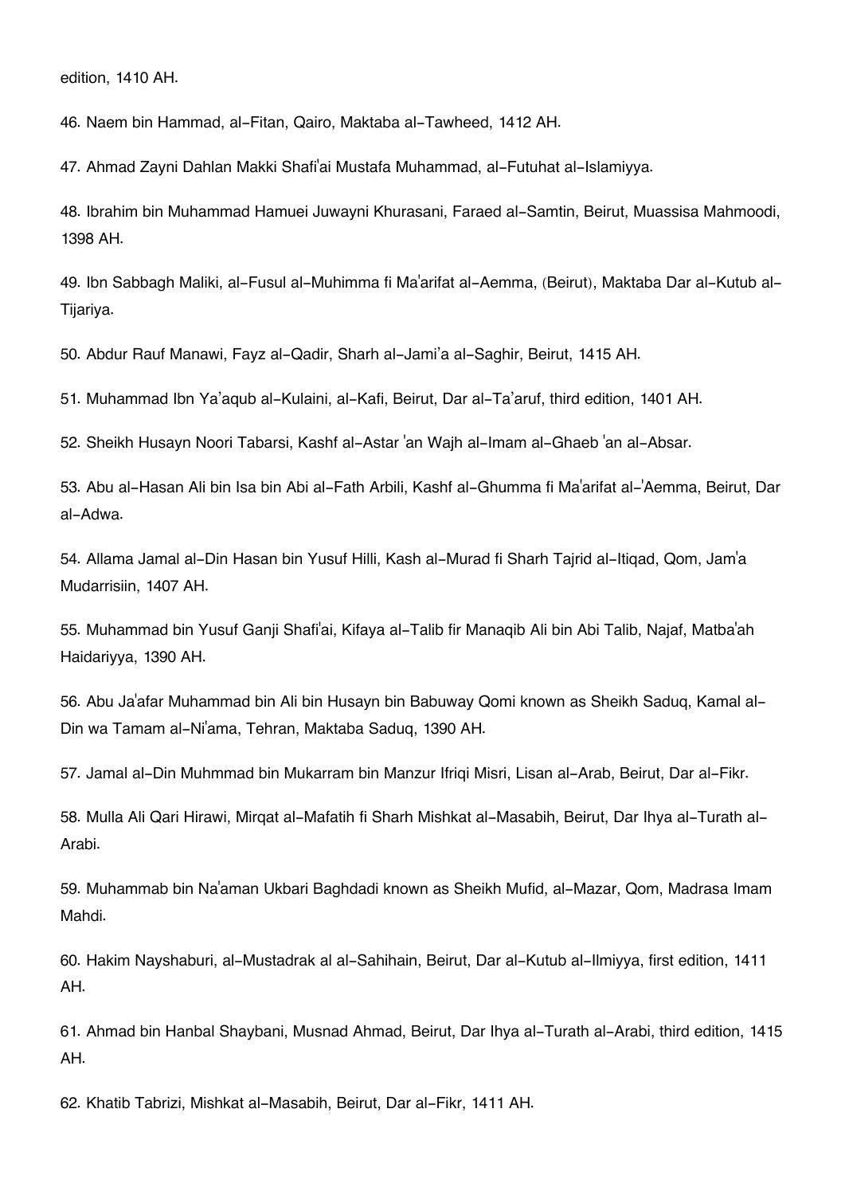edition, 1410 AH.

46. Naem bin Hammad, al-Fitan, Qairo, Maktaba al-Tawheed, 1412 AH.

47. Ahmad Zayni Dahlan Makki Shafi'ai Mustafa Muhammad, al-Futuhat al-Islamiyya.

48. Ibrahim bin Muhammad Hamuei Juwayni Khurasani, Faraed al-Samtin, Beirut, Muassisa Mahmoodi, 1398 AH.

49. Ibn Sabbagh Maliki, al-Fusul al-Muhimma fi Ma'arifat al-Aemma, (Beirut), Maktaba Dar al-Kutub al-Tijariya.

50. Abdur Rauf Manawi, Fayz al-Qadir, Sharh al-Jami'a al-Saghir, Beirut, 1415 AH.

51. Muhammad Ibn Ya'aqub al-Kulaini, al-Kafi, Beirut, Dar al-Ta'aruf, third edition, 1401 AH.

52. Sheikh Husayn Noori Tabarsi, Kashf al-Astar 'an Wajh al-Imam al-Ghaeb 'an al-Absar.

53. Abu al-Hasan Ali bin Isa bin Abi al-Fath Arbili, Kashf al-Ghumma fi Ma'arifat al-'Aemma, Beirut, Dar al-Adwa.

54. Allama Jamal al-Din Hasan bin Yusuf Hilli, Kash al-Murad fi Sharh Tajrid al-Itiqad, Qom, Jam'a Mudarrisiin, 1407 AH.

55. Muhammad bin Yusuf Ganji Shafi'ai, Kifaya al-Talib fir Manaqib Ali bin Abi Talib, Najaf, Matba'ah Haidariyya, 1390 AH.

56. Abu Ja'afar Muhammad bin Ali bin Husayn bin Babuway Qomi known as Sheikh Saduq, Kamal al-Din wa Tamam al-Ni'ama, Tehran, Maktaba Saduq, 1390 AH.

57. Jamal al-Din Muhmmad bin Mukarram bin Manzur Ifriqi Misri, Lisan al-Arab, Beirut, Dar al-Fikr.

58. Mulla Ali Qari Hirawi, Mirqat al-Mafatih fi Sharh Mishkat al-Masabih, Beirut, Dar Ihya al-Turath al-Arabi.

59. Muhammab bin Na'aman Ukbari Baghdadi known as Sheikh Mufid, al-Mazar, Qom, Madrasa Imam Mahdi.

60. Hakim Nayshaburi, al-Mustadrak al al-Sahihain, Beirut, Dar al-Kutub al-Ilmiyya, first edition, 1411 AH.

61. Ahmad bin Hanbal Shaybani, Musnad Ahmad, Beirut, Dar Ihya al-Turath al-Arabi, third edition, 1415 AH.

62. Khatib Tabrizi, Mishkat al-Masabih, Beirut, Dar al-Fikr, 1411 AH.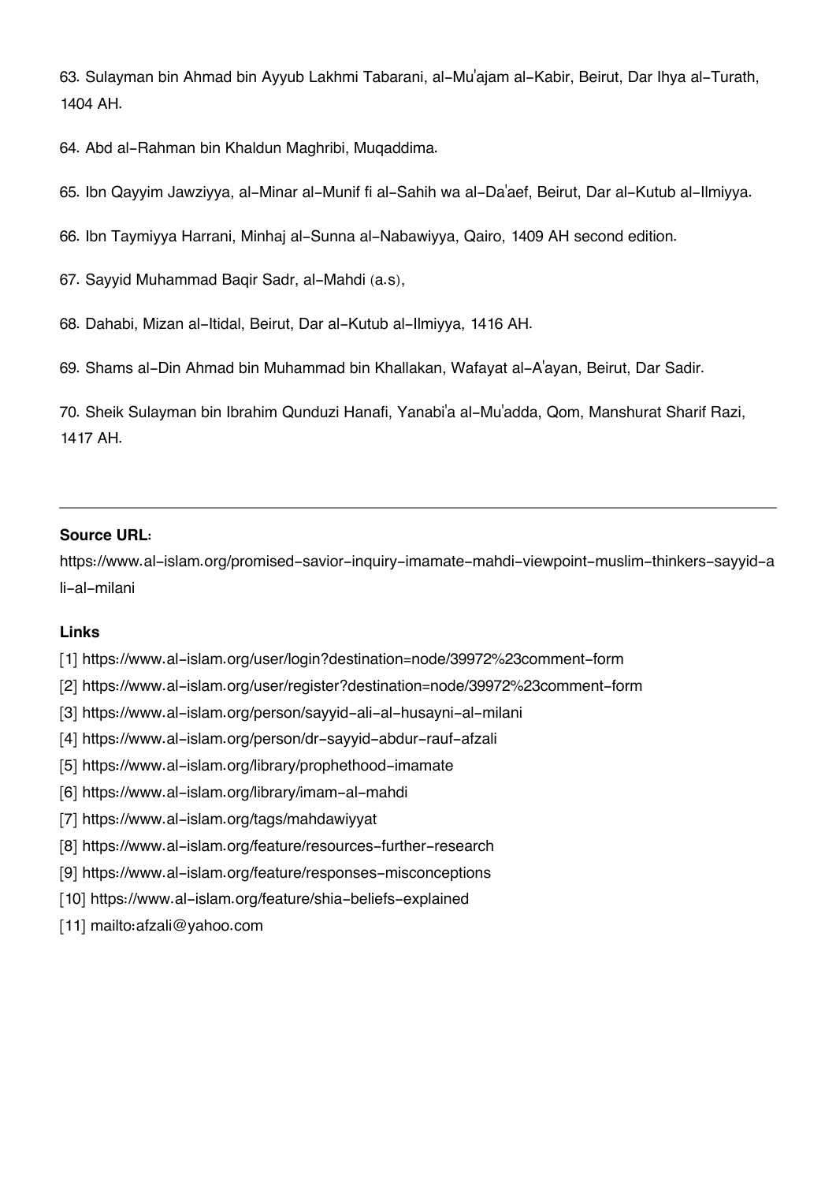63. Sulayman bin Ahmad bin Ayyub Lakhmi Tabarani, al-Mu'ajam al-Kabir, Beirut, Dar Ihya al-Turath, 1404 AH.

64. Abd al-Rahman bin Khaldun Maghribi, Muqaddima.

65. Ibn Qayyim Jawziyya, al-Minar al-Munif fi al-Sahih wa al-Da'aef, Beirut, Dar al-Kutub al-Ilmiyya.

66. Ibn Taymiyya Harrani, Minhaj al-Sunna al-Nabawiyya, Qairo, 1409 AH second edition.

67. Sayyid Muhammad Baqir Sadr, al-Mahdi (a.s),

68. Dahabi, Mizan al-Itidal, Beirut, Dar al-Kutub al-Ilmiyya, 1416 AH.

69. Shams al-Din Ahmad bin Muhammad bin Khallakan, Wafayat al-A'ayan, Beirut, Dar Sadir.

70. Sheik Sulayman bin Ibrahim Qunduzi Hanafi, Yanabi'a al-Mu'adda, Qom, Manshurat Sharif Razi, 1417 AH.

---

**Source URL:**
https://www.al-islam.org/promised-savior-inquiry-imamate-mahdi-viewpoint-muslim-thinkers-sayyid-ali-al-milani

**Links**

[1] https://www.al-islam.org/user/login?destination=node/39972%23comment-form
[2] https://www.al-islam.org/user/register?destination=node/39972%23comment-form
[3] https://www.al-islam.org/person/sayyid-ali-al-husayni-al-milani
[4] https://www.al-islam.org/person/dr-sayyid-abdur-rauf-afzali
[5] https://www.al-islam.org/library/prophethood-imamate
[6] https://www.al-islam.org/library/imam-al-mahdi
[7] https://www.al-islam.org/tags/mahdawiyyat
[8] https://www.al-islam.org/feature/resources-further-research
[9] https://www.al-islam.org/feature/responses-misconceptions
[10] https://www.al-islam.org/feature/shia-beliefs-explained
[11] mailto:afzali@yahoo.com